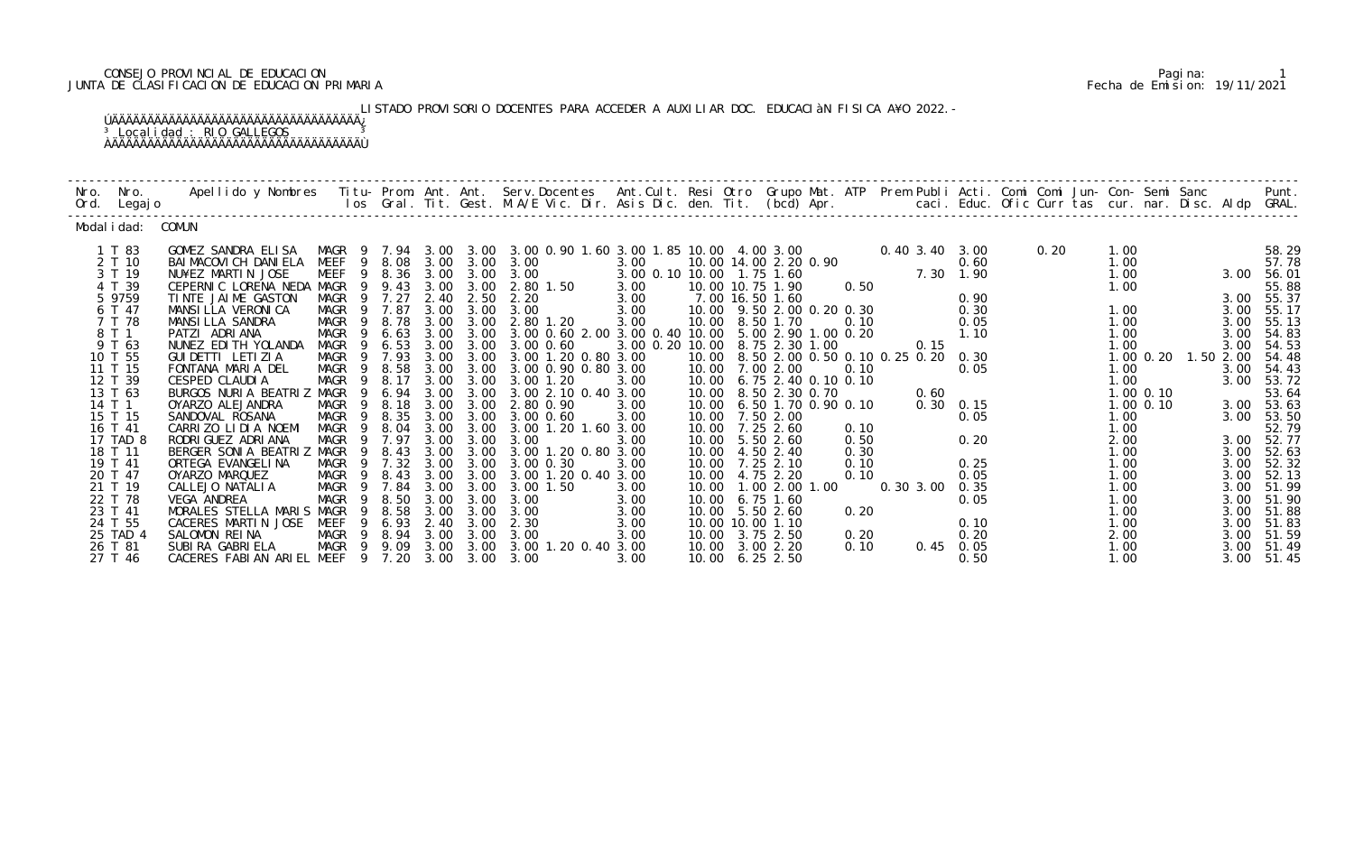CONSEJO PROVINCIAL DE EDUCACION
JUNTA DE CLASIFICACION DE EDUCACION PRIMARIA

Pagina: 1
Fecha de Emision: 19/11/2021

LISTADO PROVISORIO DOCENTES PARA ACCEDER A AUXILIAR DOC. EDUCACIàN FISICA A¥O 2022.-

Localidad : RIO GALLEGOS

Modalidad: COMUN

| Nro. Ord. | Nro. Legajo | Apellido y Nombres | Titulos | Prom. Gral. | Ant. Tit. | Ant. Gest. | Serv. Docentes M.A/E | Vic. | Dir. | Ant. Cult. Asis | Resi Dic. | Otro den. | Grupo Tit. | Mat. (bcd) | ATP Apr. | Prem | Publi caci. | Acti. Educ. | Comi Ofic | Comi Curr | Jun- tas | Con- cur. | Semi nar. | Sanc Disc. | Aldp | Punt. GRAL. |
|---|---|---|---|---|---|---|---|---|---|---|---|---|---|---|---|---|---|---|---|---|---|---|---|---|---|---|
| 1 | T 83 | GOMEZ SANDRA ELISA | MAGR 9 | 7.94 | 3.00 | 3.00 | 3.00 0.90 | 1.60 | 3.00 | 1.85 | 10.00 | 4.00 | 3.00 | | | 0.40 | 3.40 | 3.00 | | 0.20 | | 1.00 | | | | 58.29 |
| 2 | T 10 | BAIMACOVICH DANIELA | MEEF 9 | 8.08 | 3.00 | 3.00 | 3.00 | | | 3.00 | | 10.00 | 14.00 | 2.20 0.90 | | | | 0.60 | | | | 1.00 | | | | 57.78 |
| 3 | T 19 | NU¥EZ MARTIN JOSE | MEEF 9 | 8.36 | 3.00 | 3.00 | 3.00 | | | 3.00 | 0.10 | 10.00 | 1.75 | 1.60 | | | 7.30 | 1.90 | | | | 1.00 | | | 3.00 | 56.01 |
| 4 | T 39 | CEPERNIC LORENA NEDA | MAGR 9 | 9.43 | 3.00 | 3.00 | 2.80 1.50 | | | 3.00 | | 10.00 | 10.75 | 1.90 | 0.50 | | | | | | | 1.00 | | | | 55.88 |
| 5 | 9759 | TINTE JAIME GASTON | MAGR 9 | 7.27 | 2.40 | 2.50 | 2.20 | | | 3.00 | | 7.00 | 16.50 | 1.60 | | | | 0.90 | | | | | | | 3.00 | 55.37 |
| 6 | T 47 | MANSILLA VERONICA | MAGR 9 | 7.87 | 3.00 | 3.00 | 3.00 | | | 3.00 | | 10.00 | 9.50 | 2.00 0.20 0.30 | | | | 0.30 | | | | 1.00 | | | 3.00 | 55.17 |
| 7 | T 78 | MANSILLA SANDRA | MAGR 9 | 8.78 | 3.00 | 3.00 | 2.80 1.20 | | | 3.00 | | 10.00 | 8.50 | 1.70 | 0.10 | | | 0.05 | | | | 1.00 | | | 3.00 | 55.13 |
| 8 | T 1 | PATZI ADRIANA | MAGR 9 | 6.63 | 3.00 | 3.00 | 3.00 0.60 | 2.00 | 3.00 | 0.40 | 10.00 | 5.00 | 2.90 | 1.00 0.20 | | | | 1.10 | | | | 1.00 | | | 3.00 | 54.83 |
| 9 | T 63 | NUNEZ EDITH YOLANDA | MAGR 9 | 6.53 | 3.00 | 3.00 | 3.00 0.60 | | | 3.00 | 0.20 | 10.00 | 8.75 | 2.30 1.00 | | | 0.15 | | | | | 1.00 | | | 3.00 | 54.53 |
| 10 | T 55 | GUIDETTI LETIZIA | MAGR 9 | 7.93 | 3.00 | 3.00 | 3.00 1.20 | 0.80 | 3.00 | | | 10.00 | 8.50 | 2.00 0.50 0.10 | 0.25 | 0.20 | | 0.30 | | | | 1.00 0.20 | 1.50 | | 2.00 | 54.48 |
| 11 | T 15 | FONTANA MARIA DEL | MAGR 9 | 8.58 | 3.00 | 3.00 | 3.00 0.90 | 0.80 | 3.00 | | | 10.00 | 7.00 | 2.00 | 0.10 | | | 0.05 | | | | 1.00 | | | 3.00 | 54.43 |
| 12 | T 39 | CESPED CLAUDIA | MAGR 9 | 8.17 | 3.00 | 3.00 | 3.00 1.20 | | | 3.00 | | 10.00 | 6.75 | 2.40 0.10 0.10 | | | | | | | | 1.00 | | | 3.00 | 53.72 |
| 13 | T 63 | BURGOS NURIA BEATRIZ | MAGR 9 | 6.94 | 3.00 | 3.00 | 3.00 2.10 | 0.40 | 3.00 | | | 10.00 | 8.50 | 2.30 0.70 | | | 0.60 | | | | | 1.00 0.10 | | | | 53.64 |
| 14 | T 1 | OYARZO ALEJANDRA | MAGR 9 | 8.18 | 3.00 | 3.00 | 2.80 0.90 | | | 3.00 | | 10.00 | 6.50 | 1.70 0.90 0.10 | | | 0.30 | 0.15 | | | | 1.00 0.10 | | | 3.00 | 53.63 |
| 15 | T 15 | SANDOVAL ROSANA | MAGR 9 | 8.35 | 3.00 | 3.00 | 3.00 0.60 | | | 3.00 | | 10.00 | 7.50 | 2.00 | | | | 0.05 | | | | 1.00 | | | 3.00 | 53.50 |
| 16 | T 41 | CARRIZO LIDIA NOEMI | MAGR 9 | 8.04 | 3.00 | 3.00 | 3.00 1.20 | 1.60 | 3.00 | | | 10.00 | 7.25 | 2.60 | 0.10 | | | | | | | 1.00 | | | | 52.79 |
| 17 | TAD 8 | RODRIGUEZ ADRIANA | MAGR 9 | 7.97 | 3.00 | 3.00 | 3.00 | | | 3.00 | | 10.00 | 5.50 | 2.60 | 0.50 | | | 0.20 | | | | 2.00 | | | 3.00 | 52.77 |
| 18 | T 11 | BERGER SONIA BEATRIZ | MAGR 9 | 8.43 | 3.00 | 3.00 | 3.00 1.20 | 0.80 | 3.00 | | | 10.00 | 4.50 | 2.40 | 0.30 | | | | | | | 1.00 | | | 3.00 | 52.63 |
| 19 | T 41 | ORTEGA EVANGELINA | MAGR 9 | 7.32 | 3.00 | 3.00 | 3.00 0.30 | | | 3.00 | | 10.00 | 7.25 | 2.10 | 0.10 | | | 0.25 | | | | 1.00 | | | 3.00 | 52.32 |
| 20 | T 47 | OYARZO MARQUEZ | MAGR 9 | 8.43 | 3.00 | 3.00 | 3.00 1.20 | 0.40 | 3.00 | | | 10.00 | 4.75 | 2.20 | 0.10 | | | 0.05 | | | | 1.00 | | | 3.00 | 52.13 |
| 21 | T 19 | CALLEJO NATALIA | MAGR 9 | 7.84 | 3.00 | 3.00 | 3.00 1.50 | | | 3.00 | | 10.00 | 1.00 | 2.00 1.00 | | 0.30 | 3.00 | 0.35 | | | | 1.00 | | | 3.00 | 51.99 |
| 22 | T 78 | VEGA ANDREA | MAGR 9 | 8.50 | 3.00 | 3.00 | 3.00 | | | 3.00 | | 10.00 | 6.75 | 1.60 | | | | 0.05 | | | | 1.00 | | | 3.00 | 51.90 |
| 23 | T 41 | MORALES STELLA MARIS | MAGR 9 | 8.58 | 3.00 | 3.00 | 3.00 | | | 3.00 | | 10.00 | 5.50 | 2.60 | 0.20 | | | | | | | 1.00 | | | 3.00 | 51.88 |
| 24 | T 55 | CACERES MARTIN JOSE | MEEF 9 | 6.93 | 2.40 | 3.00 | 2.30 | | | 3.00 | | 10.00 | 10.00 | 1.10 | | | | 0.10 | | | | 1.00 | | | 3.00 | 51.83 |
| 25 | TAD 4 | SALOMON REINA | MAGR 9 | 8.94 | 3.00 | 3.00 | 3.00 | | | 3.00 | | 10.00 | 3.75 | 2.50 | 0.20 | | | 0.20 | | | | 2.00 | | | 3.00 | 51.59 |
| 26 | T 81 | SUBIRA GABRIELA | MAGR 9 | 9.09 | 3.00 | 3.00 | 3.00 1.20 | 0.40 | 3.00 | | | 10.00 | 3.00 | 2.20 | 0.10 | | 0.45 | 0.05 | | | | 1.00 | | | 3.00 | 51.49 |
| 27 | T 46 | CACERES FABIAN ARIEL | MEEF 9 | 7.20 | 3.00 | 3.00 | 3.00 | | | 3.00 | | 10.00 | 6.25 | 2.50 | | | | 0.50 | | | | 1.00 | | | 3.00 | 51.45 |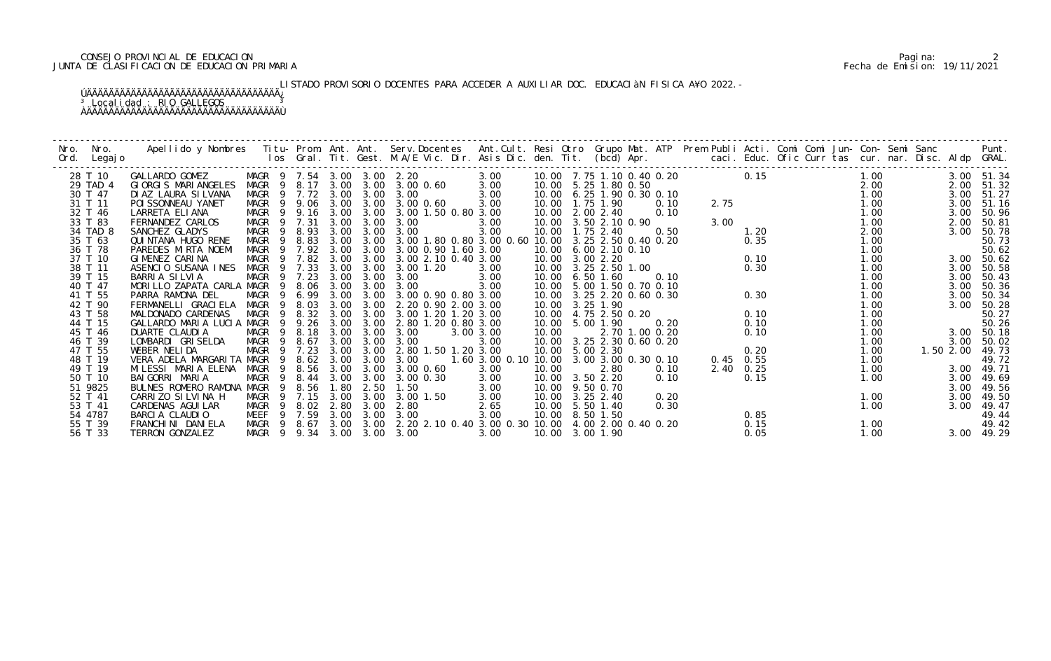CONSEJO PROVINCIAL DE EDUCACION
JUNTA DE CLASIFICACION DE EDUCACION PRIMARIA

LISTADO PROVISORIO DOCENTES PARA ACCEDER A AUXILIAR DOC. EDUCACIÓN FISICA AÑO 2022.-

Localidad : RIO GALLEGOS

| Nro. Ord. | Nro. Legajo | Apellido y Nombres | Titu-los | Prom. Gral. | Ant. Tit. | Ant. Gest. | Serv.Docentes M.A/E Vic. Dir. | Ant.Cult. Asis Dic. | Resi den. | Otro Tit. | Grupo Mat. (bcd) | ATP Apr. | Prem Publi caci. | Acti. Educ. | Comi Ofic | Comi Curr | Jun-tas | Con-cur. | Semi nar. | Sanc Disc. | Aldp | Punt. GRAL. |
|---|---|---|---|---|---|---|---|---|---|---|---|---|---|---|---|---|---|---|---|---|---|---|
| 28 | T 10 | GALLARDO GOMEZ | MAGR 9 | 7.54 | 3.00 | 3.00 | 2.20 | 3.00 | 10.00 | 7.75 | 1.10 0.40 0.20 | | | 0.15 | | | | 1.00 | | | 3.00 | 51.34 |
| 29 | TAD 4 | GIORGIS MARIANGELES | MAGR 9 | 8.17 | 3.00 | 3.00 | 3.00 0.60 | 3.00 | 10.00 | 5.25 | 1.80 0.50 | | | | | | | 2.00 | | | 2.00 | 51.32 |
| 30 | T 47 | DIAZ LAURA SILVANA | MAGR 9 | 7.72 | 3.00 | 3.00 | 3.00 | 3.00 | 10.00 | 6.25 | 1.90 0.30 0.10 | | | | | | | 1.00 | | | 3.00 | 51.27 |
| 31 | T 11 | POISSONNEAU YANET | MAGR 9 | 9.06 | 3.00 | 3.00 | 3.00 0.60 | 3.00 | 10.00 | 1.75 | 1.90 | 0.10 | 2.75 | | | | | 1.00 | | | 3.00 | 51.16 |
| 32 | T 46 | LARRETA ELIANA | MAGR 9 | 9.16 | 3.00 | 3.00 | 3.00 1.50 0.80 | 3.00 | 10.00 | 2.00 | 2.40 | 0.10 | | | | | | 1.00 | | | 3.00 | 50.96 |
| 33 | T 83 | FERNANDEZ CARLOS | MAGR 9 | 7.31 | 3.00 | 3.00 | 3.00 | 3.00 | 10.00 | 3.50 | 2.10 0.90 | | 3.00 | | | | | 1.00 | | | 2.00 | 50.81 |
| 34 | TAD 8 | SANCHEZ GLADYS | MAGR 9 | 8.93 | 3.00 | 3.00 | 3.00 | 3.00 | 10.00 | 1.75 | 2.40 | 0.50 | | 1.20 | | | | 2.00 | | | 3.00 | 50.78 |
| 35 | T 63 | QUINTANA HUGO RENE | MAGR 9 | 8.83 | 3.00 | 3.00 | 3.00 1.80 0.80 | 3.00 0.60 | 10.00 | 3.25 | 2.50 0.40 0.20 | | | 0.35 | | | | 1.00 | | | | 50.73 |
| 36 | T 78 | PAREDES MIRTA NOEMI | MAGR 9 | 7.92 | 3.00 | 3.00 | 3.00 0.90 1.60 | 3.00 | 10.00 | 6.00 | 2.10 0.10 | | | | | | | 1.00 | | | | 50.62 |
| 37 | T 10 | GIMENEZ CARINA | MAGR 9 | 7.82 | 3.00 | 3.00 | 3.00 2.10 0.40 | 3.00 | 10.00 | 3.00 | 2.20 | | | 0.10 | | | | 1.00 | | | 3.00 | 50.62 |
| 38 | T 11 | ASENCIO SUSANA INES | MAGR 9 | 7.33 | 3.00 | 3.00 | 3.00 1.20 | 3.00 | 10.00 | 3.25 | 2.50 1.00 | | | 0.30 | | | | 1.00 | | | 3.00 | 50.58 |
| 39 | T 15 | BARRIA SILVIA | MAGR 9 | 7.23 | 3.00 | 3.00 | 3.00 | 3.00 | 10.00 | 6.50 | 1.60 | 0.10 | | | | | | 1.00 | | | 3.00 | 50.43 |
| 40 | T 47 | MORILLO ZAPATA CARLA | MAGR 9 | 8.06 | 3.00 | 3.00 | 3.00 | 3.00 | 10.00 | 5.00 | 1.50 0.70 0.10 | | | | | | | 1.00 | | | 3.00 | 50.36 |
| 41 | T 55 | PARRA RAMONA DEL | MAGR 9 | 6.99 | 3.00 | 3.00 | 3.00 0.90 0.80 | 3.00 | 10.00 | 3.25 | 2.20 0.60 0.30 | | | 0.30 | | | | 1.00 | | | 3.00 | 50.34 |
| 42 | T 90 | FERMANELLI GRACIELA | MAGR 9 | 8.03 | 3.00 | 3.00 | 2.20 0.90 2.00 | 3.00 | 10.00 | 3.25 | 1.90 | | | | | | | 1.00 | | | 3.00 | 50.28 |
| 43 | T 58 | MALDONADO CARDENAS | MAGR 9 | 8.32 | 3.00 | 3.00 | 3.00 1.20 1.20 | 3.00 | 10.00 | 4.75 | 2.50 0.20 | | | 0.10 | | | | 1.00 | | | | 50.27 |
| 44 | T 15 | GALLARDO MARIA LUCIA | MAGR 9 | 9.26 | 3.00 | 3.00 | 2.80 1.20 0.80 | 3.00 | 10.00 | 5.00 | 1.90 | 0.20 | | 0.10 | | | | 1.00 | | | | 50.26 |
| 45 | T 46 | DUARTE CLAUDIA | MAGR 9 | 8.18 | 3.00 | 3.00 | 3.00 | 3.00 3.00 | 10.00 | | 2.70 1.00 0.20 | | | 0.10 | | | | 1.00 | | | 3.00 | 50.18 |
| 46 | T 39 | LOMBARDI GRISELDA | MAGR 9 | 8.67 | 3.00 | 3.00 | 3.00 | 3.00 | 10.00 | 3.25 | 2.30 0.60 0.20 | | | | | | | 1.00 | | | 3.00 | 50.02 |
| 47 | T 55 | WEBER NELIDA | MAGR 9 | 7.23 | 3.00 | 3.00 | 2.80 1.50 1.20 | 3.00 | 10.00 | 5.00 | 2.30 | | | 0.20 | | | | 1.00 | | 1.50 | 2.00 | 49.73 |
| 48 | T 19 | VERA ADELA MARGARITA | MAGR 9 | 8.62 | 3.00 | 3.00 | 3.00 | 1.60 3.00 0.10 | 10.00 | 3.00 | 3.00 0.30 0.10 | | 0.45 | 0.55 | | | | 1.00 | | | | 49.72 |
| 49 | T 19 | MILESSI MARIA ELENA | MAGR 9 | 8.56 | 3.00 | 3.00 | 3.00 0.60 | 3.00 | 10.00 | | 2.80 | 0.10 | 2.40 | 0.25 | | | | 1.00 | | | 3.00 | 49.71 |
| 50 | T 10 | BAIGORRI MARIA | MAGR 9 | 8.44 | 3.00 | 3.00 | 3.00 0.30 | 3.00 | 10.00 | 3.50 | 2.20 | 0.10 | | 0.15 | | | | 1.00 | | | 3.00 | 49.69 |
| 51 | 9825 | BULNES ROMERO RAMONA | MAGR 9 | 8.56 | 1.80 | 2.50 | 1.50 | 3.00 | 10.00 | 9.50 | 0.70 | | | | | | | | | | 3.00 | 49.56 |
| 52 | T 41 | CARRIZO SILVINA H | MAGR 9 | 7.15 | 3.00 | 3.00 | 3.00 1.50 | 3.00 | 10.00 | 3.25 | 2.40 | 0.20 | | | | | | 1.00 | | | 3.00 | 49.50 |
| 53 | T 41 | CARDENAS AGUILAR | MAGR 9 | 8.02 | 2.80 | 3.00 | 2.80 | 2.65 | 10.00 | 5.50 | 1.40 | 0.30 | | | | | | 1.00 | | | 3.00 | 49.47 |
| 54 | 4787 | BARCIA CLAUDIO | MEEF 9 | 7.59 | 3.00 | 3.00 | 3.00 | 3.00 | 10.00 | 8.50 | 1.50 | | | 0.85 | | | | | | | | 49.44 |
| 55 | T 39 | FRANCHINI DANIELA | MAGR 9 | 8.67 | 3.00 | 3.00 | 2.20 2.10 0.40 | 3.00 0.30 | 10.00 | 4.00 | 2.00 0.40 0.20 | | | 0.15 | | | | 1.00 | | | | 49.42 |
| 56 | T 33 | TERRON GONZALEZ | MAGR 9 | 9.34 | 3.00 | 3.00 | 3.00 | 3.00 | 10.00 | 3.00 | 1.90 | | | 0.05 | | | | 1.00 | | | 3.00 | 49.29 |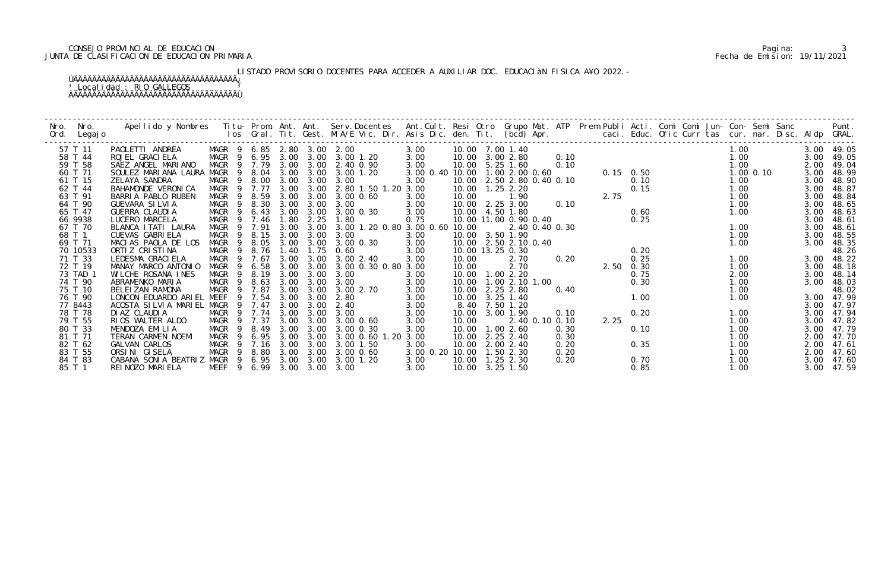CONSEJO PROVINCIAL DE EDUCACION
JUNTA DE CLASIFICACION DE EDUCACION PRIMARIA

Pagina: 3
Fecha de Emision: 19/11/2021

LISTADO PROVISORIO DOCENTES PARA ACCEDER A AUXILIAR DOC. EDUCACIÓN FISICA AÑO 2022.-

Localidad : RIO GALLEGOS

| Nro. Ord. | Nro. Legajo | Apellido y Nombres | Titu- los | Prom. Gral. | Ant. Tit. | Ant. Gest. | Serv.Docentes M.A/E Vic. Dir. | Ant.Cult. Asis Dic. | Resi den. | Otro Tit. | Grupo Mat. (bcd) | ATP Apr. | Prem | Publi caci. | Acti. Educ. | Comi Ofic | Comi Curr | Jun- tas | Con- cur. | Semi nar. | Sanc Disc. | Aldp | Punt. GRAL. |
|---|---|---|---|---|---|---|---|---|---|---|---|---|---|---|---|---|---|---|---|---|---|---|---|
| 57 | T 11 | PAOLETTI ANDREA | MAGR 9 | 6.85 | 2.80 | 3.00 | 2.00 | 3.00 | 10.00 | 7.00 | 1.40 | | | | | | | | 1.00 | | | 3.00 | 49.05 |
| 58 | T 44 | ROJEL GRACIELA | MAGR 9 | 6.95 | 3.00 | 3.00 | 3.00 1.20 | 3.00 | 10.00 | 3.00 | 2.80 | 0.10 | | | | | | | 1.00 | | | 3.00 | 49.05 |
| 59 | T 58 | SAEZ ANGEL MARIANO | MAGR 9 | 7.79 | 3.00 | 3.00 | 2.40 0.90 | 3.00 | 10.00 | 5.25 | 1.60 | 0.10 | | | | | | | 1.00 | | | 2.00 | 49.04 |
| 60 | T 71 | SOULEZ MARIANA LAURA | MAGR 9 | 8.04 | 3.00 | 3.00 | 3.00 1.20 | 3.00 0.40 | 10.00 | 1.00 | 2.00 0.60 | | | 0.15 | 0.50 | | | | 1.00 | 0.10 | | 3.00 | 48.99 |
| 61 | T 15 | ZELAYA SANDRA | MAGR 9 | 8.00 | 3.00 | 3.00 | 3.00 | 3.00 | 10.00 | 2.50 | 2.80 0.40 | 0.10 | | | 0.10 | | | | 1.00 | | | 3.00 | 48.90 |
| 62 | T 44 | BAHAMONDE VERONICA | MAGR 9 | 7.77 | 3.00 | 3.00 | 2.80 1.50 1.20 | 3.00 | 10.00 | 1.25 | 2.20 | | | | 0.15 | | | | 1.00 | | | 3.00 | 48.87 |
| 63 | T 91 | BARRIA PABLO RUBEN | MAGR 9 | 8.59 | 3.00 | 3.00 | 3.00 0.60 | 3.00 | 10.00 | | 1.90 | | 2.75 | | | | | | 1.00 | | | 3.00 | 48.84 |
| 64 | T 90 | GUEVARA SILVIA | MAGR 9 | 8.30 | 3.00 | 3.00 | 3.00 | 3.00 | 10.00 | 2.25 | 3.00 | 0.10 | | | | | | | 1.00 | | | 3.00 | 48.65 |
| 65 | T 47 | GUERRA CLAUDIA | MAGR 9 | 6.43 | 3.00 | 3.00 | 3.00 0.30 | 3.00 | 10.00 | 4.50 | 1.80 | | | | 0.60 | | | | 1.00 | | | 3.00 | 48.63 |
| 66 | 9938 | LUCERO MARCELA | MAGR 9 | 7.46 | 1.80 | 2.25 | 1.80 | 0.75 | 10.00 | 11.00 | 0.90 0.40 | | | | 0.25 | | | | | | | 3.00 | 48.61 |
| 67 | T 70 | BLANCA ITATI LAURA | MAGR 9 | 7.91 | 3.00 | 3.00 | 3.00 1.20 0.80 | 3.00 0.60 | 10.00 | | 2.40 0.40 | 0.30 | | | | | | | 1.00 | | | 3.00 | 48.61 |
| 68 | T 1 | CUEVAS GABRIELA | MAGR 9 | 8.15 | 3.00 | 3.00 | 3.00 | 3.00 | 10.00 | 3.50 | 1.90 | | | | | | | | 1.00 | | | 3.00 | 48.55 |
| 69 | T 71 | MACIAS PAOLA DE LOS | MAGR 9 | 8.05 | 3.00 | 3.00 | 3.00 0.30 | 3.00 | 10.00 | 2.50 | 2.10 0.40 | | | | | | | | 1.00 | | | 3.00 | 48.35 |
| 70 | 10533 | ORTIZ CRISTINA | MAGR 9 | 8.76 | 1.40 | 1.75 | 0.60 | 3.00 | 10.00 | 13.25 | 0.30 | | | | 0.20 | | | | | | | | 48.26 |
| 71 | T 33 | LEDESMA GRACIELA | MAGR 9 | 7.67 | 3.00 | 3.00 | 3.00 2.40 | 3.00 | 10.00 | | 2.70 | 0.20 | | | 0.25 | | | | 1.00 | | | 3.00 | 48.22 |
| 72 | T 19 | MANAY MARCO ANTONIO | MAGR 9 | 6.58 | 3.00 | 3.00 | 3.00 0.30 0.80 | 3.00 | 10.00 | | 2.70 | | 2.50 | | 0.30 | | | | 1.00 | | | 3.00 | 48.18 |
| 73 | TAD 1 | WILCHE ROSANA INES | MAGR 9 | 8.19 | 3.00 | 3.00 | 3.00 | 3.00 | 10.00 | 1.00 | 2.20 | | | | 0.75 | | | | 2.00 | | | 3.00 | 48.14 |
| 74 | T 90 | ABRAMENKO MARIA | MAGR 9 | 8.63 | 3.00 | 3.00 | 3.00 | 3.00 | 10.00 | 1.00 | 2.10 1.00 | | | | 0.30 | | | | 1.00 | | | 3.00 | 48.03 |
| 75 | T 10 | BELEIZAN RAMONA | MAGR 9 | 7.87 | 3.00 | 3.00 | 3.00 2.70 | 3.00 | 10.00 | 2.25 | 2.80 | 0.40 | | | | | | | 1.00 | | | | 48.02 |
| 76 | T 90 | LONCON EDUARDO ARIEL | MEEF 9 | 7.54 | 3.00 | 3.00 | 2.80 | 3.00 | 10.00 | 3.25 | 1.40 | | | | 1.00 | | | | 1.00 | | | 3.00 | 47.99 |
| 77 | 8443 | ACOSTA SILVIA MARIEL | MAGR 9 | 7.47 | 3.00 | 3.00 | 2.40 | 3.00 | 8.40 | 7.50 | 1.20 | | | | | | | | | | | 3.00 | 47.97 |
| 78 | T 78 | DIAZ CLAUDIA | MAGR 9 | 7.74 | 3.00 | 3.00 | 3.00 | 3.00 | 10.00 | 3.00 | 1.90 | 0.10 | | | 0.20 | | | | 1.00 | | | 3.00 | 47.94 |
| 79 | T 55 | RIOS WALTER ALDO | MAGR 9 | 7.37 | 3.00 | 3.00 | 3.00 0.60 | 3.00 | 10.00 | | 2.40 0.10 | 0.10 | 2.25 | | | | | | 1.00 | | | 3.00 | 47.82 |
| 80 | T 33 | MENDOZA EMILIA | MAGR 9 | 8.49 | 3.00 | 3.00 | 3.00 0.30 | 3.00 | 10.00 | 1.00 | 2.60 | 0.30 | | | 0.10 | | | | 1.00 | | | 3.00 | 47.79 |
| 81 | T 71 | TERAN CARMEN NOEMI | MAGR 9 | 6.95 | 3.00 | 3.00 | 3.00 0.60 1.20 | 3.00 | 10.00 | 2.25 | 2.40 | 0.30 | | | | | | | 1.00 | | | 2.00 | 47.70 |
| 82 | T 62 | GALVAN CARLOS | MAGR 9 | 7.16 | 3.00 | 3.00 | 3.00 1.50 | 3.00 | 10.00 | 2.00 | 2.40 | 0.20 | | | 0.35 | | | | 1.00 | | | 2.00 | 47.61 |
| 83 | T 55 | ORSINI GISELA | MAGR 9 | 8.80 | 3.00 | 3.00 | 3.00 0.60 | 3.00 0.20 | 10.00 | 1.50 | 2.30 | 0.20 | | | | | | | 1.00 | | | 2.00 | 47.60 |
| 84 | T 83 | CABANA SONIA BEATRIZ | MAGR 9 | 6.95 | 3.00 | 3.00 | 3.00 1.20 | 3.00 | 10.00 | 1.25 | 2.30 | 0.20 | | | 0.70 | | | | 1.00 | | | 3.00 | 47.60 |
| 85 | T 1 | REINOZO MARIELA | MEEF 9 | 6.99 | 3.00 | 3.00 | 3.00 | 3.00 | 10.00 | 3.25 | 1.50 | | | | 0.85 | | | | 1.00 | | | 3.00 | 47.59 |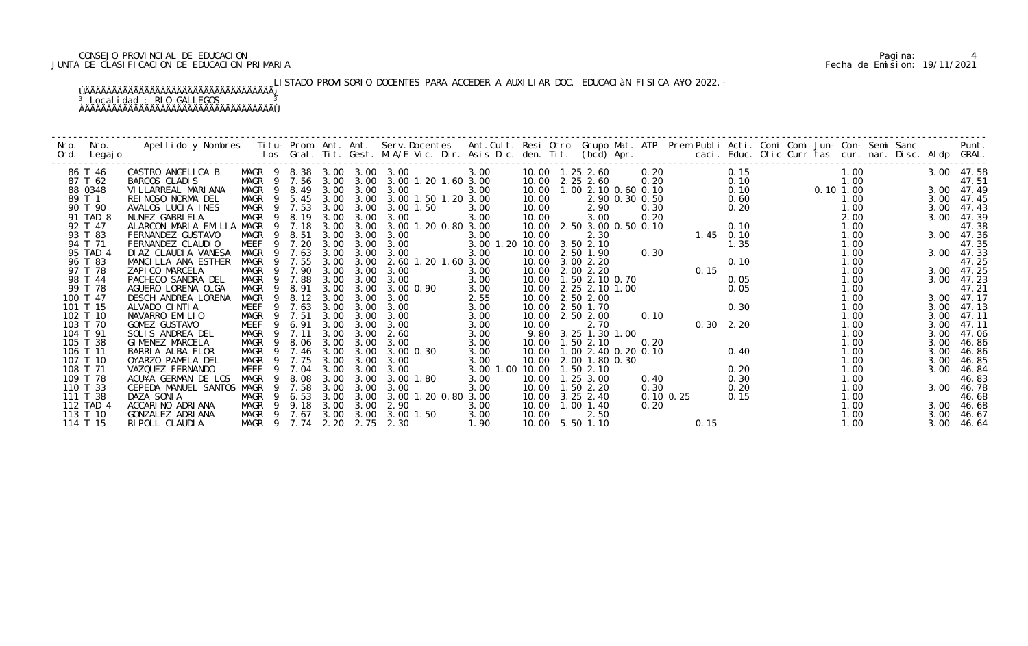CONSEJO PROVINCIAL DE EDUCACION
JUNTA DE CLASIFICACION DE EDUCACION PRIMARIA

Fecha de Emision: 19/11/2021

LISTADO PROVISORIO DOCENTES PARA ACCEDER A AUXILIAR DOC. EDUCACIàN FISICA A¥O 2022.-

³ Localidad : RIO GALLEGOS ³

| Nro. Ord. | Nro. Legajo | Apellido y Nombres | Titu- los | Prom. Gral. | Ant. Tit. | Ant. Gest. | Serv.Docentes M.A/E Vic. Dir. | Ant.Cult. Asis Dic. | Resi den. | Otro Tit. | Grupo Mat. (bcd) | ATP Apr. | Prem Publi caci. | Acti. Educ. | Comi Ofic | Comi Curr | Jun- tas | Con- cur. | Semi nar. | Sanc Disc. | Aldp | Punt. GRAL. |
|---|---|---|---|---|---|---|---|---|---|---|---|---|---|---|---|---|---|---|---|---|---|---|
| 86 | T 46 | CASTRO ANGELICA B | MAGR 9 | 8.38 | 3.00 | 3.00 | 3.00 | 3.00 | 10.00 | 1.25 | 2.60 | 0.20 | | 0.15 | | | | 1.00 | | | 3.00 | 47.58 |
| 87 | T 62 | BARCOS GLADIS | MAGR 9 | 7.56 | 3.00 | 3.00 | 3.00 1.20 1.60 | 3.00 | 10.00 | 2.25 | 2.60 | 0.20 | | 0.10 | | | | 1.00 | | | | 47.51 |
| 88 | 0348 | VILLARREAL MARIANA | MAGR 9 | 8.49 | 3.00 | 3.00 | 3.00 | 3.00 | 10.00 | 1.00 | 2.10 0.60 | 0.10 | | 0.10 | | | 0.10 | 1.00 | | | 3.00 | 47.49 |
| 89 | T 1 | REINOSO NORMA DEL | MAGR 9 | 5.45 | 3.00 | 3.00 | 3.00 1.50 1.20 | 3.00 | 10.00 | | 2.90 0.30 | 0.50 | | 0.60 | | | | 1.00 | | | 3.00 | 47.45 |
| 90 | T 90 | AVALOS LUCIA INES | MAGR 9 | 7.53 | 3.00 | 3.00 | 3.00 1.50 | 3.00 | 10.00 | | 2.90 | 0.30 | | 0.20 | | | | 1.00 | | | 3.00 | 47.43 |
| 91 | TAD 8 | NUNEZ GABRIELA | MAGR 9 | 8.19 | 3.00 | 3.00 | 3.00 | 3.00 | 10.00 | | 3.00 | 0.20 | | | | | | 2.00 | | | 3.00 | 47.39 |
| 92 | T 47 | ALARCON MARIA EMILIA | MAGR 9 | 7.18 | 3.00 | 3.00 | 3.00 1.20 0.80 | 3.00 | 10.00 | 2.50 | 3.00 0.50 | 0.10 | | 0.10 | | | | 1.00 | | | | 47.38 |
| 93 | T 83 | FERNANDEZ GUSTAVO | MAGR 9 | 8.51 | 3.00 | 3.00 | 3.00 | 3.00 | 10.00 | | 2.30 | | 1.45 | 0.10 | | | | 1.00 | | | 3.00 | 47.36 |
| 94 | T 71 | FERNANDEZ CLAUDIO | MEEF 9 | 7.20 | 3.00 | 3.00 | 3.00 | 3.00 1.20 | 10.00 | 3.50 | 2.10 | | | 1.35 | | | | 1.00 | | | | 47.35 |
| 95 | TAD 4 | DIAZ CLAUDIA VANESA | MAGR 9 | 7.63 | 3.00 | 3.00 | 3.00 | 3.00 | 10.00 | 2.50 | 1.90 | 0.30 | | | | | | 1.00 | | | 3.00 | 47.33 |
| 96 | T 83 | MANCILLA ANA ESTHER | MAGR 9 | 7.55 | 3.00 | 3.00 | 2.60 1.20 1.60 | 3.00 | 10.00 | 3.00 | 2.20 | | | 0.10 | | | | 1.00 | | | | 47.25 |
| 97 | T 78 | ZAPICO MARCELA | MAGR 9 | 7.90 | 3.00 | 3.00 | 3.00 | 3.00 | 10.00 | 2.00 | 2.20 | | 0.15 | | | | | 1.00 | | | 3.00 | 47.25 |
| 98 | T 44 | PACHECO SANDRA DEL | MAGR 9 | 7.88 | 3.00 | 3.00 | 3.00 | 3.00 | 10.00 | 1.50 | 2.10 0.70 | | | 0.05 | | | | 1.00 | | | 3.00 | 47.23 |
| 99 | T 78 | AGUERO LORENA OLGA | MAGR 9 | 8.91 | 3.00 | 3.00 | 3.00 0.90 | 3.00 | 10.00 | 2.25 | 2.10 1.00 | | | 0.05 | | | | 1.00 | | | | 47.21 |
| 100 | T 47 | DESCH ANDREA LORENA | MAGR 9 | 8.12 | 3.00 | 3.00 | 3.00 | 2.55 | 10.00 | 2.50 | 2.00 | | | | | | | 1.00 | | | 3.00 | 47.17 |
| 101 | T 15 | ALVADO CINTIA | MEEF 9 | 7.63 | 3.00 | 3.00 | 3.00 | 3.00 | 10.00 | 2.50 | 1.70 | | | 0.30 | | | | 1.00 | | | 3.00 | 47.13 |
| 102 | T 10 | NAVARRO EMILIO | MAGR 9 | 7.51 | 3.00 | 3.00 | 3.00 | 3.00 | 10.00 | 2.50 | 2.00 | 0.10 | | | | | | 1.00 | | | 3.00 | 47.11 |
| 103 | T 70 | GOMEZ GUSTAVO | MEEF 9 | 6.91 | 3.00 | 3.00 | 3.00 | 3.00 | 10.00 | | 2.70 | | 0.30 | 2.20 | | | | 1.00 | | | 3.00 | 47.11 |
| 104 | T 91 | SOLIS ANDREA DEL | MAGR 9 | 7.11 | 3.00 | 3.00 | 2.60 | 3.00 | 9.80 | 3.25 | 1.30 1.00 | | | | | | | 1.00 | | | 3.00 | 47.06 |
| 105 | T 38 | GIMENEZ MARCELA | MAGR 9 | 8.06 | 3.00 | 3.00 | 3.00 | 3.00 | 10.00 | 1.50 | 2.10 | 0.20 | | | | | | 1.00 | | | 3.00 | 46.86 |
| 106 | T 11 | BARRIA ALBA FLOR | MAGR 9 | 7.46 | 3.00 | 3.00 | 3.00 0.30 | 3.00 | 10.00 | 1.00 | 2.40 0.20 | 0.10 | | 0.40 | | | | 1.00 | | | 3.00 | 46.86 |
| 107 | T 10 | OYARZO PAMELA DEL | MAGR 9 | 7.75 | 3.00 | 3.00 | 3.00 | 3.00 | 10.00 | 2.00 | 1.80 0.30 | | | | | | | 1.00 | | | 3.00 | 46.85 |
| 108 | T 71 | VAZQUEZ FERNANDO | MEEF 9 | 7.04 | 3.00 | 3.00 | 3.00 | 3.00 1.00 | 10.00 | 1.50 | 2.10 | | | 0.20 | | | | 1.00 | | | 3.00 | 46.84 |
| 109 | T 78 | ACU¥A GERMAN DE LOS | MAGR 9 | 8.08 | 3.00 | 3.00 | 3.00 1.80 | 3.00 | 10.00 | 1.25 | 3.00 | 0.40 | | 0.30 | | | | 1.00 | | | | 46.83 |
| 110 | T 33 | CEPEDA MANUEL SANTOS | MAGR 9 | 7.58 | 3.00 | 3.00 | 3.00 | 3.00 | 10.00 | 1.50 | 2.20 | 0.30 | | 0.20 | | | | 1.00 | | | 3.00 | 46.78 |
| 111 | T 38 | DAZA SONIA | MAGR 9 | 6.53 | 3.00 | 3.00 | 3.00 1.20 0.80 | 3.00 | 10.00 | 3.25 | 2.40 | 0.10 0.25 | | 0.15 | | | | 1.00 | | | | 46.68 |
| 112 | TAD 4 | ACCARINO ADRIANA | MAGR 9 | 9.18 | 3.00 | 3.00 | 2.90 | 3.00 | 10.00 | 1.00 | 1.40 | 0.20 | | | | | | 1.00 | | | 3.00 | 46.68 |
| 113 | T 10 | GONZALEZ ADRIANA | MAGR 9 | 7.67 | 3.00 | 3.00 | 3.00 1.50 | 3.00 | 10.00 | | 2.50 | | | | | | | 1.00 | | | 3.00 | 46.67 |
| 114 | T 15 | RIPOLL CLAUDIA | MAGR 9 | 7.74 | 2.20 | 2.75 | 2.30 | 1.90 | 10.00 | 5.50 | 1.10 | | 0.15 | | | | | 1.00 | | | 3.00 | 46.64 |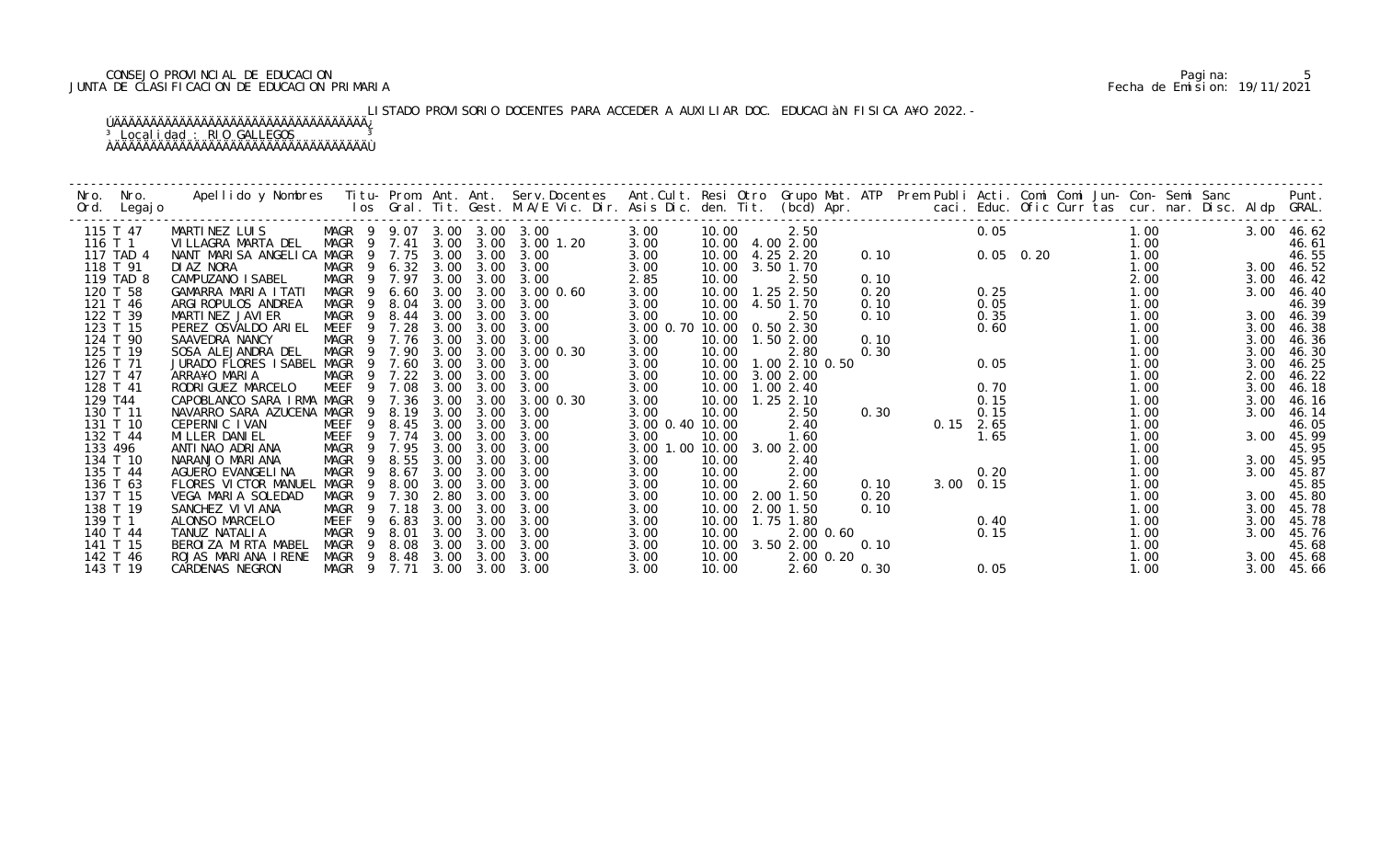CONSEJO PROVINCIAL DE EDUCACION
JUNTA DE CLASIFICACION DE EDUCACION PRIMARIA

Fecha de Emision: 19/11/2021

LISTADO PROVISORIO DOCENTES PARA ACCEDER A AUXILIAR DOC. EDUCACIÓN FISICA AÑO 2022.-

Localidad : RIO GALLEGOS

| Nro. Ord. | Nro. Legajo | Apellido y Nombres | Titu- los | Prom. Gral. | Ant. Tit. | Ant. Gest. | Serv.Docentes M.A/E Vic. Dir. | Ant.Cult. Asis Dic. | Resi den. | Otro Tit. | Grupo Mat. (bcd) | ATP Apr. | Prem Publi caci. | Acti. Educ. | Comi Ofic | Comi Curr | Jun- tas | Con- cur. | Semi nar. | Sanc Disc. | Aldp | Punt. GRAL. |
|---|---|---|---|---|---|---|---|---|---|---|---|---|---|---|---|---|---|---|---|---|---|---|
| 115 | T 47 | MARTINEZ LUIS | MAGR 9 | 9.07 | 3.00 | 3.00 | 3.00 | 3.00 | 10.00 | | 2.50 | | | 0.05 | | | | 1.00 | | | 3.00 | 46.62 |
| 116 | T 1 | VILLAGRA MARTA DEL | MAGR 9 | 7.41 | 3.00 | 3.00 | 3.00 1.20 | 3.00 | 10.00 | 4.00 | 2.00 | | | | | | | 1.00 | | | | 46.61 |
| 117 | TAD 4 | NANT MARISA ANGELICA | MAGR 9 | 7.75 | 3.00 | 3.00 | 3.00 | 3.00 | 10.00 | 4.25 | 2.20 | 0.10 | | 0.05 | 0.20 | | | 1.00 | | | | 46.55 |
| 118 | T 91 | DIAZ NORA | MAGR 9 | 6.32 | 3.00 | 3.00 | 3.00 | 3.00 | 10.00 | 3.50 | 1.70 | | | | | | | 1.00 | | | 3.00 | 46.52 |
| 119 | TAD 8 | CAMPUZANO ISABEL | MAGR 9 | 7.97 | 3.00 | 3.00 | 3.00 | 2.85 | 10.00 | | 2.50 | 0.10 | | | | | | 2.00 | | | 3.00 | 46.42 |
| 120 | T 58 | GAMARRA MARIA ITATI | MAGR 9 | 6.60 | 3.00 | 3.00 | 3.00 0.60 | 3.00 | 10.00 | 1.25 | 2.50 | 0.20 | | 0.25 | | | | 1.00 | | | 3.00 | 46.40 |
| 121 | T 46 | ARGIROPULOS ANDREA | MAGR 9 | 8.04 | 3.00 | 3.00 | 3.00 | 3.00 | 10.00 | 4.50 | 1.70 | 0.10 | | 0.05 | | | | 1.00 | | | | 46.39 |
| 122 | T 39 | MARTINEZ JAVIER | MAGR 9 | 8.44 | 3.00 | 3.00 | 3.00 | 3.00 | 10.00 | | 2.50 | 0.10 | | 0.35 | | | | 1.00 | | | 3.00 | 46.39 |
| 123 | T 15 | PEREZ OSVALDO ARIEL | MEEF 9 | 7.28 | 3.00 | 3.00 | 3.00 | 3.00 0.70 | 10.00 | 0.50 | 2.30 | | | 0.60 | | | | 1.00 | | | 3.00 | 46.38 |
| 124 | T 90 | SAAVEDRA NANCY | MAGR 9 | 7.76 | 3.00 | 3.00 | 3.00 | 3.00 | 10.00 | 1.50 | 2.00 | 0.10 | | | | | | 1.00 | | | 3.00 | 46.36 |
| 125 | T 19 | SOSA ALEJANDRA DEL | MAGR 9 | 7.90 | 3.00 | 3.00 | 3.00 0.30 | 3.00 | 10.00 | | 2.80 | 0.30 | | | | | | 1.00 | | | 3.00 | 46.30 |
| 126 | T 71 | JURADO FLORES ISABEL | MAGR 9 | 7.60 | 3.00 | 3.00 | 3.00 | 3.00 | 10.00 | 1.00 | 2.10 0.50 | | | 0.05 | | | | 1.00 | | | 3.00 | 46.25 |
| 127 | T 47 | ARRAÑO MARIA | MAGR 9 | 7.22 | 3.00 | 3.00 | 3.00 | 3.00 | 10.00 | 3.00 | 2.00 | | | | | | | 1.00 | | | 2.00 | 46.22 |
| 128 | T 41 | RODRIGUEZ MARCELO | MEEF 9 | 7.08 | 3.00 | 3.00 | 3.00 | 3.00 | 10.00 | 1.00 | 2.40 | | | 0.70 | | | | 1.00 | | | 3.00 | 46.18 |
| 129 | T44 | CAPOBLANCO SARA IRMA | MAGR 9 | 7.36 | 3.00 | 3.00 | 3.00 0.30 | 3.00 | 10.00 | 1.25 | 2.10 | | | 0.15 | | | | 1.00 | | | 3.00 | 46.16 |
| 130 | T 11 | NAVARRO SARA AZUCENA | MAGR 9 | 8.19 | 3.00 | 3.00 | 3.00 | 3.00 | 10.00 | | 2.50 | 0.30 | | 0.15 | | | | 1.00 | | | 3.00 | 46.14 |
| 131 | T 10 | CEPERNIC IVAN | MEEF 9 | 8.45 | 3.00 | 3.00 | 3.00 | 3.00 0.40 | 10.00 | | 2.40 | | 0.15 | 2.65 | | | | 1.00 | | | | 46.05 |
| 132 | T 44 | MILLER DANIEL | MEEF 9 | 7.74 | 3.00 | 3.00 | 3.00 | 3.00 | 10.00 | | 1.60 | | | 1.65 | | | | 1.00 | | | 3.00 | 45.99 |
| 133 | 496 | ANTINAO ADRIANA | MAGR 9 | 7.95 | 3.00 | 3.00 | 3.00 | 3.00 1.00 | 10.00 | 3.00 | 2.00 | | | | | | | 1.00 | | | | 45.95 |
| 134 | T 10 | NARANJO MARIANA | MAGR 9 | 8.55 | 3.00 | 3.00 | 3.00 | 3.00 | 10.00 | | 2.40 | | | | | | | 1.00 | | | 3.00 | 45.95 |
| 135 | T 44 | AGUERO EVANGELINA | MAGR 9 | 8.67 | 3.00 | 3.00 | 3.00 | 3.00 | 10.00 | | 2.00 | | | 0.20 | | | | 1.00 | | | 3.00 | 45.87 |
| 136 | T 63 | FLORES VICTOR MANUEL | MAGR 9 | 8.00 | 3.00 | 3.00 | 3.00 | 3.00 | 10.00 | | 2.60 | 0.10 | 3.00 | 0.15 | | | | 1.00 | | | | 45.85 |
| 137 | T 15 | VEGA MARIA SOLEDAD | MAGR 9 | 7.30 | 2.80 | 3.00 | 3.00 | 3.00 | 10.00 | 2.00 | 1.50 | 0.20 | | | | | | 1.00 | | | 3.00 | 45.80 |
| 138 | T 19 | SANCHEZ VIVIANA | MAGR 9 | 7.18 | 3.00 | 3.00 | 3.00 | 3.00 | 10.00 | 2.00 | 1.50 | 0.10 | | | | | | 1.00 | | | 3.00 | 45.78 |
| 139 | T 1 | ALONSO MARCELO | MEEF 9 | 6.83 | 3.00 | 3.00 | 3.00 | 3.00 | 10.00 | 1.75 | 1.80 | | | 0.40 | | | | 1.00 | | | 3.00 | 45.78 |
| 140 | T 44 | TANUZ NATALIA | MAGR 9 | 8.01 | 3.00 | 3.00 | 3.00 | 3.00 | 10.00 | | 2.00 0.60 | | | 0.15 | | | | 1.00 | | | 3.00 | 45.76 |
| 141 | T 15 | BEROIZA MIRTA MABEL | MAGR 9 | 8.08 | 3.00 | 3.00 | 3.00 | 3.00 | 10.00 | 3.50 | 2.00 | 0.10 | | | | | | 1.00 | | | | 45.68 |
| 142 | T 46 | ROJAS MARIANA IRENE | MAGR 9 | 8.48 | 3.00 | 3.00 | 3.00 | 3.00 | 10.00 | | 2.00 0.20 | | | | | | | 1.00 | | | 3.00 | 45.68 |
| 143 | T 19 | CARDENAS NEGRON | MAGR 9 | 7.71 | 3.00 | 3.00 | 3.00 | 3.00 | 10.00 | | 2.60 | 0.30 | | 0.05 | | | | 1.00 | | | 3.00 | 45.66 |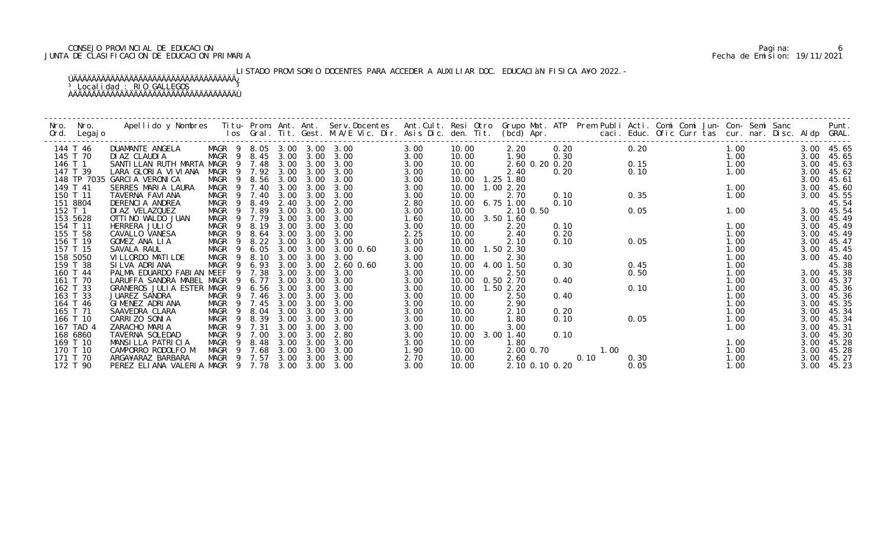CONSEJO PROVINCIAL DE EDUCACION
JUNTA DE CLASIFICACION DE EDUCACION PRIMARIA

Fecha de Emision: 19/11/2021

LISTADO PROVISORIO DOCENTES PARA ACCEDER A AUXILIAR DOC. EDUCACIÀN FISICA A¥O 2022.-

³ Localidad : RIO GALLEGOS ³

| Nro. Ord. | Nro. Legajo | Apellido y Nombres | Titu- los | Prom. Gral. | Ant. Tit. | Ant. Gest. | Serv.Docentes M.A/E Vic. Dir. | Ant.Cult. Asis Dic. | Resi den. | Otro Tit. | Grupo Mat. (bcd) | ATP Apr. | Prem caci. | Publi Educ. | Acti. Ofic | Comi Curr | Comi tas | Jun- cur. | Con- nar. | Semi Disc. | Sanc Aldp | Punt. GRAL. |
|---|---|---|---|---|---|---|---|---|---|---|---|---|---|---|---|---|---|---|---|---|---|---|
| 144 | T 46 | DUAMANTE ANGELA | MAGR 9 | 8.05 | 3.00 | 3.00 | 3.00 | 3.00 | 10.00 | | 2.20 | 0.20 | | | 0.20 | | | 1.00 | | | 3.00 | 45.65 |
| 145 | T 70 | DIAZ CLAUDIA | MAGR 9 | 8.45 | 3.00 | 3.00 | 3.00 | 3.00 | 10.00 | | 1.90 | 0.30 | | | | | | 1.00 | | | 3.00 | 45.65 |
| 146 | T 1 | SANTILLAN RUTH MARTA | MAGR 9 | 7.48 | 3.00 | 3.00 | 3.00 | 3.00 | 10.00 | | 2.60 0.20 | 0.20 | | | 0.15 | | | 1.00 | | | 3.00 | 45.63 |
| 147 | T 39 | LARA GLORIA VIVIANA | MAGR 9 | 7.92 | 3.00 | 3.00 | 3.00 | 3.00 | 10.00 | | 2.40 | 0.20 | | | 0.10 | | | 1.00 | | | 3.00 | 45.62 |
| 148 | TP 7035 | GARCIA VERONICA | MAGR 9 | 8.56 | 3.00 | 3.00 | 3.00 | 3.00 | 10.00 | 1.25 | 1.80 | | | | | | | | | | 3.00 | 45.61 |
| 149 | T 41 | SERRES MARIA LAURA | MAGR 9 | 7.40 | 3.00 | 3.00 | 3.00 | 3.00 | 10.00 | 1.00 | 2.20 | | | | | | | 1.00 | | | 3.00 | 45.60 |
| 150 | T 11 | TAVERNA FAVIANA | MAGR 9 | 7.40 | 3.00 | 3.00 | 3.00 | 3.00 | 10.00 | | 2.70 | 0.10 | | | 0.35 | | | 1.00 | | | 3.00 | 45.55 |
| 151 | 8804 | DERENCIA ANDREA | MAGR 9 | 8.49 | 2.40 | 3.00 | 2.00 | 2.80 | 10.00 | 6.75 | 1.00 | 0.10 | | | | | | | | | | 45.54 |
| 152 | T 1 | DIAZ VELAZQUEZ | MAGR 9 | 7.89 | 3.00 | 3.00 | 3.00 | 3.00 | 10.00 | | 2.10 0.50 | | | | 0.05 | | | 1.00 | | | 3.00 | 45.54 |
| 153 | 5628 | OTTINO WALDO JUAN | MAGR 9 | 7.79 | 3.00 | 3.00 | 3.00 | 1.60 | 10.00 | 3.50 | 1.60 | | | | | | | | | | 3.00 | 45.49 |
| 154 | T 11 | HERRERA JULIO | MAGR 9 | 8.19 | 3.00 | 3.00 | 3.00 | 3.00 | 10.00 | | 2.20 | 0.10 | | | | | | 1.00 | | | 3.00 | 45.49 |
| 155 | T 58 | CAVALLO VANESA | MAGR 9 | 8.64 | 3.00 | 3.00 | 3.00 | 2.25 | 10.00 | | 2.40 | 0.20 | | | | | | 1.00 | | | 3.00 | 45.49 |
| 156 | T 19 | GOMEZ ANA LIA | MAGR 9 | 8.22 | 3.00 | 3.00 | 3.00 | 3.00 | 10.00 | | 2.10 | 0.10 | | | 0.05 | | | 1.00 | | | 3.00 | 45.47 |
| 157 | T 15 | SAVALA RAUL | MAGR 9 | 6.05 | 3.00 | 3.00 | 3.00 0.60 | 3.00 | 10.00 | 1.50 | 2.30 | | | | | | | 1.00 | | | 3.00 | 45.45 |
| 158 | 5050 | VILLORDO MATILDE | MAGR 9 | 8.10 | 3.00 | 3.00 | 3.00 | 3.00 | 10.00 | | 2.30 | | | | | | | 1.00 | | | 3.00 | 45.40 |
| 159 | T 38 | SILVA ADRIANA | MAGR 9 | 6.93 | 3.00 | 3.00 | 2.60 0.60 | 3.00 | 10.00 | 4.00 | 1.50 | 0.30 | | | 0.45 | | | 1.00 | | | | 45.38 |
| 160 | T 44 | PALMA EDUARDO FABIAN | MEEF 9 | 7.38 | 3.00 | 3.00 | 3.00 | 3.00 | 10.00 | | 2.50 | | | | 0.50 | | | 1.00 | | | 3.00 | 45.38 |
| 161 | T 70 | LARUFFA SANDRA MABEL | MAGR 9 | 6.77 | 3.00 | 3.00 | 3.00 | 3.00 | 10.00 | 0.50 | 2.70 | 0.40 | | | | | | 1.00 | | | 3.00 | 45.37 |
| 162 | T 33 | GRANEROS JULIA ESTER | MAGR 9 | 6.56 | 3.00 | 3.00 | 3.00 | 3.00 | 10.00 | 1.50 | 2.20 | | | | 0.10 | | | 1.00 | | | 3.00 | 45.36 |
| 163 | T 33 | JUAREZ SANDRA | MAGR 9 | 7.46 | 3.00 | 3.00 | 3.00 | 3.00 | 10.00 | | 2.50 | 0.40 | | | | | | 1.00 | | | 3.00 | 45.36 |
| 164 | T 46 | GIMENEZ ADRIANA | MAGR 9 | 7.45 | 3.00 | 3.00 | 3.00 | 3.00 | 10.00 | | 2.90 | | | | | | | 1.00 | | | 3.00 | 45.35 |
| 165 | T 71 | SAAVEDRA CLARA | MAGR 9 | 8.04 | 3.00 | 3.00 | 3.00 | 3.00 | 10.00 | | 2.10 | 0.20 | | | | | | 1.00 | | | 3.00 | 45.34 |
| 166 | T 10 | CARRIZO SONIA | MAGR 9 | 8.39 | 3.00 | 3.00 | 3.00 | 3.00 | 10.00 | | 1.80 | 0.10 | | | 0.05 | | | 1.00 | | | 3.00 | 45.34 |
| 167 | TAD 4 | ZARACHO MARIA | MAGR 9 | 7.31 | 3.00 | 3.00 | 3.00 | 3.00 | 10.00 | | 3.00 | | | | | | | 1.00 | | | 3.00 | 45.31 |
| 168 | 6860 | TAVERNA SOLEDAD | MAGR 9 | 7.00 | 3.00 | 3.00 | 2.80 | 3.00 | 10.00 | 3.00 | 1.40 | 0.10 | | | | | | | | | 3.00 | 45.30 |
| 169 | T 10 | MANSILLA PATRICIA | MAGR 9 | 8.48 | 3.00 | 3.00 | 3.00 | 3.00 | 10.00 | | 1.80 | | | | | | | 1.00 | | | 3.00 | 45.28 |
| 170 | T 10 | CAMPORRO RODOLFO M | MAGR 9 | 7.68 | 3.00 | 3.00 | 3.00 | 1.90 | 10.00 | | 2.00 0.70 | | 1.00 | | | | | 1.00 | | | 3.00 | 45.28 |
| 171 | T 70 | ARGA¥ARAZ BARBARA | MAGR 9 | 7.57 | 3.00 | 3.00 | 3.00 | 2.70 | 10.00 | | 2.60 | | 0.10 | | 0.30 | | | 1.00 | | | 3.00 | 45.27 |
| 172 | T 90 | PEREZ ELIANA VALERIA | MAGR 9 | 7.78 | 3.00 | 3.00 | 3.00 | 3.00 | 10.00 | | 2.10 0.10 | 0.20 | | | 0.05 | | | 1.00 | | | 3.00 | 45.23 |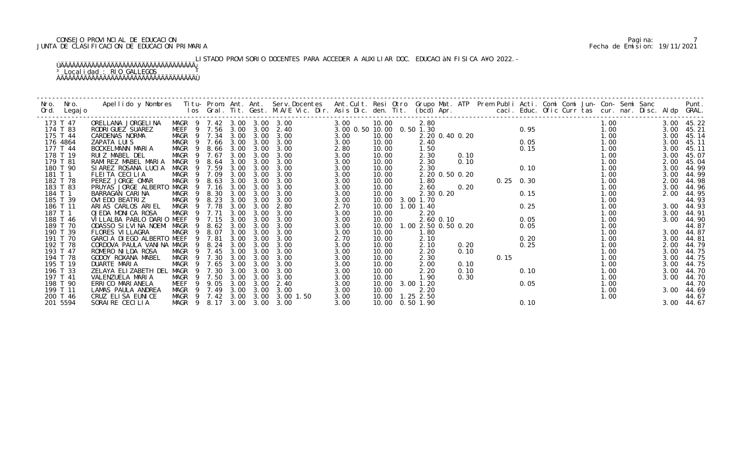CONSEJO PROVINCIAL DE EDUCACION
JUNTA DE CLASIFICACION DE EDUCACION PRIMARIA

Pagina: 7
Fecha de Emision: 19/11/2021

LISTADO PROVISORIO DOCENTES PARA ACCEDER A AUXILIAR DOC. EDUCACIàN FISICA A¥O 2022.-

Localidad : RIO GALLEGOS

| Nro. Ord. | Nro. Legajo | Apellido y Nombres | Titu- los | Prom. Gral. | Ant. Tit. | Ant. Gest. | Serv.Docentes M.A/E Vic. Dir. | Ant.Cult. Asis Dic. | Resi den. | Otro Tit. | Grupo Mat. (bcd) | ATP Apr. | Prem caci. | Publi Educ. | Acti. Ofic | Comi Curr | Comi tas | Jun- cur. | Con- nar. | Semi Disc. | Sanc Aldp | Punt. GRAL. |
|---|---|---|---|---|---|---|---|---|---|---|---|---|---|---|---|---|---|---|---|---|---|---|
| 173 | T 47 | ORELLANA JORGELINA | MAGR 9 | 7.42 | 3.00 | 3.00 | 3.00 | 3.00 | 10.00 | | 2.80 | | | | | | | 1.00 | | | 3.00 | 45.22 |
| 174 | T 83 | RODRIGUEZ SUAREZ | MEEF 9 | 7.56 | 3.00 | 3.00 | 2.40 | 3.00 0.50 | 10.00 | 0.50 | 1.30 | | | 0.95 | | | | 1.00 | | | 3.00 | 45.21 |
| 175 | T 44 | CARDENAS NORMA | MAGR 9 | 7.34 | 3.00 | 3.00 | 3.00 | 3.00 | 10.00 | | 2.20 0.40 0.20 | | | | | | | 1.00 | | | 3.00 | 45.14 |
| 176 | 4864 | ZAPATA LUIS | MAGR 9 | 7.66 | 3.00 | 3.00 | 3.00 | 3.00 | 10.00 | | 2.40 | | | 0.05 | | | | 1.00 | | | 3.00 | 45.11 |
| 177 | T 44 | BOCKELMANN MARIA | MAGR 9 | 8.66 | 3.00 | 3.00 | 3.00 | 2.80 | 10.00 | | 1.50 | | | 0.15 | | | | 1.00 | | | 3.00 | 45.11 |
| 178 | T 19 | RUIZ MABEL DEL | MAGR 9 | 7.67 | 3.00 | 3.00 | 3.00 | 3.00 | 10.00 | | 2.30 | 0.10 | | | | | | 1.00 | | | 3.00 | 45.07 |
| 179 | T 81 | RAMIREZ MABEL MARIA | MAGR 9 | 8.64 | 3.00 | 3.00 | 3.00 | 3.00 | 10.00 | | 2.30 | 0.10 | | | | | | 1.00 | | | 2.00 | 45.04 |
| 180 | T 90 | SIAREZ ROSANA LUCIA | MAGR 9 | 7.59 | 3.00 | 3.00 | 3.00 | 3.00 | 10.00 | | 2.30 | | | 0.10 | | | | 1.00 | | | 3.00 | 44.99 |
| 181 | T 1 | FLEITA CECILIA | MAGR 9 | 7.09 | 3.00 | 3.00 | 3.00 | 3.00 | 10.00 | | 2.20 0.50 0.20 | | | | | | | 1.00 | | | 3.00 | 44.99 |
| 182 | T 78 | PEREZ JORGE OMAR | MAGR 9 | 8.63 | 3.00 | 3.00 | 3.00 | 3.00 | 10.00 | | 1.80 | | 0.25 | 0.30 | | | | 1.00 | | | 2.00 | 44.98 |
| 183 | T 83 | PRUYAS JORGE ALBERTO | MAGR 9 | 7.16 | 3.00 | 3.00 | 3.00 | 3.00 | 10.00 | | 2.60 | 0.20 | | | | | | 1.00 | | | 3.00 | 44.96 |
| 184 | T 1 | BARRAGAN CARINA | MAGR 9 | 8.30 | 3.00 | 3.00 | 3.00 | 3.00 | 10.00 | | 2.30 0.20 | | | 0.15 | | | | 1.00 | | | 2.00 | 44.95 |
| 185 | T 39 | OVIEDO BEATRIZ | MAGR 9 | 8.23 | 3.00 | 3.00 | 3.00 | 3.00 | 10.00 | 3.00 | 1.70 | | | | | | | 1.00 | | | | 44.93 |
| 186 | T 11 | ARIAS CARLOS ARIEL | MAGR 9 | 7.78 | 3.00 | 3.00 | 2.80 | 2.70 | 10.00 | 1.00 | 1.40 | | | 0.25 | | | | 1.00 | | | 3.00 | 44.93 |
| 187 | T 1 | OJEDA MONICA ROSA | MAGR 9 | 7.71 | 3.00 | 3.00 | 3.00 | 3.00 | 10.00 | | 2.20 | | | | | | | 1.00 | | | 3.00 | 44.91 |
| 188 | T 46 | VILLALBA PABLO DARIO | MEEF 9 | 7.15 | 3.00 | 3.00 | 3.00 | 3.00 | 10.00 | | 2.60 0.10 | | | 0.05 | | | | 1.00 | | | 3.00 | 44.90 |
| 189 | T 70 | ODASSO SILVINA NOEMI | MAGR 9 | 8.62 | 3.00 | 3.00 | 3.00 | 3.00 | 10.00 | 1.00 | 2.50 0.50 0.20 | | | 0.05 | | | | 1.00 | | | | 44.87 |
| 190 | T 39 | FLORES VILLAGRA | MAGR 9 | 8.07 | 3.00 | 3.00 | 3.00 | 3.00 | 10.00 | | 1.80 | | | | | | | 1.00 | | | 3.00 | 44.87 |
| 191 | T 70 | GARCIA DIEGO ALBERTO | MEEF 9 | 7.81 | 3.00 | 3.00 | 3.00 | 2.70 | 10.00 | | 2.10 | | | 0.20 | | | | 1.00 | | | 3.00 | 44.81 |
| 192 | T 78 | CORDOVA PAULA VANINA | MAGR 9 | 8.24 | 3.00 | 3.00 | 3.00 | 3.00 | 10.00 | | 2.10 | 0.20 | | 0.25 | | | | 1.00 | | | 2.00 | 44.79 |
| 193 | T 47 | ROMERO NILDA ROSA | MAGR 9 | 7.45 | 3.00 | 3.00 | 3.00 | 3.00 | 10.00 | | 2.20 | 0.10 | | | | | | 1.00 | | | 3.00 | 44.75 |
| 194 | T 78 | GODOY ROXANA MABEL | MAGR 9 | 7.30 | 3.00 | 3.00 | 3.00 | 3.00 | 10.00 | | 2.30 | | 0.15 | | | | | 1.00 | | | 3.00 | 44.75 |
| 195 | T 19 | DUARTE MARIA | MAGR 9 | 7.65 | 3.00 | 3.00 | 3.00 | 3.00 | 10.00 | | 2.00 | 0.10 | | | | | | 1.00 | | | 3.00 | 44.75 |
| 196 | T 33 | ZELAYA ELIZABETH DEL | MAGR 9 | 7.30 | 3.00 | 3.00 | 3.00 | 3.00 | 10.00 | | 2.20 | 0.10 | | 0.10 | | | | 1.00 | | | 3.00 | 44.70 |
| 197 | T 41 | VALENZUELA MARIA | MAGR 9 | 7.50 | 3.00 | 3.00 | 3.00 | 3.00 | 10.00 | | 1.90 | 0.30 | | | | | | 1.00 | | | 3.00 | 44.70 |
| 198 | T 90 | ERRICO MARIANELA | MEEF 9 | 9.05 | 3.00 | 3.00 | 2.40 | 3.00 | 10.00 | 3.00 | 1.20 | | | 0.05 | | | | 1.00 | | | | 44.70 |
| 199 | T 11 | LAMAS PAULA ANDREA | MAGR 9 | 7.49 | 3.00 | 3.00 | 3.00 | 3.00 | 10.00 | | 2.20 | | | | | | | 1.00 | | | 3.00 | 44.69 |
| 200 | T 46 | CRUZ ELISA EUNICE | MAGR 9 | 7.42 | 3.00 | 3.00 | 3.00 1.50 | 3.00 | 10.00 | 1.25 | 2.50 | | | | | | | 1.00 | | | | 44.67 |
| 201 | 5594 | SORAIRE CECILIA | MAGR 9 | 8.17 | 3.00 | 3.00 | 3.00 | 3.00 | 10.00 | 0.50 | 1.90 | | | 0.10 | | | | | | | 3.00 | 44.67 |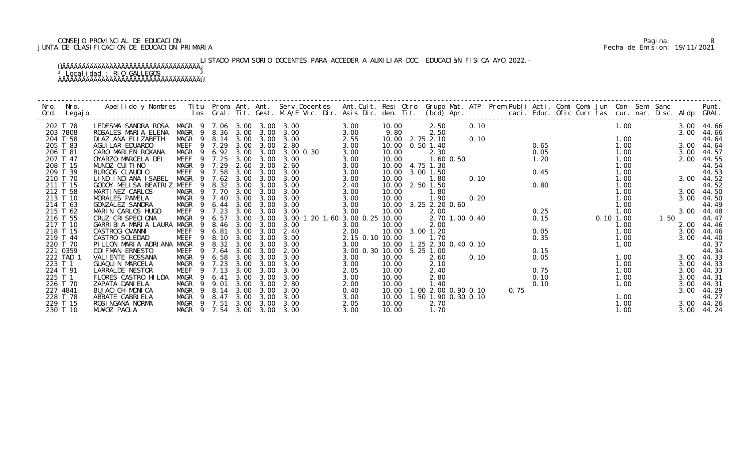CONSEJO PROVINCIAL DE EDUCACION
JUNTA DE CLASIFICACION DE EDUCACION PRIMARIA

Fecha de Emision: 19/11/2021

LISTADO PROVISORIO DOCENTES PARA ACCEDER A AUXILIAR DOC. EDUCACIÀN FISICA A¥O 2022.-

³ Localidad : RIO GALLEGOS ³

| Nro. Ord. | Nro. Legajo | Apellido y Nombres | Titu- los | Prom. Gral. | Ant. Tit. | Ant. Gest. | Serv.Docentes M.A/E Vic. Dir. | Ant.Cult. Asis Dic. | Resi den. | Otro Tit. | Grupo Mat. (bcd) Apr. | ATP | Prem Publi caci. | Acti. Educ. | Comi Ofic | Comi Curr | Jun- tas | Con- cur. | Semi nar. | Sanc Disc. | Aldp | Punt. GRAL. |
|---|---|---|---|---|---|---|---|---|---|---|---|---|---|---|---|---|---|---|---|---|---|---|
| 202 | T 78 | LEDESMA SANDRA ROSA | MAGR 9 | 7.06 | 3.00 | 3.00 | 3.00 | 3.00 | 10.00 | | 2.50 | 0.10 | | | | | | 1.00 | | | 3.00 | 44.66 |
| 203 | 7808 | ROSALES MARIA ELENA | MAGR 9 | 8.36 | 3.00 | 3.00 | 3.00 | 3.00 | 9.80 | | 2.50 | | | | | | | | | | 3.00 | 44.66 |
| 204 | T 58 | DIAZ ANA ELIZABETH | MAGR 9 | 8.14 | 3.00 | 3.00 | 3.00 | 2.55 | 10.00 | 2.75 | 2.10 | 0.10 | | | | | | 1.00 | | | | 44.64 |
| 205 | T 83 | AGUILAR EDUARDO | MEEF 9 | 7.29 | 3.00 | 3.00 | 2.80 | 3.00 | 10.00 | 0.50 | 1.40 | | | 0.65 | | | | 1.00 | | | 3.00 | 44.64 |
| 206 | T 81 | CARO MARLEN ROXANA | MAGR 9 | 6.92 | 3.00 | 3.00 | 3.00 0.30 | 3.00 | 10.00 | | 2.30 | | | 0.05 | | | | 1.00 | | | 3.00 | 44.57 |
| 207 | T 47 | OYARZO MARCELA DEL | MEEF 9 | 7.25 | 3.00 | 3.00 | 3.00 | 3.00 | 10.00 | | 1.60 0.50 | | | 1.20 | | | | 1.00 | | | 2.00 | 44.55 |
| 208 | T 15 | MUNOZ CUITINO | MAGR 9 | 7.29 | 2.60 | 3.00 | 2.60 | 3.00 | 10.00 | 4.75 | 1.30 | | | | | | | 1.00 | | | | 44.54 |
| 209 | T 39 | BURGOS CLAUDIO | MEEF 9 | 7.58 | 3.00 | 3.00 | 3.00 | 3.00 | 10.00 | 3.00 | 1.50 | | | 0.45 | | | | 1.00 | | | | 44.53 |
| 210 | T 70 | LIND INDIANA ISABEL | MAGR 9 | 7.62 | 3.00 | 3.00 | 3.00 | 3.00 | 10.00 | | 1.80 | 0.10 | | | | | | 1.00 | | | 3.00 | 44.52 |
| 211 | T 15 | GODOY MELISA BEATRIZ | MEEF 9 | 8.32 | 3.00 | 3.00 | 3.00 | 2.40 | 10.00 | 2.50 | 1.50 | | | 0.80 | | | | 1.00 | | | | 44.52 |
| 212 | T 58 | MARTINEZ CARLOS | MAGR 9 | 7.70 | 3.00 | 3.00 | 3.00 | 3.00 | 10.00 | | 1.80 | | | | | | | 1.00 | | | 3.00 | 44.50 |
| 213 | T 10 | MORALES PAMELA | MAGR 9 | 7.40 | 3.00 | 3.00 | 3.00 | 3.00 | 10.00 | | 1.90 | 0.20 | | | | | | 1.00 | | | 3.00 | 44.50 |
| 214 | T 63 | GONZALEZ SANDRA | MAGR 9 | 6.44 | 3.00 | 3.00 | 3.00 | 3.00 | 10.00 | 3.25 | 2.20 0.60 | | | | | | | 1.00 | | | | 44.49 |
| 215 | T 62 | MARIN CARLOS HUGO | MEEF 9 | 7.23 | 3.00 | 3.00 | 3.00 | 3.00 | 10.00 | | 2.00 | | | 0.25 | | | | 1.00 | | | 3.00 | 44.48 |
| 216 | T 55 | CRUZ CRISPECIONA | MAGR 9 | 6.57 | 3.00 | 3.00 | 3.00 1.20 1.60 | 3.00 0.25 | 10.00 | | 2.70 1.00 | 0.40 | | 0.15 | | | 0.10 | 1.00 | | 1.50 | | 44.47 |
| 217 | T 10 | GARRIBIA MARIA LAURA | MAGR 9 | 8.46 | 3.00 | 3.00 | 3.00 | 3.00 | 10.00 | | 2.00 | | | | | | | 1.00 | | | 2.00 | 44.46 |
| 218 | T 15 | CASTROGIOVANNI | MEEF 9 | 6.81 | 3.00 | 3.00 | 2.40 | 2.00 | 10.00 | 3.00 | 1.20 | | | 0.05 | | | | 1.00 | | | 3.00 | 44.46 |
| 219 | T 44 | CASTRO SOLEDAD | MEEF 9 | 8.10 | 3.00 | 3.00 | 3.00 | 2.15 0.10 | 10.00 | | 1.70 | | | 0.35 | | | | 1.00 | | | 3.00 | 44.40 |
| 220 | T 70 | PILLON MARIA ADRIANA | MAGR 9 | 8.32 | 3.00 | 3.00 | 3.00 | 3.00 | 10.00 | 1.25 | 2.30 0.40 | 0.10 | | | | | | 1.00 | | | | 44.37 |
| 221 | 0359 | COIFMAN ERNESTO | MEEF 9 | 7.64 | 3.00 | 3.00 | 2.00 | 3.00 0.30 | 10.00 | 5.25 | 1.00 | | | 0.15 | | | | | | | | 44.34 |
| 222 | TAD 1 | VALIENTE ROSSANA | MAGR 9 | 6.58 | 3.00 | 3.00 | 3.00 | 3.00 | 10.00 | | 2.60 | 0.10 | | 0.05 | | | | 1.00 | | | 3.00 | 44.33 |
| 223 | T 1 | GUAQUIN MARCELA | MAGR 9 | 7.23 | 3.00 | 3.00 | 3.00 | 3.00 | 10.00 | | 2.10 | | | | | | | 1.00 | | | 3.00 | 44.33 |
| 224 | T 91 | LARRALDE NESTOR | MEEF 9 | 7.13 | 3.00 | 3.00 | 3.00 | 2.05 | 10.00 | | 2.40 | | | 0.75 | | | | 1.00 | | | 3.00 | 44.33 |
| 225 | T 1 | FLORES CASTRO HILDA | MAGR 9 | 6.41 | 3.00 | 3.00 | 3.00 | 3.00 | 10.00 | | 2.80 | | | 0.10 | | | | 1.00 | | | 3.00 | 44.31 |
| 226 | T 70 | ZAPATA DANIELA | MAGR 9 | 9.01 | 3.00 | 3.00 | 2.80 | 2.00 | 10.00 | | 1.40 | | | 0.10 | | | | 1.00 | | | 3.00 | 44.31 |
| 227 | 4841 | BUJACICH MONICA | MAGR 9 | 8.14 | 3.00 | 3.00 | 3.00 | 0.40 | 10.00 | 1.00 | 2.00 0.90 | 0.10 | 0.75 | | | | | | | | 3.00 | 44.29 |
| 228 | T 78 | ABBATE GABRIELA | MAGR 9 | 8.47 | 3.00 | 3.00 | 3.00 | 3.00 | 10.00 | 1.50 | 1.90 0.30 | 0.10 | | | | | | 1.00 | | | | 44.27 |
| 229 | T 15 | ROSINGANA NORMA | MAGR 9 | 7.51 | 3.00 | 3.00 | 3.00 | 2.05 | 10.00 | | 2.70 | | | | | | | 1.00 | | | 3.00 | 44.26 |
| 230 | T 10 | MU¥OZ PAOLA | MAGR 9 | 7.54 | 3.00 | 3.00 | 3.00 | 3.00 | 10.00 | | 1.70 | | | | | | | 1.00 | | | 3.00 | 44.24 |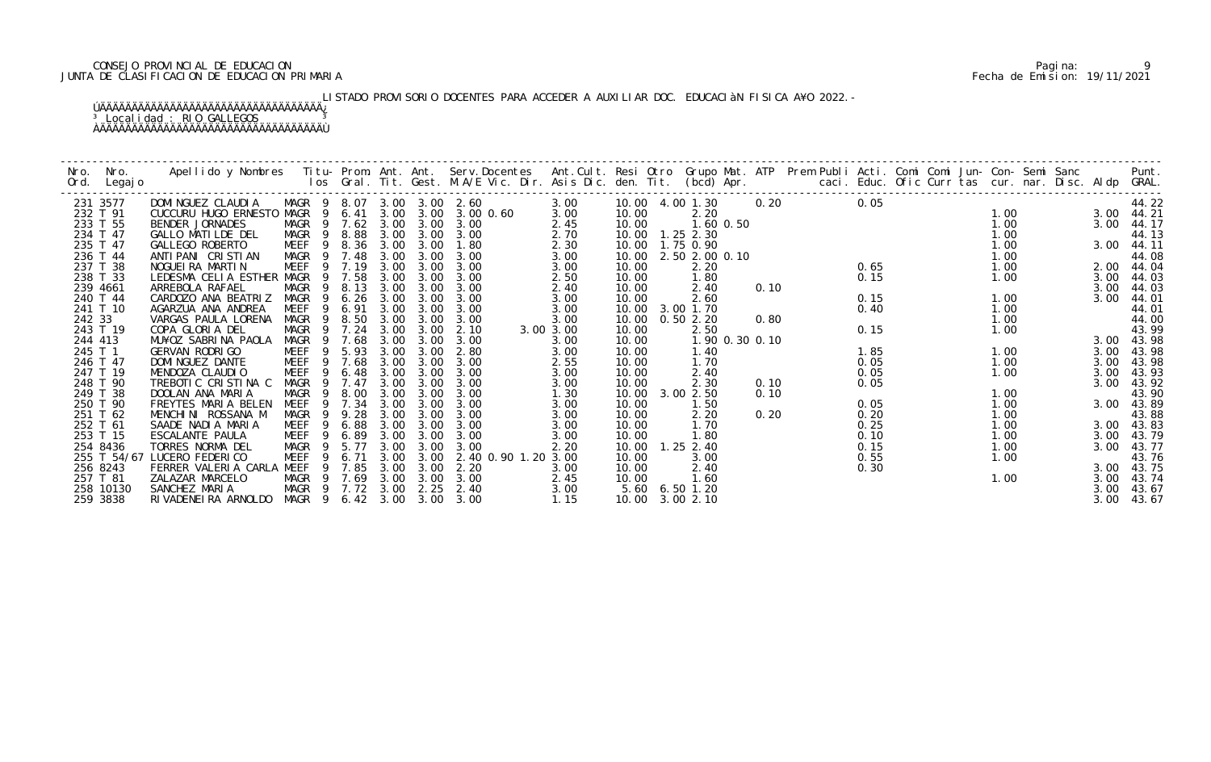CONSEJO PROVINCIAL DE EDUCACION
JUNTA DE CLASIFICACION DE EDUCACION PRIMARIA

Fecha de Emision: 19/11/2021

LISTADO PROVISORIO DOCENTES PARA ACCEDER A AUXILIAR DOC. EDUCACIàN FISICA A¥O 2022.-

³ Localidad : RIO GALLEGOS

| Nro. Ord. | Nro. Legajo | Apellido y Nombres | Titu-los | Prom. Gral. | Ant. Tit. | Ant. Gest. | Serv.Docentes M.A/E Vic. Dir. | Ant.Cult. Asis Dic. | Resi den. | Otro Tit. | Grupo Mat. (bcd) Apr. | ATP | Prem Publi caci. | Acti. Educ. | Comi Ofic | Comi Curr | Jun-tas | Con-cur. | Semi nar. | Sanc Disc. | Aldp | Punt. GRAL. |
|---|---|---|---|---|---|---|---|---|---|---|---|---|---|---|---|---|---|---|---|---|---|---|
| 231 | 3577 | DOMINGUEZ CLAUDIA | MAGR 9 | 8.07 | 3.00 | 3.00 | 2.60 | 3.00 | 10.00 | 4.00 | 1.30 | 0.20 | | 0.05 | | | | | | | | 44.22 |
| 232 | T 91 | CUCCURU HUGO ERNESTO | MAGR 9 | 6.41 | 3.00 | 3.00 | 3.00 0.60 | 3.00 | 10.00 | | 2.20 | | | | | | | 1.00 | | | 3.00 | 44.21 |
| 233 | T 55 | BENDER JORNADES | MAGR 9 | 7.62 | 3.00 | 3.00 | 3.00 | 2.45 | 10.00 | | 1.60 0.50 | | | | | | | 1.00 | | | 3.00 | 44.17 |
| 234 | T 47 | GALLO MATILDE DEL | MAGR 9 | 8.88 | 3.00 | 3.00 | 3.00 | 2.70 | 10.00 | 1.25 | 2.30 | | | | | | | 1.00 | | | | 44.13 |
| 235 | T 47 | GALLEGO ROBERTO | MEEF 9 | 8.36 | 3.00 | 3.00 | 1.80 | 2.30 | 10.00 | 1.75 | 0.90 | | | | | | | 1.00 | | | 3.00 | 44.11 |
| 236 | T 44 | ANTIPANI CRISTIAN | MAGR 9 | 7.48 | 3.00 | 3.00 | 3.00 | 3.00 | 10.00 | 2.50 | 2.00 0.10 | | | | | | | 1.00 | | | | 44.08 |
| 237 | T 38 | NOGUEIRA MARTIN | MEEF 9 | 7.19 | 3.00 | 3.00 | 3.00 | 3.00 | 10.00 | | 2.20 | | | 0.65 | | | | 1.00 | | | 2.00 | 44.04 |
| 238 | T 33 | LEDESMA CELIA ESTHER | MAGR 9 | 7.58 | 3.00 | 3.00 | 3.00 | 2.50 | 10.00 | | 1.80 | | | 0.15 | | | | 1.00 | | | 3.00 | 44.03 |
| 239 | 4661 | ARREBOLA RAFAEL | MAGR 9 | 8.13 | 3.00 | 3.00 | 3.00 | 2.40 | 10.00 | | 2.40 | 0.10 | | | | | | | | | 3.00 | 44.03 |
| 240 | T 44 | CARDOZO ANA BEATRIZ | MAGR 9 | 6.26 | 3.00 | 3.00 | 3.00 | 3.00 | 10.00 | | 2.60 | | | 0.15 | | | | 1.00 | | | 3.00 | 44.01 |
| 241 | T 10 | AGARZUA ANA ANDREA | MEEF 9 | 6.91 | 3.00 | 3.00 | 3.00 | 3.00 | 10.00 | 3.00 | 1.70 | | | 0.40 | | | | 1.00 | | | | 44.01 |
| 242 | 33 | VARGAS PAULA LORENA | MAGR 9 | 8.50 | 3.00 | 3.00 | 3.00 | 3.00 | 10.00 | 0.50 | 2.20 | 0.80 | | | | | | 1.00 | | | | 44.00 |
| 243 | T 19 | COPA GLORIA DEL | MAGR 9 | 7.24 | 3.00 | 3.00 | 2.10 3.00 | 3.00 | 10.00 | | 2.50 | | | 0.15 | | | | 1.00 | | | | 43.99 |
| 244 | 413 | MU¥OZ SABRINA PAOLA | MAGR 9 | 7.68 | 3.00 | 3.00 | 3.00 | 3.00 | 10.00 | | 1.90 0.30 0.10 | | | | | | | | | | 3.00 | 43.98 |
| 245 | T 1 | GERVAN RODRIGO | MEEF 9 | 5.93 | 3.00 | 3.00 | 2.80 | 3.00 | 10.00 | | 1.40 | | | 1.85 | | | | 1.00 | | | 3.00 | 43.98 |
| 246 | T 47 | DOMINGUEZ DANTE | MEEF 9 | 7.68 | 3.00 | 3.00 | 3.00 | 2.55 | 10.00 | | 1.70 | | | 0.05 | | | | 1.00 | | | 3.00 | 43.98 |
| 247 | T 19 | MENDOZA CLAUDIO | MEEF 9 | 6.48 | 3.00 | 3.00 | 3.00 | 3.00 | 10.00 | | 2.40 | | | 0.05 | | | | 1.00 | | | 3.00 | 43.93 |
| 248 | T 90 | TREBOTIC CRISTINA C | MAGR 9 | 7.47 | 3.00 | 3.00 | 3.00 | 3.00 | 10.00 | | 2.30 | 0.10 | | 0.05 | | | | | | | 3.00 | 43.92 |
| 249 | T 38 | DOOLAN ANA MARIA | MAGR 9 | 8.00 | 3.00 | 3.00 | 3.00 | 1.30 | 10.00 | 3.00 | 2.50 | 0.10 | | | | | | 1.00 | | | | 43.90 |
| 250 | T 90 | FREYTES MARIA BELEN | MEEF 9 | 7.34 | 3.00 | 3.00 | 3.00 | 3.00 | 10.00 | | 1.50 | | | 0.05 | | | | 1.00 | | | 3.00 | 43.89 |
| 251 | T 62 | MENCHINI ROSSANA M | MAGR 9 | 9.28 | 3.00 | 3.00 | 3.00 | 3.00 | 10.00 | | 2.20 | 0.20 | | 0.20 | | | | 1.00 | | | | 43.88 |
| 252 | T 61 | SAADE NADIA MARIA | MEEF 9 | 6.88 | 3.00 | 3.00 | 3.00 | 3.00 | 10.00 | | 1.70 | | | 0.25 | | | | 1.00 | | | 3.00 | 43.83 |
| 253 | T 15 | ESCALANTE PAULA | MEEF 9 | 6.89 | 3.00 | 3.00 | 3.00 | 3.00 | 10.00 | | 1.80 | | | 0.10 | | | | 1.00 | | | 3.00 | 43.79 |
| 254 | 8436 | TORRES NORMA DEL | MAGR 9 | 5.77 | 3.00 | 3.00 | 3.00 | 2.20 | 10.00 | 1.25 | 2.40 | | | 0.15 | | | | 1.00 | | | 3.00 | 43.77 |
| 255 | T 54/67 | LUCERO FEDERICO | MEEF 9 | 6.71 | 3.00 | 3.00 | 2.40 0.90 1.20 | 3.00 | 10.00 | | 3.00 | | | 0.55 | | | | 1.00 | | | | 43.76 |
| 256 | 8243 | FERRER VALERIA CARLA | MEEF 9 | 7.85 | 3.00 | 3.00 | 2.20 | 3.00 | 10.00 | | 2.40 | | | 0.30 | | | | | | | 3.00 | 43.75 |
| 257 | T 81 | ZALAZAR MARCELO | MAGR 9 | 7.69 | 3.00 | 3.00 | 3.00 | 2.45 | 10.00 | | 1.60 | | | | | | | 1.00 | | | 3.00 | 43.74 |
| 258 | 10130 | SANCHEZ MARIA | MAGR 9 | 7.72 | 3.00 | 2.25 | 2.40 | 3.00 | 5.60 | 6.50 | 1.20 | | | | | | | | | | 3.00 | 43.67 |
| 259 | 3838 | RIVADENEIRA ARNOLDO | MAGR 9 | 6.42 | 3.00 | 3.00 | 3.00 | 1.15 | 10.00 | 3.00 | 2.10 | | | | | | | | | | 3.00 | 43.67 |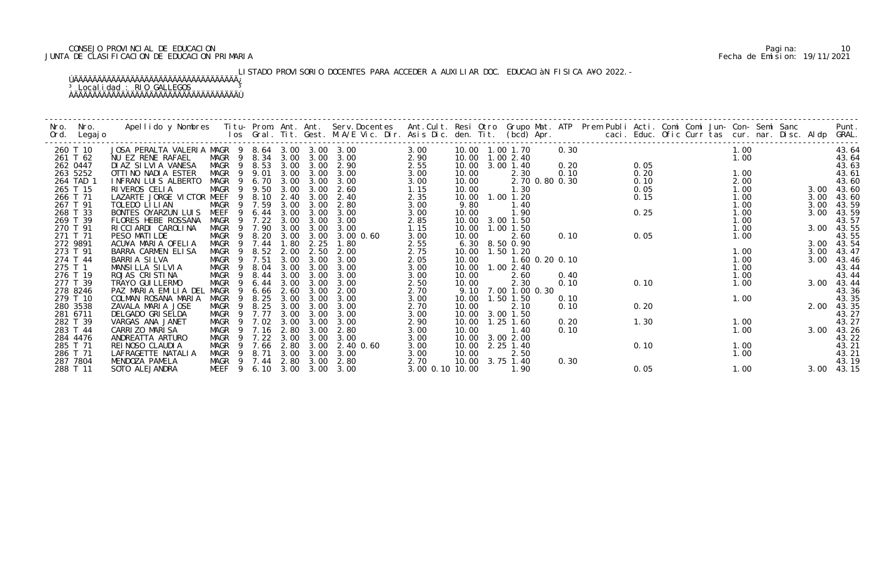CONSEJO PROVINCIAL DE EDUCACION
JUNTA DE CLASIFICACION DE EDUCACION PRIMARIA

LISTADO PROVISORIO DOCENTES PARA ACCEDER A AUXILIAR DOC. EDUCACIÓN FISICA AÑO 2022.-

Localidad : RIO GALLEGOS

| Nro. Ord. | Nro. Legajo | Apellido y Nombres | Titu- los | Prom. Gral. | Ant. Tit. | Ant. Gest. | Serv.Docentes M.A/E Vic. Dir. | Ant.Cult. Asis Dic. | Resi den. | Otro Tit. | Grupo Mat. (bcd) | ATP Apr. | Prem Publi caci. | Acti. Educ. | Comi Ofic | Comi Curr | Jun- tas | Con- cur. | Semi nar. | Sanc Disc. | Aldp | Punt. GRAL. |
|---|---|---|---|---|---|---|---|---|---|---|---|---|---|---|---|---|---|---|---|---|---|---|
| 260 | T 10 | JOSA PERALTA VALERIA | MAGR 9 | 8.64 | 3.00 | 3.00 | 3.00 | 3.00 | 10.00 | 1.00 | 1.70 | 0.30 | | | | | | 1.00 | | | | 43.64 |
| 261 | T 62 | NU EZ RENE RAFAEL | MAGR 9 | 8.34 | 3.00 | 3.00 | 3.00 | 2.90 | 10.00 | 1.00 | 2.40 | | | | | | | 1.00 | | | | 43.64 |
| 262 | 0447 | DIAZ SILVIA VANESA | MAGR 9 | 8.53 | 3.00 | 3.00 | 2.90 | 2.55 | 10.00 | 3.00 | 1.40 | 0.20 | | 0.05 | | | | | | | | 43.63 |
| 263 | 5252 | OTTINO NADIA ESTER | MAGR 9 | 9.01 | 3.00 | 3.00 | 3.00 | 3.00 | 10.00 | | 2.30 | 0.10 | | 0.20 | | | | 1.00 | | | | 43.61 |
| 264 | TAD 1 | INFRAN LUIS ALBERTO | MAGR 9 | 6.70 | 3.00 | 3.00 | 3.00 | 3.00 | 10.00 | | 2.70 0.80 | 0.30 | | 0.10 | | | | 2.00 | | | | 43.60 |
| 265 | T 15 | RIVEROS CELIA | MAGR 9 | 9.50 | 3.00 | 3.00 | 2.60 | 1.15 | 10.00 | | 1.30 | | | 0.05 | | | | 1.00 | | | 3.00 | 43.60 |
| 266 | T 71 | LAZARTE JORGE VICTOR | MEEF 9 | 8.10 | 2.40 | 3.00 | 2.40 | 2.35 | 10.00 | 1.00 | 1.20 | | | 0.15 | | | | 1.00 | | | 3.00 | 43.60 |
| 267 | T 91 | TOLEDO LILIAN | MAGR 9 | 7.59 | 3.00 | 3.00 | 2.80 | 3.00 | 9.80 | | 1.40 | | | | | | | 1.00 | | | 3.00 | 43.59 |
| 268 | T 33 | BONTES OYARZUN LUIS | MEEF 9 | 6.44 | 3.00 | 3.00 | 3.00 | 3.00 | 10.00 | | 1.90 | | | 0.25 | | | | 1.00 | | | 3.00 | 43.59 |
| 269 | T 39 | FLORES HEBE ROSSANA | MAGR 9 | 7.22 | 3.00 | 3.00 | 3.00 | 2.85 | 10.00 | 3.00 | 1.50 | | | | | | | 1.00 | | | | 43.57 |
| 270 | T 91 | RICCIARDI CAROLINA | MAGR 9 | 7.90 | 3.00 | 3.00 | 3.00 | 1.15 | 10.00 | 1.00 | 1.50 | | | | | | | 1.00 | | | 3.00 | 43.55 |
| 271 | T 71 | PESO MATILDE | MAGR 9 | 8.20 | 3.00 | 3.00 | 3.00 0.60 | 3.00 | 10.00 | | 2.60 | 0.10 | | 0.05 | | | | 1.00 | | | | 43.55 |
| 272 | 9891 | ACU¥A MARIA OFELIA | MAGR 9 | 7.44 | 1.80 | 2.25 | 1.80 | 2.55 | 6.30 | 8.50 | 0.90 | | | | | | | | | | 3.00 | 43.54 |
| 273 | T 91 | BARRA CARMEN ELISA | MAGR 9 | 8.52 | 2.00 | 2.50 | 2.00 | 2.75 | 10.00 | 1.50 | 1.20 | | | | | | | 1.00 | | | 3.00 | 43.47 |
| 274 | T 44 | BARRIA SILVA | MAGR 9 | 7.51 | 3.00 | 3.00 | 3.00 | 2.05 | 10.00 | | 1.60 0.20 | 0.10 | | | | | | 1.00 | | | 3.00 | 43.46 |
| 275 | T 1 | MANSILLA SILVIA | MAGR 9 | 8.04 | 3.00 | 3.00 | 3.00 | 3.00 | 10.00 | 1.00 | 2.40 | | | | | | | 1.00 | | | | 43.44 |
| 276 | T 19 | ROJAS CRISTINA | MAGR 9 | 8.44 | 3.00 | 3.00 | 3.00 | 3.00 | 10.00 | | 2.60 | 0.40 | | | | | | 1.00 | | | | 43.44 |
| 277 | T 39 | TRAYO GUILLERMO | MAGR 9 | 6.44 | 3.00 | 3.00 | 3.00 | 2.50 | 10.00 | | 2.30 | 0.10 | | 0.10 | | | | 1.00 | | | 3.00 | 43.44 |
| 278 | 8246 | PAZ MARIA EMILIA DEL | MAGR 9 | 6.66 | 2.60 | 3.00 | 2.00 | 2.70 | 9.10 | 7.00 | 1.00 0.30 | | | | | | | | | | | 43.36 |
| 279 | T 10 | COLMAN ROSANA MARIA | MAGR 9 | 8.25 | 3.00 | 3.00 | 3.00 | 3.00 | 10.00 | 1.50 | 1.50 | 0.10 | | | | | | 1.00 | | | | 43.35 |
| 280 | 3538 | ZAVALA MARIA JOSE | MAGR 9 | 8.25 | 3.00 | 3.00 | 3.00 | 2.70 | 10.00 | | 2.10 | 0.10 | | 0.20 | | | | | | | 2.00 | 43.35 |
| 281 | 6711 | DELGADO GRISELDA | MAGR 9 | 7.77 | 3.00 | 3.00 | 3.00 | 3.00 | 10.00 | 3.00 | 1.50 | | | | | | | | | | | 43.27 |
| 282 | T 39 | VARGAS ANA JANET | MAGR 9 | 7.02 | 3.00 | 3.00 | 3.00 | 2.90 | 10.00 | 1.25 | 1.60 | 0.20 | | 1.30 | | | | 1.00 | | | | 43.27 |
| 283 | T 44 | CARRIZO MARISA | MAGR 9 | 7.16 | 2.80 | 3.00 | 2.80 | 3.00 | 10.00 | | 1.40 | 0.10 | | | | | | 1.00 | | | 3.00 | 43.26 |
| 284 | 4476 | ANDREATTA ARTURO | MAGR 9 | 7.22 | 3.00 | 3.00 | 3.00 | 3.00 | 10.00 | 3.00 | 2.00 | | | | | | | | | | | 43.22 |
| 285 | T 71 | REINOSO CLAUDIA | MAGR 9 | 7.66 | 2.80 | 3.00 | 2.40 0.60 | 3.00 | 10.00 | 2.25 | 1.40 | | | 0.10 | | | | 1.00 | | | | 43.21 |
| 286 | T 71 | LAFRAGETTE NATALIA | MAGR 9 | 8.71 | 3.00 | 3.00 | 3.00 | 3.00 | 10.00 | | 2.50 | | | | | | | 1.00 | | | | 43.21 |
| 287 | 7804 | MENDOZA PAMELA | MAGR 9 | 7.44 | 2.80 | 3.00 | 2.80 | 2.70 | 10.00 | 3.75 | 1.40 | 0.30 | | | | | | | | | | 43.19 |
| 288 | T 11 | SOTO ALEJANDRA | MEEF 9 | 6.10 | 3.00 | 3.00 | 3.00 | 3.00 0.10 | 10.00 | | 1.90 | | | 0.05 | | | | 1.00 | | | 3.00 | 43.15 |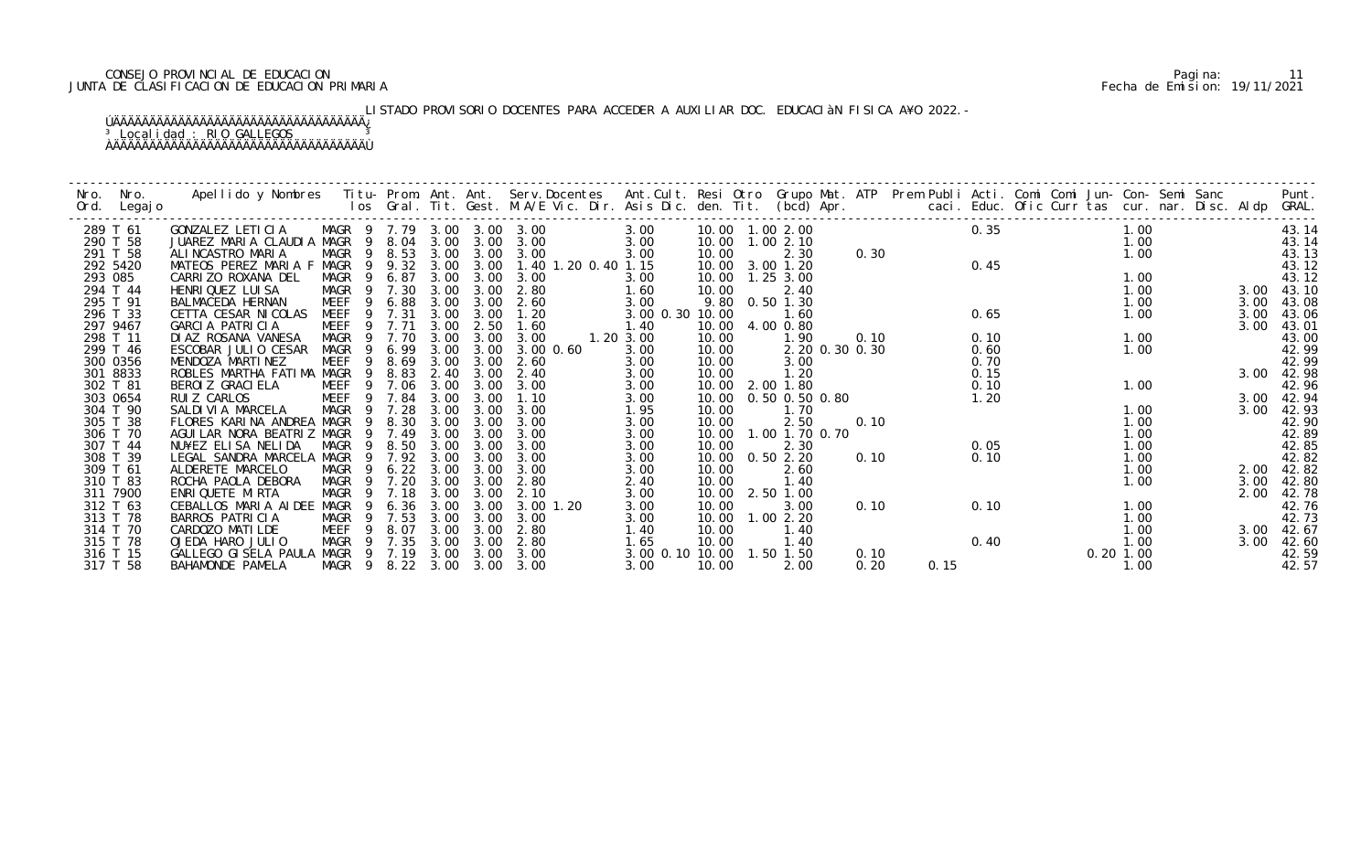CONSEJO PROVINCIAL DE EDUCACION
JUNTA DE CLASIFICACION DE EDUCACION PRIMARIA

Pagina: 11
Fecha de Emision: 19/11/2021

LISTADO PROVISORIO DOCENTES PARA ACCEDER A AUXILIAR DOC. EDUCACIàN FISICA A¥O 2022.-

Localidad : RIO GALLEGOS

| Nro. Ord. | Nro. Legajo | Apellido y Nombres | Titu- los | Prom. Gral. | Ant. Tit. | Ant. Gest. | Serv.Docentes M.A/E Vic. Dir. | Ant.Cult. Asis Dic. | Resi den. | Otro Tit. | Grupo Mat. (bcd) | ATP Apr. | Prem Publi caci. | Acti. Educ. | Comi Ofic | Comi Curr | Jun- tas | Con- cur. | Semi nar. | Sanc Disc. | Aldp | Punt. GRAL. |
|---|---|---|---|---|---|---|---|---|---|---|---|---|---|---|---|---|---|---|---|---|---|---|
| 289 | T 61 | GONZALEZ LETICIA | MAGR 9 | 7.79 | 3.00 | 3.00 | 3.00 | 3.00 | 10.00 | 1.00 | 2.00 | | | 0.35 | | | | 1.00 | | | | 43.14 |
| 290 | T 58 | JUAREZ MARIA CLAUDIA | MAGR 9 | 8.04 | 3.00 | 3.00 | 3.00 | 3.00 | 10.00 | 1.00 | 2.10 | | | | | | | 1.00 | | | | 43.14 |
| 291 | T 58 | ALINCASTRO MARIA | MAGR 9 | 8.53 | 3.00 | 3.00 | 3.00 | 3.00 | 10.00 | | 2.30 | 0.30 | | | | | | 1.00 | | | | 43.13 |
| 292 | 5420 | MATEOS PEREZ MARIA F | MAGR 9 | 9.32 | 3.00 | 3.00 | 1.40 1.20 0.40 | 1.15 | 10.00 | 3.00 | 1.20 | | | 0.45 | | | | | | | | 43.12 |
| 293 | 085 | CARRIZO ROXANA DEL | MAGR 9 | 6.87 | 3.00 | 3.00 | 3.00 | 3.00 | 10.00 | 1.25 | 3.00 | | | | | | | 1.00 | | | | 43.12 |
| 294 | T 44 | HENRIQUEZ LUISA | MAGR 9 | 7.30 | 3.00 | 3.00 | 2.80 | 1.60 | 10.00 | | 2.40 | | | | | | | 1.00 | | | 3.00 | 43.10 |
| 295 | T 91 | BALMACEDA HERNAN | MEEF 9 | 6.88 | 3.00 | 3.00 | 2.60 | 3.00 | 9.80 | 0.50 | 1.30 | | | | | | | 1.00 | | | 3.00 | 43.08 |
| 296 | T 33 | CETTA CESAR NICOLAS | MEEF 9 | 7.31 | 3.00 | 3.00 | 1.20 | 3.00 0.30 | 10.00 | | 1.60 | | | 0.65 | | | | 1.00 | | | 3.00 | 43.06 |
| 297 | 9467 | GARCIA PATRICIA | MEEF 9 | 7.71 | 3.00 | 2.50 | 1.60 | 1.40 | 10.00 | 4.00 | 0.80 | | | | | | | | | | 3.00 | 43.01 |
| 298 | T 11 | DIAZ ROSANA VANESA | MAGR 9 | 7.70 | 3.00 | 3.00 | 3.00 1.20 | 3.00 | 10.00 | | 1.90 | 0.10 | | 0.10 | | | | 1.00 | | | | 43.00 |
| 299 | T 46 | ESCOBAR JULIO CESAR | MAGR 9 | 6.99 | 3.00 | 3.00 | 3.00 0.60 | 3.00 | 10.00 | | 2.20 0.30 0.30 | | | 0.60 | | | | 1.00 | | | | 42.99 |
| 300 | 0356 | MENDOZA MARTINEZ | MEEF 9 | 8.69 | 3.00 | 3.00 | 2.60 | 3.00 | 10.00 | | 3.00 | | | 0.70 | | | | | | | | 42.99 |
| 301 | 8833 | ROBLES MARTHA FATIMA | MAGR 9 | 8.83 | 2.40 | 3.00 | 2.40 | 3.00 | 10.00 | | 1.20 | | | 0.15 | | | | | | | 3.00 | 42.98 |
| 302 | T 81 | BEROIZ GRACIELA | MEEF 9 | 7.06 | 3.00 | 3.00 | 3.00 | 3.00 | 10.00 | 2.00 | 1.80 | | | 0.10 | | | | 1.00 | | | | 42.96 |
| 303 | 0654 | RUIZ CARLOS | MEEF 9 | 7.84 | 3.00 | 3.00 | 1.10 | 3.00 | 10.00 | | 0.50 0.50 0.80 | | | 1.20 | | | | | | | 3.00 | 42.94 |
| 304 | T 90 | SALDIVIA MARCELA | MAGR 9 | 7.28 | 3.00 | 3.00 | 3.00 | 1.95 | 10.00 | | 1.70 | | | | | | | 1.00 | | | 3.00 | 42.93 |
| 305 | T 38 | FLORES KARINA ANDREA | MAGR 9 | 8.30 | 3.00 | 3.00 | 3.00 | 3.00 | 10.00 | | 2.50 | 0.10 | | | | | | 1.00 | | | | 42.90 |
| 306 | T 70 | AGUILAR NORA BEATRIZ | MAGR 9 | 7.49 | 3.00 | 3.00 | 3.00 | 3.00 | 10.00 | 1.00 | 1.70 0.70 | | | | | | | 1.00 | | | | 42.89 |
| 307 | T 44 | NU¥EZ ELISA NELIDA | MAGR 9 | 8.50 | 3.00 | 3.00 | 3.00 | 3.00 | 10.00 | | 2.30 | | | 0.05 | | | | 1.00 | | | | 42.85 |
| 308 | T 39 | LEGAL SANDRA MARCELA | MAGR 9 | 7.92 | 3.00 | 3.00 | 3.00 | 3.00 | 10.00 | 0.50 | 2.20 | 0.10 | | 0.10 | | | | 1.00 | | | | 42.82 |
| 309 | T 61 | ALDERETE MARCELO | MAGR 9 | 6.22 | 3.00 | 3.00 | 3.00 | 3.00 | 10.00 | | 2.60 | | | | | | | 1.00 | | | 2.00 | 42.82 |
| 310 | T 83 | ROCHA PAOLA DEBORA | MAGR 9 | 7.20 | 3.00 | 3.00 | 2.80 | 2.40 | 10.00 | | 1.40 | | | | | | | 1.00 | | | 3.00 | 42.80 |
| 311 | 7900 | ENRIQUETE MIRTA | MAGR 9 | 7.18 | 3.00 | 3.00 | 2.10 | 3.00 | 10.00 | 2.50 | 1.00 | | | | | | | | | | 2.00 | 42.78 |
| 312 | T 63 | CEBALLOS MARIA AIDEE | MAGR 9 | 6.36 | 3.00 | 3.00 | 3.00 1.20 | 3.00 | 10.00 | | 3.00 | 0.10 | | 0.10 | | | | 1.00 | | | | 42.76 |
| 313 | T 78 | BARROS PATRICIA | MAGR 9 | 7.53 | 3.00 | 3.00 | 3.00 | 3.00 | 10.00 | 1.00 | 2.20 | | | | | | | 1.00 | | | | 42.73 |
| 314 | T 70 | CARDOZO MATILDE | MEEF 9 | 8.07 | 3.00 | 3.00 | 2.80 | 1.40 | 10.00 | | 1.40 | | | | | | | 1.00 | | | 3.00 | 42.67 |
| 315 | T 78 | OJEDA HARO JULIO | MAGR 9 | 7.35 | 3.00 | 3.00 | 2.80 | 1.65 | 10.00 | | 1.40 | | | 0.40 | | | | 1.00 | | | 3.00 | 42.60 |
| 316 | T 15 | GALLEGO GISELA PAULA | MAGR 9 | 7.19 | 3.00 | 3.00 | 3.00 | 3.00 0.10 | 10.00 | 1.50 | 1.50 | 0.10 | | | | | 0.20 | 1.00 | | | | 42.59 |
| 317 | T 58 | BAHAMONDE PAMELA | MAGR 9 | 8.22 | 3.00 | 3.00 | 3.00 | 3.00 | 10.00 | | 2.00 | 0.20 | 0.15 | | | | | 1.00 | | | | 42.57 |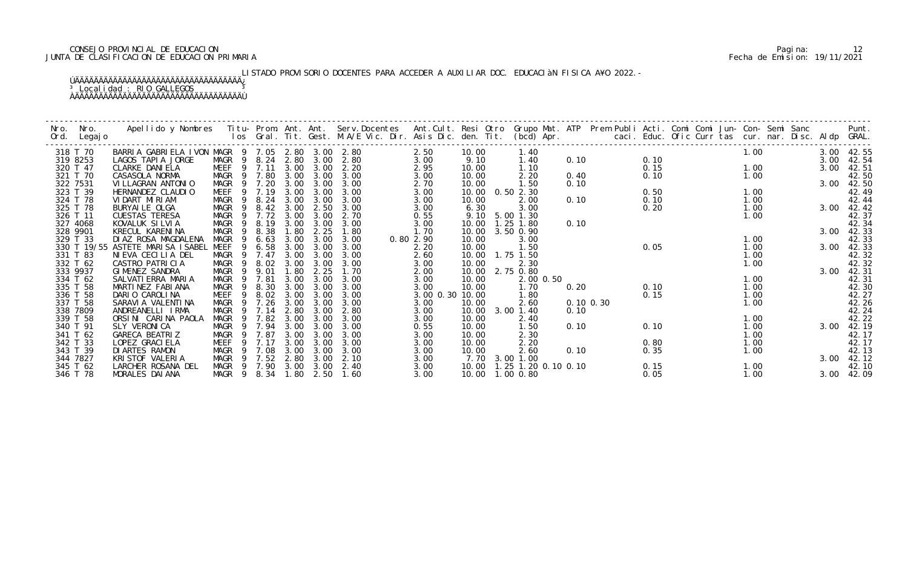CONSEJO PROVINCIAL DE EDUCACION
JUNTA DE CLASIFICACION DE EDUCACION PRIMARIA

Fecha de Emision: 19/11/2021

LISTADO PROVISORIO DOCENTES PARA ACCEDER A AUXILIAR DOC. EDUCACIÀN FISICA A¥O 2022.-

³ Localidad : RIO GALLEGOS

| Nro. Ord. | Nro. Legajo | Apellido y Nombres | Titu-los | Prom. Gral. | Ant. Tit. | Ant. Gest. | Serv.Docentes M.A/E Vic. Dir. | Ant.Cult. Asis Dic. | Resi den. | Otro Tit. | Grupo Mat. (bcd) | ATP Apr. | Prem caci. | Publi Educ. | Acti. Ofic | Comi Curr | Comi tas | Jun- cur. | Con- nar. | Semi Disc. | Sanc Aldp | Punt. GRAL. |
|---|---|---|---|---|---|---|---|---|---|---|---|---|---|---|---|---|---|---|---|---|---|---|
| 318 | T 70 | BARRIA GABRIELA IVON | MAGR 9 | 7.05 | 2.80 | 3.00 | 2.80 | 2.50 | 10.00 | | 1.40 | | | | | | | 1.00 | | | 3.00 | 42.55 |
| 319 | 8253 | LAGOS TAPIA JORGE | MAGR 9 | 8.24 | 2.80 | 3.00 | 2.80 | 3.00 | 9.10 | | 1.40 | 0.10 | | 0.10 | | | | | | | 3.00 | 42.54 |
| 320 | T 47 | CLARKE DANIELA | MEEF 9 | 7.11 | 3.00 | 3.00 | 2.20 | 2.95 | 10.00 | | 1.10 | | | 0.15 | | | | 1.00 | | | 3.00 | 42.51 |
| 321 | T 70 | CASASOLA NORMA | MAGR 9 | 7.80 | 3.00 | 3.00 | 3.00 | 3.00 | 10.00 | | 2.20 | 0.40 | | 0.10 | | | | 1.00 | | | | 42.50 |
| 322 | 7531 | VILLAGRAN ANTONIO | MAGR 9 | 7.20 | 3.00 | 3.00 | 3.00 | 2.70 | 10.00 | | 1.50 | 0.10 | | | | | | | | | 3.00 | 42.50 |
| 323 | T 39 | HERNANDEZ CLAUDIO | MEEF 9 | 7.19 | 3.00 | 3.00 | 3.00 | 3.00 | 10.00 | 0.50 | 2.30 | | | 0.50 | | | | 1.00 | | | | 42.49 |
| 324 | T 78 | VIDART MIRIAM | MAGR 9 | 8.24 | 3.00 | 3.00 | 3.00 | 3.00 | 10.00 | | 2.00 | 0.10 | | 0.10 | | | | 1.00 | | | | 42.44 |
| 325 | T 78 | BURYAILE OLGA | MAGR 9 | 8.42 | 3.00 | 2.50 | 3.00 | 3.00 | 6.30 | | 3.00 | | | 0.20 | | | | 1.00 | | | 3.00 | 42.42 |
| 326 | T 11 | CUESTAS TERESA | MAGR 9 | 7.72 | 3.00 | 3.00 | 2.70 | 0.55 | 9.10 | 5.00 | 1.30 | | | | | | | 1.00 | | | | 42.37 |
| 327 | 4068 | KOVALUK SILVIA | MAGR 9 | 8.19 | 3.00 | 3.00 | 3.00 | 3.00 | 10.00 | 1.25 | 1.80 | 0.10 | | | | | | | | | | 42.34 |
| 328 | 9901 | KRECUL KARENINA | MAGR 9 | 8.38 | 1.80 | 2.25 | 1.80 | 1.70 | 10.00 | 3.50 | 0.90 | | | | | | | | | | 3.00 | 42.33 |
| 329 | T 33 | DIAZ ROSA MAGDALENA | MAGR 9 | 6.63 | 3.00 | 3.00 | 3.00 | 0.80 2.90 | 10.00 | | 3.00 | | | | | | | 1.00 | | | | 42.33 |
| 330 | T 19/55 | ASTETE MARISA ISABEL | MEEF 9 | 6.58 | 3.00 | 3.00 | 3.00 | 2.20 | 10.00 | | 1.50 | | | 0.05 | | | | 1.00 | | | 3.00 | 42.33 |
| 331 | T 83 | NIEVA CECILIA DEL | MAGR 9 | 7.47 | 3.00 | 3.00 | 3.00 | 2.60 | 10.00 | 1.75 | 1.50 | | | | | | | 1.00 | | | | 42.32 |
| 332 | T 62 | CASTRO PATRICIA | MAGR 9 | 8.02 | 3.00 | 3.00 | 3.00 | 3.00 | 10.00 | | 2.30 | | | | | | | 1.00 | | | | 42.32 |
| 333 | 9937 | GIMENEZ SANDRA | MAGR 9 | 9.01 | 1.80 | 2.25 | 1.70 | 2.00 | 10.00 | 2.75 | 0.80 | | | | | | | | | | 3.00 | 42.31 |
| 334 | T 62 | SALVATIERRA MARIA | MAGR 9 | 7.81 | 3.00 | 3.00 | 3.00 | 3.00 | 10.00 | | 2.00 | 0.50 | | | | | | 1.00 | | | | 42.31 |
| 335 | T 58 | MARTINEZ FABIANA | MAGR 9 | 8.30 | 3.00 | 3.00 | 3.00 | 3.00 | 10.00 | | 1.70 | 0.20 | | 0.10 | | | | 1.00 | | | | 42.30 |
| 336 | T 58 | DARIO CAROLINA | MEEF 9 | 8.02 | 3.00 | 3.00 | 3.00 | 3.00 0.30 | 10.00 | | 1.80 | | | 0.15 | | | | 1.00 | | | | 42.27 |
| 337 | T 58 | SARAVIA VALENTINA | MAGR 9 | 7.26 | 3.00 | 3.00 | 3.00 | 3.00 | 10.00 | | 2.60 | 0.10 | 0.30 | | | | | 1.00 | | | | 42.26 |
| 338 | 7809 | ANDREANELLI IRMA | MAGR 9 | 7.14 | 2.80 | 3.00 | 2.80 | 3.00 | 10.00 | 3.00 | 1.40 | 0.10 | | | | | | | | | | 42.24 |
| 339 | T 58 | ORSINI CARINA PAOLA | MAGR 9 | 7.82 | 3.00 | 3.00 | 3.00 | 3.00 | 10.00 | | 2.40 | | | | | | | 1.00 | | | | 42.22 |
| 340 | T 91 | SLY VERONICA | MAGR 9 | 7.94 | 3.00 | 3.00 | 3.00 | 0.55 | 10.00 | | 1.50 | 0.10 | | 0.10 | | | | 1.00 | | | 3.00 | 42.19 |
| 341 | T 62 | GARECA BEATRIZ | MAGR 9 | 7.87 | 3.00 | 3.00 | 3.00 | 3.00 | 10.00 | | 2.30 | | | | | | | 1.00 | | | | 42.17 |
| 342 | T 33 | LOPEZ GRACIELA | MEEF 9 | 7.17 | 3.00 | 3.00 | 3.00 | 3.00 | 10.00 | | 2.20 | | | 0.80 | | | | 1.00 | | | | 42.17 |
| 343 | T 39 | DIARTES RAMON | MAGR 9 | 7.08 | 3.00 | 3.00 | 3.00 | 3.00 | 10.00 | | 2.60 | 0.10 | | 0.35 | | | | 1.00 | | | | 42.13 |
| 344 | 7827 | KRISTOF VALERIA | MAGR 9 | 7.52 | 2.80 | 3.00 | 2.10 | 3.00 | 7.70 | 3.00 | 1.00 | | | | | | | | | | 3.00 | 42.12 |
| 345 | T 62 | LARCHER ROSANA DEL | MAGR 9 | 7.90 | 3.00 | 3.00 | 2.40 | 3.00 | 10.00 | 1.25 | 1.20 | 0.10 | 0.10 | 0.15 | | | | 1.00 | | | | 42.10 |
| 346 | T 78 | MORALES DAIANA | MAGR 9 | 8.34 | 1.80 | 2.50 | 1.60 | 3.00 | 10.00 | 1.00 | 0.80 | | | 0.05 | | | | 1.00 | | | 3.00 | 42.09 |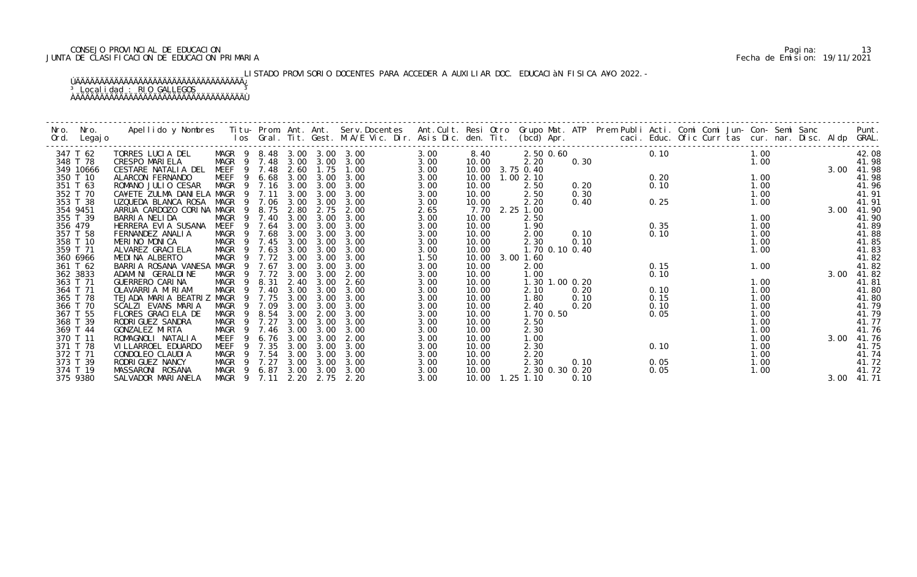CONSEJO PROVINCIAL DE EDUCACION
JUNTA DE CLASIFICACION DE EDUCACION PRIMARIA

Pagina: 13
Fecha de Emision: 19/11/2021

LISTADO PROVISORIO DOCENTES PARA ACCEDER A AUXILIAR DOC. EDUCACIÓN FISICA AÑO 2022.-

Localidad : RIO GALLEGOS

| Nro. Ord. | Nro. Legajo | Apellido y Nombres | Titu- los | Prom. Gral. | Ant. Tit. | Ant. Gest. | Serv. Docentes M.A/E Vic. Dir. | Ant. Cult. Asis Dic. | Resi den. | Otro Tit. | Grupo (bcd) | Mat. Apr. | ATP | Prem Publi caci. | Acti. Educ. | Comi Ofic | Comi Curr | Jun- tas | Con- cur. | Semi nar. | Sanc Disc. | Aldp | Punt. GRAL. |
|---|---|---|---|---|---|---|---|---|---|---|---|---|---|---|---|---|---|---|---|---|---|---|---|
| 347 | T 62 | TORRES LUCIA DEL | MAGR 9 | 8.48 | 3.00 | 3.00 | 3.00 | 3.00 | 8.40 | | 2.50 | 0.60 | | | 0.10 | | | | 1.00 | | | | 42.08 |
| 348 | T 78 | CRESPO MARIELA | MAGR 9 | 7.48 | 3.00 | 3.00 | 3.00 | 3.00 | 10.00 | | 2.20 | | 0.30 | | | | | | 1.00 | | | | 41.98 |
| 349 | 10666 | CESTARE NATALIA DEL | MEEF 9 | 7.48 | 2.60 | 1.75 | 1.00 | 3.00 | 10.00 | 3.75 | 0.40 | | | | | | | | | | | 3.00 | 41.98 |
| 350 | T 10 | ALARCON FERNANDO | MEEF 9 | 6.68 | 3.00 | 3.00 | 3.00 | 3.00 | 10.00 | 1.00 | 2.10 | | | | 0.20 | | | | 1.00 | | | | 41.98 |
| 351 | T 63 | ROMANO JULIO CESAR | MAGR 9 | 7.16 | 3.00 | 3.00 | 3.00 | 3.00 | 10.00 | | 2.50 | | 0.20 | | 0.10 | | | | 1.00 | | | | 41.96 |
| 352 | T 70 | CA¥ETE ZULMA DANIELA | MAGR 9 | 7.11 | 3.00 | 3.00 | 3.00 | 3.00 | 10.00 | | 2.50 | | 0.30 | | | | | | 1.00 | | | | 41.91 |
| 353 | T 38 | UZQUEDA BLANCA ROSA | MAGR 9 | 7.06 | 3.00 | 3.00 | 3.00 | 3.00 | 10.00 | | 2.20 | | 0.40 | | 0.25 | | | | 1.00 | | | | 41.91 |
| 354 | 9451 | ARRUA CARDOZO CORINA | MAGR 9 | 8.75 | 2.80 | 2.75 | 2.00 | 2.65 | 7.70 | 2.25 | 1.00 | | | | | | | | | | | 3.00 | 41.90 |
| 355 | T 39 | BARRIA NELIDA | MAGR 9 | 7.40 | 3.00 | 3.00 | 3.00 | 3.00 | 10.00 | | 2.50 | | | | | | | | 1.00 | | | | 41.90 |
| 356 | 479 | HERRERA EVIA SUSANA | MEEF 9 | 7.64 | 3.00 | 3.00 | 3.00 | 3.00 | 10.00 | | 1.90 | | | | 0.35 | | | | 1.00 | | | | 41.89 |
| 357 | T 58 | FERNANDEZ ANALIA | MAGR 9 | 7.68 | 3.00 | 3.00 | 3.00 | 3.00 | 10.00 | | 2.00 | | 0.10 | | 0.10 | | | | 1.00 | | | | 41.88 |
| 358 | T 10 | MERINO MONICA | MAGR 9 | 7.45 | 3.00 | 3.00 | 3.00 | 3.00 | 10.00 | | 2.30 | | 0.10 | | | | | | 1.00 | | | | 41.85 |
| 359 | T 71 | ALVAREZ GRACIELA | MAGR 9 | 7.63 | 3.00 | 3.00 | 3.00 | 3.00 | 10.00 | | 1.70 | 0.10 | 0.40 | | | | | | 1.00 | | | | 41.83 |
| 360 | 6966 | MEDINA ALBERTO | MAGR 9 | 7.72 | 3.00 | 3.00 | 3.00 | 1.50 | 10.00 | 3.00 | 1.60 | | | | | | | | | | | | 41.82 |
| 361 | T 62 | BARRIA ROSANA VANESA | MAGR 9 | 7.67 | 3.00 | 3.00 | 3.00 | 3.00 | 10.00 | | 2.00 | | | | 0.15 | | | | 1.00 | | | | 41.82 |
| 362 | 3833 | ADAMINI GERALDINE | MAGR 9 | 7.72 | 3.00 | 3.00 | 2.00 | 3.00 | 10.00 | | 1.00 | | | | 0.10 | | | | | | | 3.00 | 41.82 |
| 363 | T 71 | GUERRERO CARINA | MAGR 9 | 8.31 | 2.40 | 3.00 | 2.60 | 3.00 | 10.00 | | 1.30 | 1.00 | 0.20 | | | | | | 1.00 | | | | 41.81 |
| 364 | T 71 | OLAVARRIA MIRIAM | MAGR 9 | 7.40 | 3.00 | 3.00 | 3.00 | 3.00 | 10.00 | | 2.10 | | 0.20 | | 0.10 | | | | 1.00 | | | | 41.80 |
| 365 | T 78 | TEJADA MARIA BEATRIZ | MAGR 9 | 7.75 | 3.00 | 3.00 | 3.00 | 3.00 | 10.00 | | 1.80 | | 0.10 | | 0.15 | | | | 1.00 | | | | 41.80 |
| 366 | T 70 | SCALZI EVANS MARIA | MAGR 9 | 7.09 | 3.00 | 3.00 | 3.00 | 3.00 | 10.00 | | 2.40 | | 0.20 | | 0.10 | | | | 1.00 | | | | 41.79 |
| 367 | T 55 | FLORES GRACIELA DE | MAGR 9 | 8.54 | 3.00 | 2.00 | 3.00 | 3.00 | 10.00 | | 1.70 | 0.50 | | | 0.05 | | | | 1.00 | | | | 41.79 |
| 368 | T 39 | RODRIGUEZ SANDRA | MAGR 9 | 7.27 | 3.00 | 3.00 | 3.00 | 3.00 | 10.00 | | 2.50 | | | | | | | | 1.00 | | | | 41.77 |
| 369 | T 44 | GONZALEZ MIRTA | MAGR 9 | 7.46 | 3.00 | 3.00 | 3.00 | 3.00 | 10.00 | | 2.30 | | | | | | | | 1.00 | | | | 41.76 |
| 370 | T 11 | ROMAGNOLI NATALIA | MEEF 9 | 6.76 | 3.00 | 3.00 | 2.00 | 3.00 | 10.00 | | 1.00 | | | | | | | | 1.00 | | | 3.00 | 41.76 |
| 371 | T 78 | VILLARROEL EDUARDO | MEEF 9 | 7.35 | 3.00 | 3.00 | 3.00 | 3.00 | 10.00 | | 2.30 | | | | 0.10 | | | | 1.00 | | | | 41.75 |
| 372 | T 71 | CONDOLEO CLAUDIA | MAGR 9 | 7.54 | 3.00 | 3.00 | 3.00 | 3.00 | 10.00 | | 2.20 | | | | | | | | 1.00 | | | | 41.74 |
| 373 | T 39 | RODRIGUEZ NANCY | MAGR 9 | 7.27 | 3.00 | 3.00 | 3.00 | 3.00 | 10.00 | | 2.30 | | 0.10 | | 0.05 | | | | 1.00 | | | | 41.72 |
| 374 | T 19 | MASSARONI ROSANA | MAGR 9 | 6.87 | 3.00 | 3.00 | 3.00 | 3.00 | 10.00 | | 2.30 | 0.30 | 0.20 | | 0.05 | | | | 1.00 | | | | 41.72 |
| 375 | 9380 | SALVADOR MARIANELA | MAGR 9 | 7.11 | 2.20 | 2.75 | 2.20 | 3.00 | 10.00 | 1.25 | 1.10 | | 0.10 | | | | | | | | | 3.00 | 41.71 |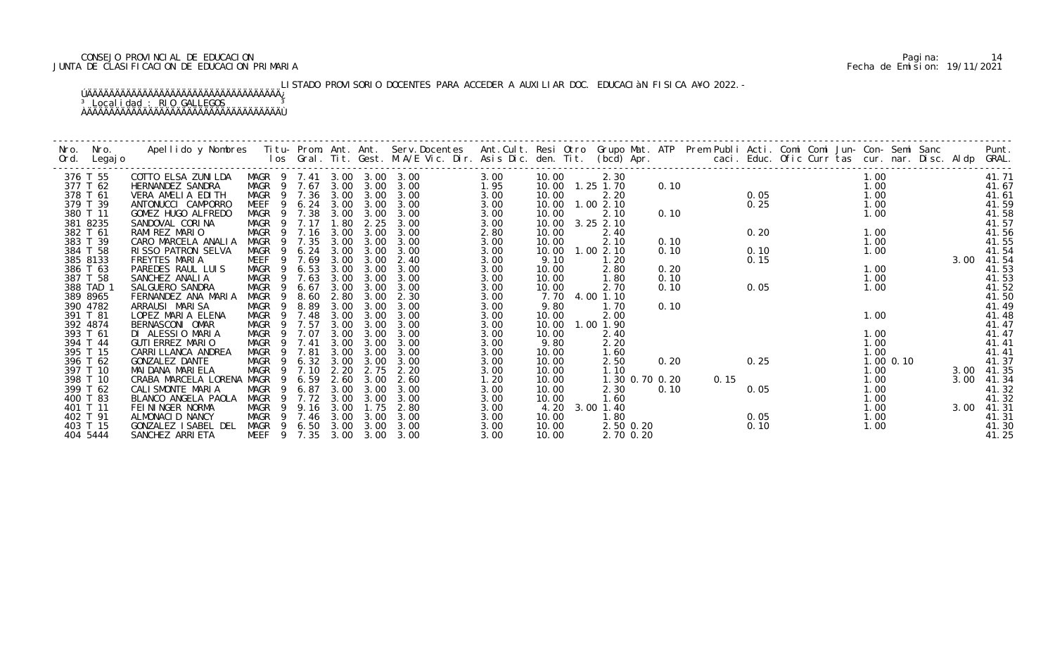CONSEJO PROVINCIAL DE EDUCACION
JUNTA DE CLASIFICACION DE EDUCACION PRIMARIA

Pagina: 14
Fecha de Emision: 19/11/2021

LISTADO PROVISORIO DOCENTES PARA ACCEDER A AUXILIAR DOC. EDUCACIÓN FISICA AÑO 2022.-

Localidad : RIO GALLEGOS

| Nro. Ord. | Nro. Legajo | Apellido y Nombres | Titu- los | Prom. Gral. | Ant. Tit. | Ant. Gest. | Serv.Docentes M.A/E Vic. Dir. | Ant.Cult. Asis Dic. | Resi den. | Otro Tit. | Grupo Mat. (bcd) | ATP Apr. | Prem Publi caci. | Acti. Educ. | Comi Ofic | Comi Curr | Jun- tas | Con- cur. | Semi nar. | Sanc Disc. | Aldp | Punt. GRAL. |
|---|---|---|---|---|---|---|---|---|---|---|---|---|---|---|---|---|---|---|---|---|---|---|
| 376 | T 55 | COTTO ELSA ZUNILDA | MAGR 9 | 7.41 | 3.00 | 3.00 | 3.00 | 3.00 | 10.00 | | 2.30 | | | | | | | 1.00 | | | | 41.71 |
| 377 | T 62 | HERNANDEZ SANDRA | MAGR 9 | 7.67 | 3.00 | 3.00 | 3.00 | 1.95 | 10.00 | 1.25 | 1.70 | 0.10 | | | | | | 1.00 | | | | 41.67 |
| 378 | T 61 | VERA AMELIA EDITH | MAGR 9 | 7.36 | 3.00 | 3.00 | 3.00 | 3.00 | 10.00 | | 2.20 | | | 0.05 | | | | 1.00 | | | | 41.61 |
| 379 | T 39 | ANTONUCCI CAMPORRO | MEEF 9 | 6.24 | 3.00 | 3.00 | 3.00 | 3.00 | 10.00 | 1.00 | 2.10 | | | 0.25 | | | | 1.00 | | | | 41.59 |
| 380 | T 11 | GOMEZ HUGO ALFREDO | MAGR 9 | 7.38 | 3.00 | 3.00 | 3.00 | 3.00 | 10.00 | | 2.10 | 0.10 | | | | | | 1.00 | | | | 41.58 |
| 381 | 8235 | SANDOVAL CORINA | MAGR 9 | 7.17 | 1.80 | 2.25 | 3.00 | 3.00 | 10.00 | 3.25 | 2.10 | | | | | | | | | | | 41.57 |
| 382 | T 61 | RAMIREZ MARIO | MAGR 9 | 7.16 | 3.00 | 3.00 | 3.00 | 2.80 | 10.00 | | 2.40 | | | 0.20 | | | | 1.00 | | | | 41.56 |
| 383 | T 39 | CARO MARCELA ANALIA | MAGR 9 | 7.35 | 3.00 | 3.00 | 3.00 | 3.00 | 10.00 | | 2.10 | 0.10 | | | | | | 1.00 | | | | 41.55 |
| 384 | T 58 | RISSO PATRON SELVA | MAGR 9 | 6.24 | 3.00 | 3.00 | 3.00 | 3.00 | 10.00 | 1.00 | 2.10 | 0.10 | | 0.10 | | | | 1.00 | | | | 41.54 |
| 385 | 8133 | FREYTES MARIA | MEEF 9 | 7.69 | 3.00 | 3.00 | 2.40 | 3.00 | 9.10 | | 1.20 | | | 0.15 | | | | | | | 3.00 | 41.54 |
| 386 | T 63 | PAREDES RAUL LUIS | MAGR 9 | 6.53 | 3.00 | 3.00 | 3.00 | 3.00 | 10.00 | | 2.80 | 0.20 | | | | | | 1.00 | | | | 41.53 |
| 387 | T 58 | SANCHEZ ANALIA | MAGR 9 | 7.63 | 3.00 | 3.00 | 3.00 | 3.00 | 10.00 | | 1.80 | 0.10 | | | | | | 1.00 | | | | 41.53 |
| 388 | TAD 1 | SALGUERO SANDRA | MAGR 9 | 6.67 | 3.00 | 3.00 | 3.00 | 3.00 | 10.00 | | 2.70 | 0.10 | | 0.05 | | | | 1.00 | | | | 41.52 |
| 389 | 8965 | FERNANDEZ ANA MARIA | MAGR 9 | 8.60 | 2.80 | 3.00 | 2.30 | 3.00 | 7.70 | 4.00 | 1.10 | | | | | | | | | | | 41.50 |
| 390 | 4782 | ARRAUSI MARISA | MAGR 9 | 8.89 | 3.00 | 3.00 | 3.00 | 3.00 | 9.80 | | 1.70 | 0.10 | | | | | | | | | | 41.49 |
| 391 | T 81 | LOPEZ MARIA ELENA | MAGR 9 | 7.48 | 3.00 | 3.00 | 3.00 | 3.00 | 10.00 | | 2.00 | | | | | | | 1.00 | | | | 41.48 |
| 392 | 4874 | BERNASCONI OMAR | MAGR 9 | 7.57 | 3.00 | 3.00 | 3.00 | 3.00 | 10.00 | 1.00 | 1.90 | | | | | | | | | | | 41.47 |
| 393 | T 61 | DI ALESSIO MARIA | MAGR 9 | 7.07 | 3.00 | 3.00 | 3.00 | 3.00 | 10.00 | | 2.40 | | | | | | | 1.00 | | | | 41.47 |
| 394 | T 44 | GUTIERREZ MARIO | MAGR 9 | 7.41 | 3.00 | 3.00 | 3.00 | 3.00 | 9.80 | | 2.20 | | | | | | | 1.00 | | | | 41.41 |
| 395 | T 15 | CARRILLANCA ANDREA | MAGR 9 | 7.81 | 3.00 | 3.00 | 3.00 | 3.00 | 10.00 | | 1.60 | | | | | | | 1.00 | | | | 41.41 |
| 396 | T 62 | GONZALEZ DANTE | MAGR 9 | 6.32 | 3.00 | 3.00 | 3.00 | 3.00 | 10.00 | | 2.50 | 0.20 | | 0.25 | | | | 1.00 | 0.10 | | | 41.37 |
| 397 | T 10 | MAIDANA MARIELA | MAGR 9 | 7.10 | 2.20 | 2.75 | 2.20 | 3.00 | 10.00 | | 1.10 | | | | | | | 1.00 | | | 3.00 | 41.35 |
| 398 | T 10 | CRABA MARCELA LORENA | MAGR 9 | 6.59 | 2.60 | 3.00 | 2.60 | 1.20 | 10.00 | | 1.30 | 0.70 0.20 | 0.15 | | | | | 1.00 | | | 3.00 | 41.34 |
| 399 | T 62 | CALISMONTE MARIA | MAGR 9 | 6.87 | 3.00 | 3.00 | 3.00 | 3.00 | 10.00 | | 2.30 | 0.10 | | 0.05 | | | | 1.00 | | | | 41.32 |
| 400 | T 83 | BLANCO ANGELA PAOLA | MAGR 9 | 7.72 | 3.00 | 3.00 | 3.00 | 3.00 | 10.00 | | 1.60 | | | | | | | 1.00 | | | | 41.32 |
| 401 | T 11 | FEININGER NORMA | MAGR 9 | 9.16 | 3.00 | 1.75 | 2.80 | 3.00 | 4.20 | 3.00 | 1.40 | | | | | | | 1.00 | | | 3.00 | 41.31 |
| 402 | T 91 | ALMONACID NANCY | MAGR 9 | 7.46 | 3.00 | 3.00 | 3.00 | 3.00 | 10.00 | | 1.80 | | | 0.05 | | | | 1.00 | | | | 41.31 |
| 403 | T 15 | GONZALEZ ISABEL DEL | MAGR 9 | 6.50 | 3.00 | 3.00 | 3.00 | 3.00 | 10.00 | | 2.50 | 0.20 | | 0.10 | | | | 1.00 | | | | 41.30 |
| 404 | 5444 | SANCHEZ ARRIETA | MEEF 9 | 7.35 | 3.00 | 3.00 | 3.00 | 3.00 | 10.00 | | 2.70 | 0.20 | | | | | | | | | | 41.25 |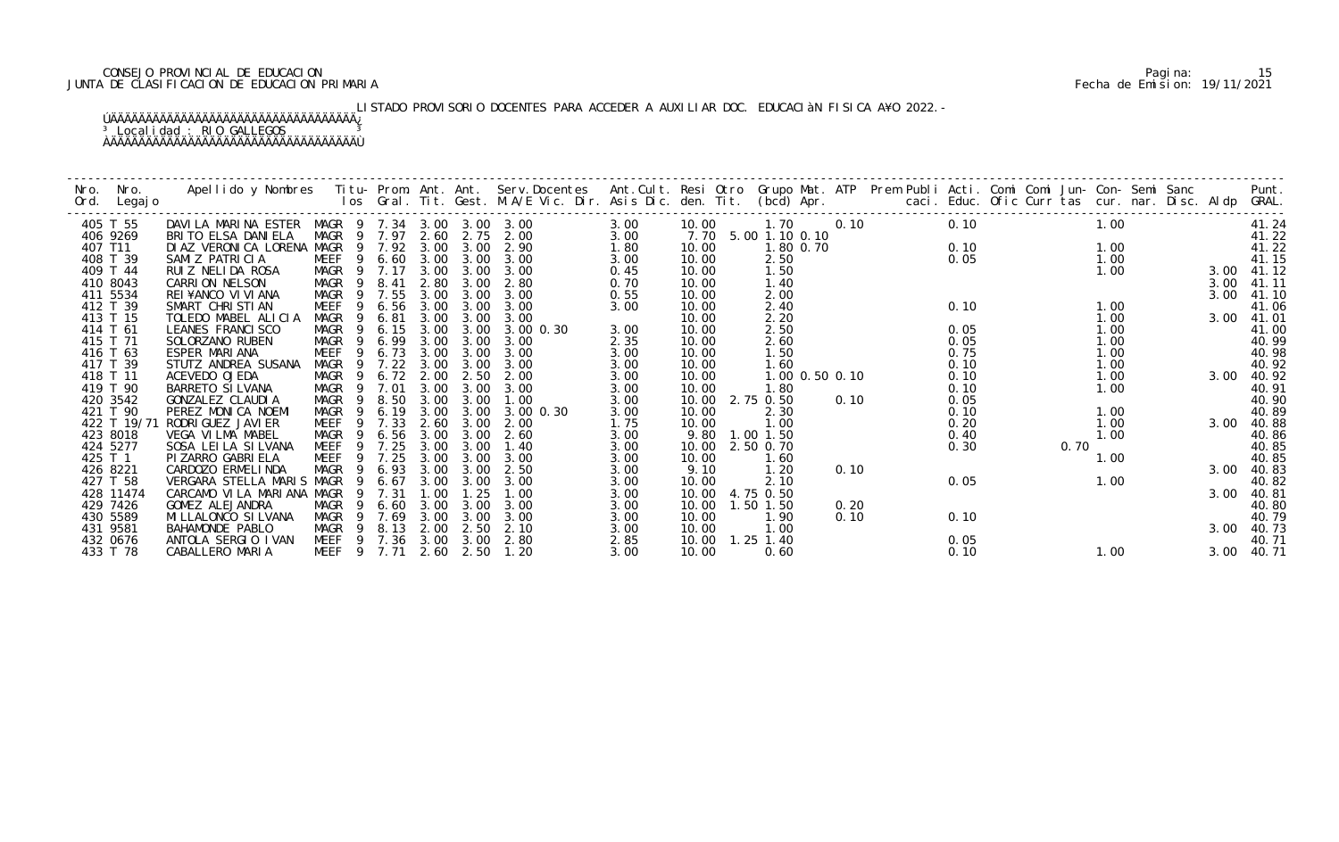CONSEJO PROVINCIAL DE EDUCACION
JUNTA DE CLASIFICACION DE EDUCACION PRIMARIA

Pagina: 15
Fecha de Emision: 19/11/2021

LISTADO PROVISORIO DOCENTES PARA ACCEDER A AUXILIAR DOC. EDUCACIÓN FISICA AÑO 2022.-

Localidad : RIO GALLEGOS

| Nro. Ord. | Nro. Legajo | Apellido y Nombres | Titu- los | Prom. Gral. | Ant. Tit. | Ant. Gest. | Serv.Docentes M.A/E Vic. Dir. | Ant.Cult. Asis Dic. | Resi den. | Otro Tit. | Grupo Mat. (bcd) | ATP Apr. | Prem Publi caci. | Acti. Educ. | Comi Ofic | Comi Curr | Jun- tas | Con- cur. | Semi nar. | Sanc Disc. | Aldp | Punt. GRAL. |
|---|---|---|---|---|---|---|---|---|---|---|---|---|---|---|---|---|---|---|---|---|---|---|
| 405 | T 55 | DAVILA MARINA ESTER | MAGR 9 | 7.34 | 3.00 | 3.00 | 3.00 | 3.00 | 10.00 | | 1.70 | 0.10 | | 0.10 | | | | 1.00 | | | | 41.24 |
| 406 | 9269 | BRITO ELSA DANIELA | MAGR 9 | 7.97 | 2.60 | 2.75 | 2.00 | 3.00 | 7.70 | 5.00 | 1.10 0.10 | | | | | | | | | | | 41.22 |
| 407 | T11 | DIAZ VERONICA LORENA | MAGR 9 | 7.92 | 3.00 | 3.00 | 2.90 | 1.80 | 10.00 | | 1.80 0.70 | | | 0.10 | | | | 1.00 | | | | 41.22 |
| 408 | T 39 | SAMIZ PATRICIA | MEEF 9 | 6.60 | 3.00 | 3.00 | 3.00 | 3.00 | 10.00 | | 2.50 | | | 0.05 | | | | 1.00 | | | | 41.15 |
| 409 | T 44 | RUIZ NELIDA ROSA | MAGR 9 | 7.17 | 3.00 | 3.00 | 3.00 | 0.45 | 10.00 | | 1.50 | | | | | | | 1.00 | | | 3.00 | 41.12 |
| 410 | 8043 | CARRION NELSON | MAGR 9 | 8.41 | 2.80 | 3.00 | 2.80 | 0.70 | 10.00 | | 1.40 | | | | | | | | | | 3.00 | 41.11 |
| 411 | 5534 | REI¥ANCO VIVIANA | MAGR 9 | 7.55 | 3.00 | 3.00 | 3.00 | 0.55 | 10.00 | | 2.00 | | | | | | | | | | 3.00 | 41.10 |
| 412 | T 39 | SMART CHRISTIAN | MEEF 9 | 6.56 | 3.00 | 3.00 | 3.00 | 3.00 | 10.00 | | 2.40 | | | 0.10 | | | | 1.00 | | | | 41.06 |
| 413 | T 15 | TOLEDO MABEL ALICIA | MAGR 9 | 6.81 | 3.00 | 3.00 | 3.00 | | 10.00 | | 2.20 | | | | | | | 1.00 | | | 3.00 | 41.01 |
| 414 | T 61 | LEANES FRANCISCO | MAGR 9 | 6.15 | 3.00 | 3.00 | 3.00 0.30 | 3.00 | 10.00 | | 2.50 | | | 0.05 | | | | 1.00 | | | | 41.00 |
| 415 | T 71 | SOLORZANO RUBEN | MAGR 9 | 6.99 | 3.00 | 3.00 | 3.00 | 2.35 | 10.00 | | 2.60 | | | 0.05 | | | | 1.00 | | | | 40.99 |
| 416 | T 63 | ESPER MARIANA | MEEF 9 | 6.73 | 3.00 | 3.00 | 3.00 | 3.00 | 10.00 | | 1.50 | | | 0.75 | | | | 1.00 | | | | 40.98 |
| 417 | T 39 | STUTZ ANDREA SUSANA | MAGR 9 | 7.22 | 3.00 | 3.00 | 3.00 | 3.00 | 10.00 | | 1.60 | | | 0.10 | | | | 1.00 | | | | 40.92 |
| 418 | T 11 | ACEVEDO OJEDA | MAGR 9 | 6.72 | 2.00 | 2.50 | 2.00 | 3.00 | 10.00 | | 1.00 0.50 0.10 | | | 0.10 | | | | 1.00 | | | 3.00 | 40.92 |
| 419 | T 90 | BARRETO SILVANA | MAGR 9 | 7.01 | 3.00 | 3.00 | 3.00 | 3.00 | 10.00 | | 1.80 | | | 0.10 | | | | 1.00 | | | | 40.91 |
| 420 | 3542 | GONZALEZ CLAUDIA | MAGR 9 | 8.50 | 3.00 | 3.00 | 1.00 | 3.00 | 10.00 | 2.75 | 0.50 | 0.10 | | 0.05 | | | | | | | | 40.90 |
| 421 | T 90 | PEREZ MONICA NOEMI | MAGR 9 | 6.19 | 3.00 | 3.00 | 3.00 0.30 | 3.00 | 10.00 | | 2.30 | | | 0.10 | | | | 1.00 | | | | 40.89 |
| 422 | T 19/71 | RODRIGUEZ JAVIER | MEEF 9 | 7.33 | 2.60 | 3.00 | 2.00 | 1.75 | 10.00 | | 1.00 | | | 0.20 | | | | 1.00 | | | 3.00 | 40.88 |
| 423 | 8018 | VEGA VILMA MABEL | MAGR 9 | 6.56 | 3.00 | 3.00 | 2.60 | 3.00 | 9.80 | 1.00 | 1.50 | | | 0.40 | | | | 1.00 | | | | 40.86 |
| 424 | 5277 | SOSA LEILA SILVANA | MEEF 9 | 7.25 | 3.00 | 3.00 | 1.40 | 3.00 | 10.00 | 2.50 | 0.70 | | | 0.30 | | 0.70 | | | | | | 40.85 |
| 425 | T 1 | PIZARRO GABRIELA | MEEF 9 | 7.25 | 3.00 | 3.00 | 3.00 | 3.00 | 10.00 | | 1.60 | | | | | | | 1.00 | | | | 40.85 |
| 426 | 8221 | CARDOZO ERMELINDA | MAGR 9 | 6.93 | 3.00 | 3.00 | 2.50 | 3.00 | 9.10 | | 1.20 | 0.10 | | | | | | | | | 3.00 | 40.83 |
| 427 | T 58 | VERGARA STELLA MARIS | MAGR 9 | 6.67 | 3.00 | 3.00 | 3.00 | 3.00 | 10.00 | | 2.10 | | | 0.05 | | | | 1.00 | | | | 40.82 |
| 428 | 11474 | CARCAMO VILA MARIANA | MAGR 9 | 7.31 | 1.00 | 1.25 | 1.00 | 3.00 | 10.00 | 4.75 | 0.50 | | | | | | | | | | 3.00 | 40.81 |
| 429 | 7426 | GOMEZ ALEJANDRA | MAGR 9 | 6.60 | 3.00 | 3.00 | 3.00 | 3.00 | 10.00 | 1.50 | 1.50 | 0.20 | | | | | | | | | | 40.80 |
| 430 | 5589 | MILLALONCO SILVANA | MAGR 9 | 7.69 | 3.00 | 3.00 | 3.00 | 3.00 | 10.00 | | 1.90 | 0.10 | | 0.10 | | | | | | | | 40.79 |
| 431 | 9581 | BAHAMONDE PABLO | MAGR 9 | 8.13 | 2.00 | 2.50 | 2.10 | 3.00 | 10.00 | | 1.00 | | | | | | | | | | 3.00 | 40.73 |
| 432 | 0676 | ANTOLA SERGIO IVAN | MEEF 9 | 7.36 | 3.00 | 3.00 | 2.80 | 2.85 | 10.00 | 1.25 | 1.40 | | | 0.05 | | | | | | | | 40.71 |
| 433 | T 78 | CABALLERO MARIA | MEEF 9 | 7.71 | 2.60 | 2.50 | 1.20 | 3.00 | 10.00 | | 0.60 | | | 0.10 | | | | 1.00 | | | 3.00 | 40.71 |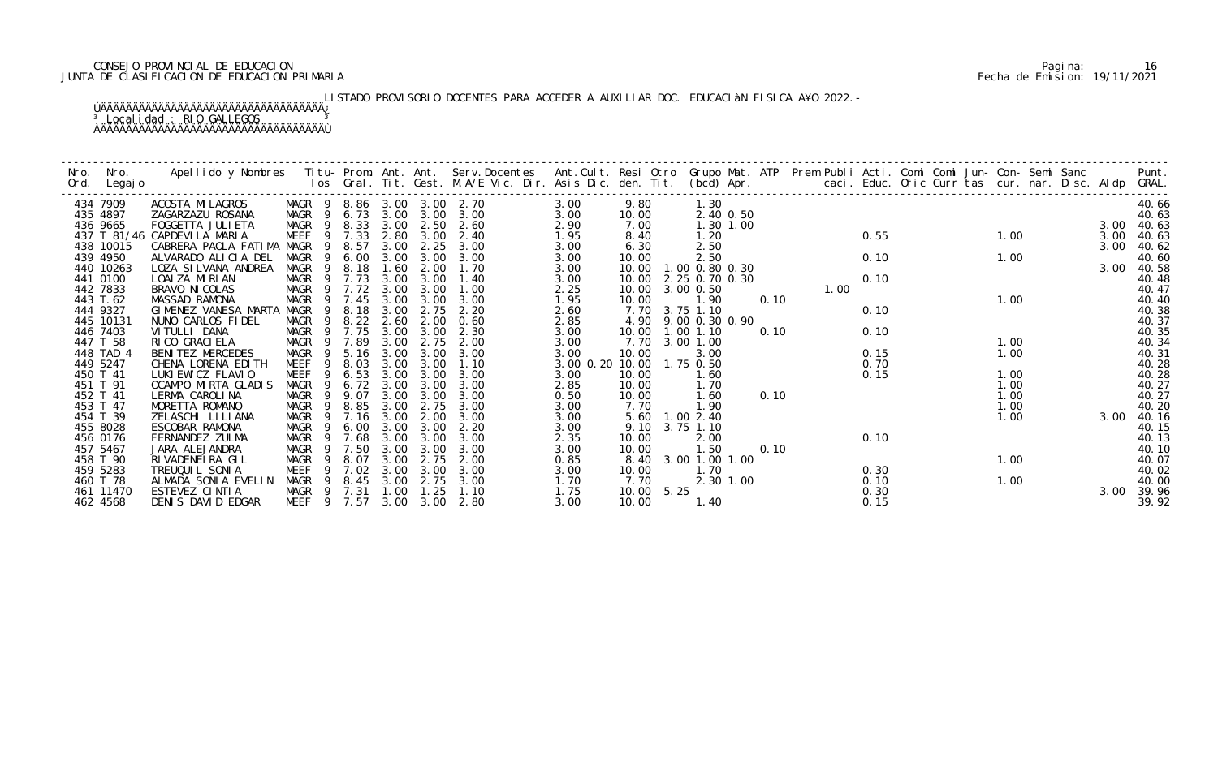CONSEJO PROVINCIAL DE EDUCACION
JUNTA DE CLASIFICACION DE EDUCACION PRIMARIA

Pagina: 16
Fecha de Emision: 19/11/2021

LISTADO PROVISORIO DOCENTES PARA ACCEDER A AUXILIAR DOC. EDUCACIÀN FISICA A¥O 2022.-

Localidad : RIO GALLEGOS

| Nro. Ord. | Nro. Legajo | Apellido y Nombres | Titu- los | Prom. Gral. | Ant. Tit. | Ant. Gest. | Serv.Docentes M.A/E Vic. Dir. | Ant.Cult. Asis Dic. | Resi den. | Otro Tit. | Grupo Mat. (bcd) | ATP Apr. | Prem Publi caci. | Acti. Educ. | Comi Ofic | Comi Curr | Jun- tas | Con- cur. | Semi nar. | Sanc Disc. | Aldp | Punt. GRAL. |
|---|---|---|---|---|---|---|---|---|---|---|---|---|---|---|---|---|---|---|---|---|---|---|
| 434 | 7909 | ACOSTA MILAGROS | MAGR 9 | 8.86 | 3.00 | 3.00 | 2.70 | 3.00 | 9.80 | | 1.30 | | | | | | | | | | | 40.66 |
| 435 | 4897 | ZAGARZAZU ROSANA | MAGR 9 | 6.73 | 3.00 | 3.00 | 3.00 | 3.00 | 10.00 | | 2.40 0.50 | | | | | | | | | | | 40.63 |
| 436 | 9665 | FOGGETTA JULIETA | MAGR 9 | 8.33 | 3.00 | 2.50 | 2.60 | 2.90 | 7.00 | | 1.30 1.00 | | | | | | | | | | 3.00 | 40.63 |
| 437 | T 81/46 | CAPDEVILA MARIA | MEEF 9 | 7.33 | 2.80 | 3.00 | 2.40 | 1.95 | 8.40 | | 1.20 | | | 0.55 | | | | 1.00 | | | 3.00 | 40.63 |
| 438 | 10015 | CABRERA PAOLA FATIMA | MAGR 9 | 8.57 | 3.00 | 2.25 | 3.00 | 3.00 | 6.30 | | 2.50 | | | | | | | | | | 3.00 | 40.62 |
| 439 | 4950 | ALVARADO ALICIA DEL | MAGR 9 | 6.00 | 3.00 | 3.00 | 3.00 | 3.00 | 10.00 | | 2.50 | | | 0.10 | | | | 1.00 | | | | 40.60 |
| 440 | 10263 | LOZA SILVANA ANDREA | MAGR 9 | 8.18 | 1.60 | 2.00 | 1.70 | 3.00 | 10.00 | 1.00 | 0.80 0.30 | | | | | | | | | | 3.00 | 40.58 |
| 441 | 0100 | LOAIZA MIRIAN | MAGR 9 | 7.73 | 3.00 | 3.00 | 1.40 | 3.00 | 10.00 | 2.25 | 0.70 0.30 | | | 0.10 | | | | | | | | 40.48 |
| 442 | 7833 | BRAVO NICOLAS | MAGR 9 | 7.72 | 3.00 | 3.00 | 1.00 | 2.25 | 10.00 | 3.00 | 0.50 | | 1.00 | | | | | | | | | 40.47 |
| 443 | T. 62 | MASSAD RAMONA | MAGR 9 | 7.45 | 3.00 | 3.00 | 3.00 | 1.95 | 10.00 | | 1.90 | 0.10 | | | | | | 1.00 | | | | 40.40 |
| 444 | 9327 | GIMENEZ VANESA MARTA | MAGR 9 | 8.18 | 3.00 | 2.75 | 2.20 | 2.60 | 7.70 | 3.75 | 1.10 | | | 0.10 | | | | | | | | 40.38 |
| 445 | 10131 | NUNO CARLOS FIDEL | MAGR 9 | 8.22 | 2.60 | 2.00 | 0.60 | 2.85 | 4.90 | 9.00 | 0.30 0.90 | | | | | | | | | | | 40.37 |
| 446 | 7403 | VITULLI DANA | MAGR 9 | 7.75 | 3.00 | 3.00 | 2.30 | 3.00 | 10.00 | 1.00 | 1.10 | 0.10 | | 0.10 | | | | | | | | 40.35 |
| 447 | T 58 | RICO GRACIELA | MAGR 9 | 7.89 | 3.00 | 2.75 | 2.00 | 3.00 | 7.70 | 3.00 | 1.00 | | | | | | | 1.00 | | | | 40.34 |
| 448 | TAD 4 | BENITEZ MERCEDES | MAGR 9 | 5.16 | 3.00 | 3.00 | 3.00 | 3.00 | 10.00 | | 3.00 | | | 0.15 | | | | 1.00 | | | | 40.31 |
| 449 | 5247 | CHENA LORENA EDITH | MEEF 9 | 8.03 | 3.00 | 3.00 | 1.10 | 3.00 0.20 | 10.00 | 1.75 | 0.50 | | | 0.70 | | | | | | | | 40.28 |
| 450 | T 41 | LUKIEWICZ FLAVIO | MEEF 9 | 6.53 | 3.00 | 3.00 | 3.00 | 3.00 | 10.00 | | 1.60 | | | 0.15 | | | | 1.00 | | | | 40.28 |
| 451 | T 91 | OCAMPO MIRTA GLADIS | MAGR 9 | 6.72 | 3.00 | 3.00 | 3.00 | 2.85 | 10.00 | | 1.70 | | | | | | | 1.00 | | | | 40.27 |
| 452 | T 41 | LERMA CAROLINA | MAGR 9 | 9.07 | 3.00 | 3.00 | 3.00 | 0.50 | 10.00 | | 1.60 | 0.10 | | | | | | 1.00 | | | | 40.27 |
| 453 | T 47 | MORETTA ROMANO | MAGR 9 | 8.85 | 3.00 | 2.75 | 3.00 | 3.00 | 7.70 | | 1.90 | | | | | | | 1.00 | | | | 40.20 |
| 454 | T 39 | ZELASCHI LILIANA | MAGR 9 | 7.16 | 3.00 | 2.00 | 3.00 | 3.00 | 5.60 | 1.00 | 2.40 | | | | | | | 1.00 | | | 3.00 | 40.16 |
| 455 | 8028 | ESCOBAR RAMONA | MAGR 9 | 6.00 | 3.00 | 3.00 | 2.20 | 3.00 | 9.10 | 3.75 | 1.10 | | | | | | | | | | | 40.15 |
| 456 | 0176 | FERNANDEZ ZULMA | MAGR 9 | 7.68 | 3.00 | 3.00 | 3.00 | 2.35 | 10.00 | | 2.00 | | | 0.10 | | | | | | | | 40.13 |
| 457 | 5467 | JARA ALEJANDRA | MAGR 9 | 7.50 | 3.00 | 3.00 | 3.00 | 3.00 | 10.00 | | 1.50 | 0.10 | | | | | | | | | | 40.10 |
| 458 | T 90 | RIVADENEIRA GIL | MAGR 9 | 8.07 | 3.00 | 2.75 | 2.00 | 0.85 | 8.40 | 3.00 | 1.00 1.00 | | | | | | | 1.00 | | | | 40.07 |
| 459 | 5283 | TREUQUIL SONIA | MEEF 9 | 7.02 | 3.00 | 3.00 | 3.00 | 3.00 | 10.00 | | 1.70 | | | 0.30 | | | | | | | | 40.02 |
| 460 | T 78 | ALMADA SONIA EVELIN | MAGR 9 | 8.45 | 3.00 | 2.75 | 3.00 | 1.70 | 7.70 | | 2.30 1.00 | | | 0.10 | | | | 1.00 | | | | 40.00 |
| 461 | 11470 | ESTEVEZ CINTIA | MAGR 9 | 7.31 | 1.00 | 1.25 | 1.10 | 1.75 | 10.00 | 5.25 | | | | 0.30 | | | | | | | 3.00 | 39.96 |
| 462 | 4568 | DENIS DAVID EDGAR | MEEF 9 | 7.57 | 3.00 | 3.00 | 2.80 | 3.00 | 10.00 | | 1.40 | | | 0.15 | | | | | | | | 39.92 |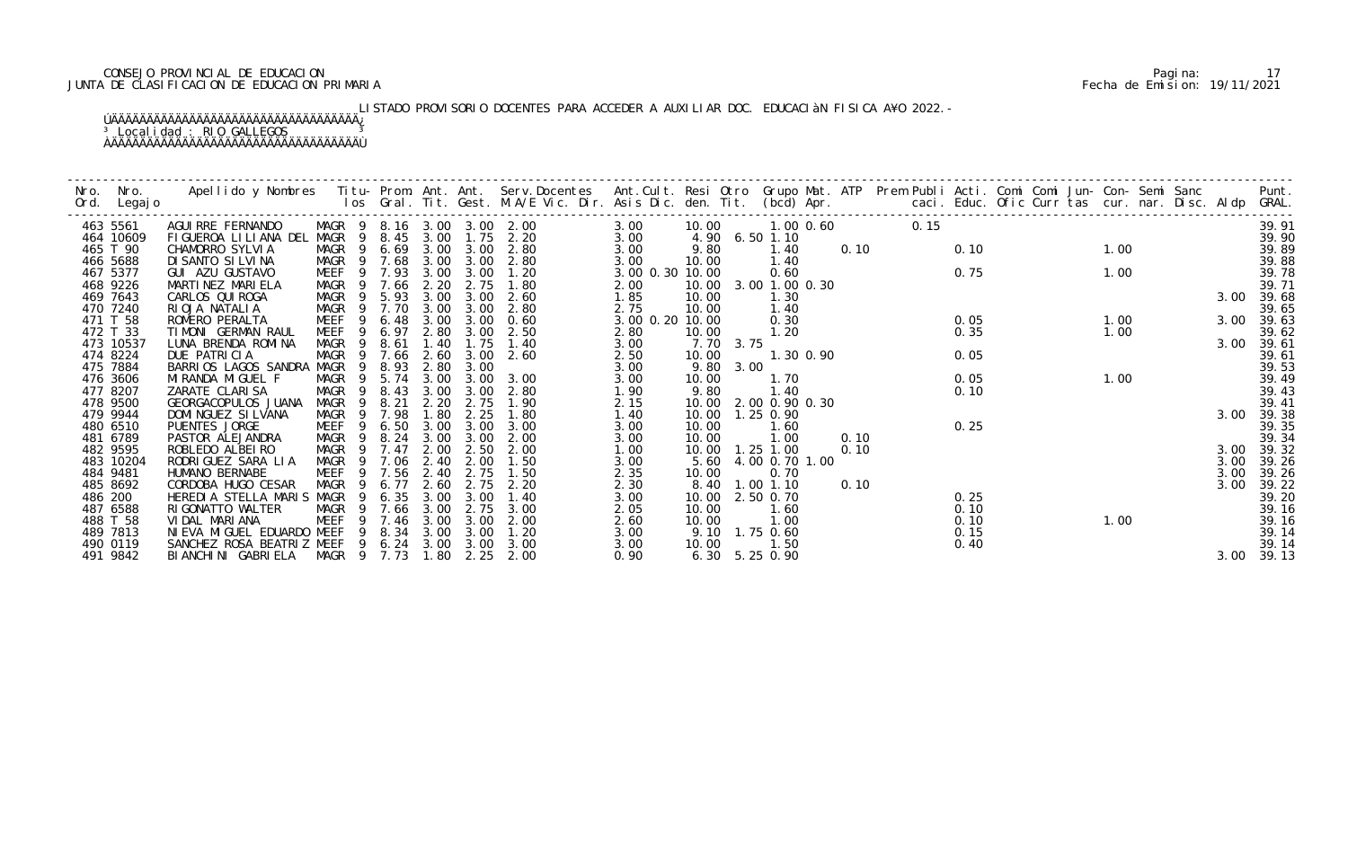CONSEJO PROVINCIAL DE EDUCACION
JUNTA DE CLASIFICACION DE EDUCACION PRIMARIA

Pagina: 17
Fecha de Emision: 19/11/2021

LISTADO PROVISORIO DOCENTES PARA ACCEDER A AUXILIAR DOC. EDUCACIÀN FISICA A¥O 2022.-

³ Localidad : RIO GALLEGOS ³

| Nro. Ord. | Nro. Legajo | Apellido y Nombres | Titu- los | Prom. Gral. | Ant. Tit. | Ant. Gest. | Serv.Docentes M.A/E Vic. Dir. | Ant.Cult. Asis Dic. | Resi den. | Otro Tit. | Grupo Mat. (bcd) | ATP Apr. | Prem Publi caci. | Acti. Educ. | Comi Ofic | Comi Curr | Jun- tas | Con- cur. | Semi nar. | Sanc Disc. | Aldp | Punt. GRAL. |
|---|---|---|---|---|---|---|---|---|---|---|---|---|---|---|---|---|---|---|---|---|---|---|
| 463 | 5561 | AGUIRRE FERNANDO | MAGR 9 | 8.16 | 3.00 | 3.00 | 2.00 | 3.00 | 10.00 | | 1.00 0.60 | | 0.15 | | | | | | | | | 39.91 |
| 464 | 10609 | FIGUEROA LILIANA DEL | MAGR 9 | 8.45 | 3.00 | 1.75 | 2.20 | 3.00 | 4.90 | 6.50 | 1.10 | | | | | | | | | | | 39.90 |
| 465 | T 90 | CHAMORRO SYLVIA | MAGR 9 | 6.69 | 3.00 | 3.00 | 2.80 | 3.00 | 9.80 | | 1.40 | 0.10 | | 0.10 | | | | 1.00 | | | | 39.89 |
| 466 | 5688 | DI SANTO SILVINA | MAGR 9 | 7.68 | 3.00 | 3.00 | 2.80 | 3.00 | 10.00 | | 1.40 | | | | | | | | | | | 39.88 |
| 467 | 5377 | GUI AZU GUSTAVO | MEEF 9 | 7.93 | 3.00 | 3.00 | 1.20 | 3.00 0.30 | 10.00 | | 0.60 | | | 0.75 | | | | 1.00 | | | | 39.78 |
| 468 | 9226 | MARTINEZ MARIELA | MAGR 9 | 7.66 | 2.20 | 2.75 | 1.80 | 2.00 | 10.00 | 3.00 | 1.00 0.30 | | | | | | | | | | | 39.71 |
| 469 | 7643 | CARLOS QUIROGA | MAGR 9 | 5.93 | 3.00 | 3.00 | 2.60 | 1.85 | 10.00 | | 1.30 | | | | | | | | | | 3.00 | 39.68 |
| 470 | 7240 | RIOJA NATALIA | MAGR 9 | 7.70 | 3.00 | 3.00 | 2.80 | 2.75 | 10.00 | | 1.40 | | | | | | | | | | | 39.65 |
| 471 | T 58 | ROMERO PERALTA | MEEF 9 | 6.48 | 3.00 | 3.00 | 0.60 | 3.00 0.20 | 10.00 | | 0.30 | | | 0.05 | | | | 1.00 | | | 3.00 | 39.63 |
| 472 | T 33 | TIMONI GERMAN RAUL | MEEF 9 | 6.97 | 2.80 | 3.00 | 2.50 | 2.80 | 10.00 | | 1.20 | | | 0.35 | | | | 1.00 | | | | 39.62 |
| 473 | 10537 | LUNA BRENDA ROMINA | MAGR 9 | 8.61 | 1.40 | 1.75 | 1.40 | 3.00 | 7.70 | 3.75 | | | | | | | | | | | 3.00 | 39.61 |
| 474 | 8224 | DUE PATRICIA | MAGR 9 | 7.66 | 2.60 | 3.00 | 2.60 | 2.50 | 10.00 | | 1.30 0.90 | | | 0.05 | | | | | | | | 39.61 |
| 475 | 7884 | BARRIOS LAGOS SANDRA | MAGR 9 | 8.93 | 2.80 | 3.00 | | 3.00 | 9.80 | 3.00 | | | | | | | | | | | | 39.53 |
| 476 | 3606 | MIRANDA MIGUEL F | MAGR 9 | 5.74 | 3.00 | 3.00 | 3.00 | 3.00 | 10.00 | | 1.70 | | | 0.05 | | | | 1.00 | | | | 39.49 |
| 477 | 8207 | ZARATE CLARISA | MAGR 9 | 8.43 | 3.00 | 3.00 | 2.80 | 1.90 | 9.80 | | 1.40 | | | 0.10 | | | | | | | | 39.43 |
| 478 | 9500 | GEORGACOPULOS JUANA | MAGR 9 | 8.21 | 2.20 | 2.75 | 1.90 | 2.15 | 10.00 | 2.00 | 0.90 0.30 | | | | | | | | | | | 39.41 |
| 479 | 9944 | DOMINGUEZ SILVANA | MAGR 9 | 7.98 | 1.80 | 2.25 | 1.80 | 1.40 | 10.00 | 1.25 | 0.90 | | | | | | | | | | 3.00 | 39.38 |
| 480 | 6510 | PUENTES JORGE | MEEF 9 | 6.50 | 3.00 | 3.00 | 3.00 | 3.00 | 10.00 | | 1.60 | | | 0.25 | | | | | | | | 39.35 |
| 481 | 6789 | PASTOR ALEJANDRA | MAGR 9 | 8.24 | 3.00 | 3.00 | 2.00 | 3.00 | 10.00 | | 1.00 | 0.10 | | | | | | | | | | 39.34 |
| 482 | 9595 | ROBLEDO ALBEIRO | MAGR 9 | 7.47 | 2.00 | 2.50 | 2.00 | 1.00 | 10.00 | 1.25 | 1.00 | 0.10 | | | | | | | | | 3.00 | 39.32 |
| 483 | 10204 | RODRIGUEZ SARA LIA | MAGR 9 | 7.06 | 2.40 | 2.00 | 1.50 | 3.00 | 5.60 | 4.00 | 0.70 1.00 | | | | | | | | | | 3.00 | 39.26 |
| 484 | 9481 | HUMANO BERNABE | MEEF 9 | 7.56 | 2.40 | 2.75 | 1.50 | 2.35 | 10.00 | | 0.70 | | | | | | | | | | 3.00 | 39.26 |
| 485 | 8692 | CORDOBA HUGO CESAR | MAGR 9 | 6.77 | 2.60 | 2.75 | 2.20 | 2.30 | 8.40 | 1.00 | 1.10 | 0.10 | | | | | | | | | 3.00 | 39.22 |
| 486 | 200 | HEREDIA STELLA MARIS | MAGR 9 | 6.35 | 3.00 | 3.00 | 1.40 | 3.00 | 10.00 | 2.50 | 0.70 | | | 0.25 | | | | | | | | 39.20 |
| 487 | 6588 | RIGONATTO WALTER | MAGR 9 | 7.66 | 3.00 | 2.75 | 3.00 | 2.05 | 10.00 | | 1.60 | | | 0.10 | | | | | | | | 39.16 |
| 488 | T 58 | VIDAL MARIANA | MEEF 9 | 7.46 | 3.00 | 3.00 | 2.00 | 2.60 | 10.00 | | 1.00 | | | 0.10 | | | | 1.00 | | | | 39.16 |
| 489 | 7813 | NIEVA MIGUEL EDUARDO | MEEF 9 | 8.34 | 3.00 | 3.00 | 1.20 | 3.00 | 9.10 | 1.75 | 0.60 | | | 0.15 | | | | | | | | 39.14 |
| 490 | 0119 | SANCHEZ ROSA BEATRIZ | MEEF 9 | 6.24 | 3.00 | 3.00 | 3.00 | 3.00 | 10.00 | | 1.50 | | | 0.40 | | | | | | | | 39.14 |
| 491 | 9842 | BIANCHINI GABRIELA | MAGR 9 | 7.73 | 1.80 | 2.25 | 2.00 | 0.90 | 6.30 | 5.25 | 0.90 | | | | | | | | | | 3.00 | 39.13 |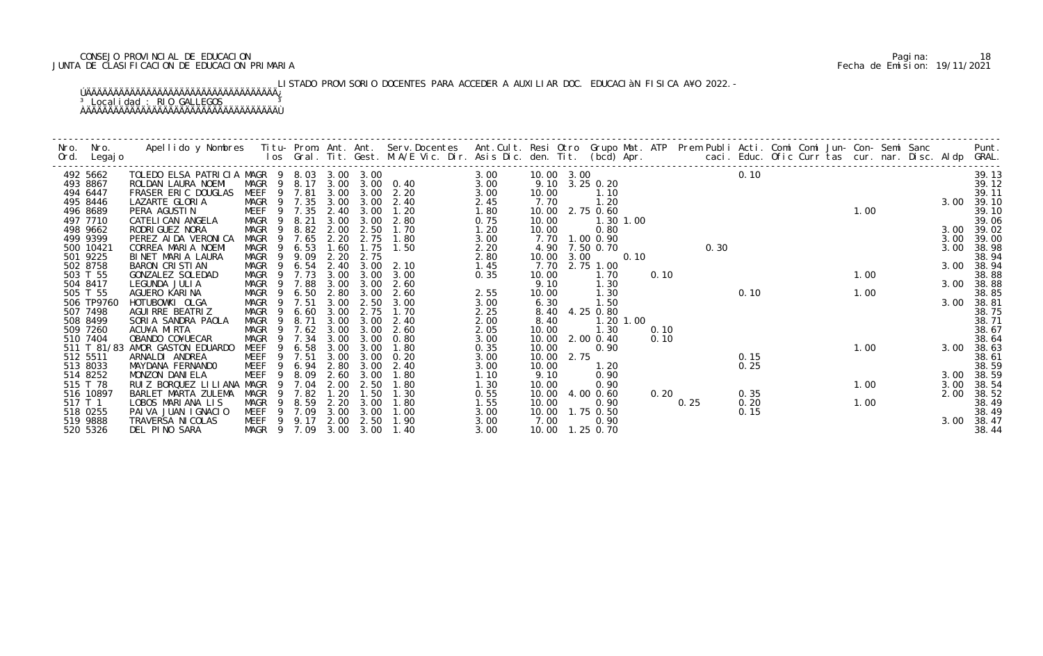CONSEJO PROVINCIAL DE EDUCACION
JUNTA DE CLASIFICACION DE EDUCACION PRIMARIA

Fecha de Emision: 19/11/2021

LISTADO PROVISORIO DOCENTES PARA ACCEDER A AUXILIAR DOC. EDUCACIÀN FISICA A¥O 2022.-

³ Localidad : RIO GALLEGOS ³

| Nro. Ord. | Nro. Legajo | Apellido y Nombres | Titu- los | Prom. Gral. | Ant. Tit. | Ant. Gest. | Serv.Docentes M.A/E Vic. Dir. | Ant.Cult. Asis Dic. | Resi den. | Otro Tit. | Grupo Mat. (bcd) | ATP Apr. | Prem | Publi caci. | Acti. Educ. | Comi Ofic | Comi Curr | Jun- tas | Con- cur. | Semi nar. | Sanc Disc. | Aldp | Punt. GRAL. |
|---|---|---|---|---|---|---|---|---|---|---|---|---|---|---|---|---|---|---|---|---|---|---|---|
| 492 | 5662 | TOLEDO ELSA PATRICIA | MAGR 9 | 8.03 | 3.00 | 3.00 | | 3.00 | 10.00 | 3.00 | | | | | 0.10 | | | | | | | | 39.13 |
| 493 | 8867 | ROLDAN LAURA NOEMI | MAGR 9 | 8.17 | 3.00 | 3.00 | 0.40 | 3.00 | 9.10 | 3.25 | 0.20 | | | | | | | | | | | | 39.12 |
| 494 | 6447 | FRASER ERIC DOUGLAS | MEEF 9 | 7.81 | 3.00 | 3.00 | 2.20 | 3.00 | 10.00 | | 1.10 | | | | | | | | | | | | 39.11 |
| 495 | 8446 | LAZARTE GLORIA | MAGR 9 | 7.35 | 3.00 | 3.00 | 2.40 | 2.45 | 7.70 | | 1.20 | | | | | | | | | | | 3.00 | 39.10 |
| 496 | 8689 | PERA AGUSTIN | MEEF 9 | 7.35 | 2.40 | 3.00 | 1.20 | 1.80 | 10.00 | 2.75 | 0.60 | | | | | | | | 1.00 | | | | 39.10 |
| 497 | 7710 | CATELICAN ANGELA | MAGR 9 | 8.21 | 3.00 | 3.00 | 2.80 | 0.75 | 10.00 | | 1.30 | 1.00 | | | | | | | | | | | 39.06 |
| 498 | 9662 | RODRIGUEZ NORA | MAGR 9 | 8.82 | 2.00 | 2.50 | 1.70 | 1.20 | 10.00 | | 0.80 | | | | | | | | | | | 3.00 | 39.02 |
| 499 | 9399 | PEREZ AIDA VERONICA | MAGR 9 | 7.65 | 2.20 | 2.75 | 1.80 | 3.00 | 7.70 | 1.00 | 0.90 | | | | | | | | | | | 3.00 | 39.00 |
| 500 | 10421 | CORREA MARIA NOEMI | MAGR 9 | 6.53 | 1.60 | 1.75 | 1.50 | 2.20 | 4.90 | 7.50 | 0.70 | | | 0.30 | | | | | | | | 3.00 | 38.98 |
| 501 | 9225 | BINET MARIA LAURA | MAGR 9 | 9.09 | 2.20 | 2.75 | | 2.80 | 10.00 | 3.00 | | 0.10 | | | | | | | | | | | 38.94 |
| 502 | 8758 | BARON CRISTIAN | MAGR 9 | 6.54 | 2.40 | 3.00 | 2.10 | 1.45 | 7.70 | 2.75 | 1.00 | | | | | | | | | | | 3.00 | 38.94 |
| 503 | T 55 | GONZALEZ SOLEDAD | MAGR 9 | 7.73 | 3.00 | 3.00 | 3.00 | 0.35 | 10.00 | | 1.70 | | 0.10 | | | | | | 1.00 | | | | 38.88 |
| 504 | 8417 | LEGUNDA JULIA | MAGR 9 | 7.88 | 3.00 | 3.00 | 2.60 | | 9.10 | | 1.30 | | | | | | | | | | | 3.00 | 38.88 |
| 505 | T 55 | AGUERO KARINA | MAGR 9 | 6.50 | 2.80 | 3.00 | 2.60 | 2.55 | 10.00 | | 1.30 | | | | 0.10 | | | | 1.00 | | | | 38.85 |
| 506 | TP9760 | HOTUBOWKI OLGA | MAGR 9 | 7.51 | 3.00 | 2.50 | 3.00 | 3.00 | 6.30 | | 1.50 | | | | | | | | | | | 3.00 | 38.81 |
| 507 | 7498 | AGUIRRE BEATRIZ | MAGR 9 | 6.60 | 3.00 | 2.75 | 1.70 | 2.25 | 8.40 | 4.25 | 0.80 | | | | | | | | | | | | 38.75 |
| 508 | 8499 | SORIA SANDRA PAOLA | MAGR 9 | 8.71 | 3.00 | 3.00 | 2.40 | 2.00 | 8.40 | | 1.20 | 1.00 | | | | | | | | | | | 38.71 |
| 509 | 7260 | ACU¥A MIRTA | MAGR 9 | 7.62 | 3.00 | 3.00 | 2.60 | 2.05 | 10.00 | | 1.30 | | 0.10 | | | | | | | | | | 38.67 |
| 510 | 7404 | OBANDO CO¥UECAR | MAGR 9 | 7.34 | 3.00 | 3.00 | 0.80 | 3.00 | 10.00 | 2.00 | 0.40 | | 0.10 | | | | | | | | | | 38.64 |
| 511 | T 81/83 | AMOR GASTON EDUARDO | MEEF 9 | 6.58 | 3.00 | 3.00 | 1.80 | 0.35 | 10.00 | | 0.90 | | | | | | | | 1.00 | | | 3.00 | 38.63 |
| 512 | 5511 | ARNALDI ANDREA | MEEF 9 | 7.51 | 3.00 | 3.00 | 0.20 | 3.00 | 10.00 | 2.75 | | | | | 0.15 | | | | | | | | 38.61 |
| 513 | 8033 | MAYDANA FERNANDO | MEEF 9 | 6.94 | 2.80 | 3.00 | 2.40 | 3.00 | 10.00 | | 1.20 | | | | 0.25 | | | | | | | | 38.59 |
| 514 | 8252 | MONZON DANIELA | MEEF 9 | 8.09 | 2.60 | 3.00 | 1.80 | 1.10 | 9.10 | | 0.90 | | | | | | | | | | | 3.00 | 38.59 |
| 515 | T 78 | RUIZ BORQUEZ LILIANA | MAGR 9 | 7.04 | 2.00 | 2.50 | 1.80 | 1.30 | 10.00 | | 0.90 | | | | | | | | 1.00 | | | 3.00 | 38.54 |
| 516 | 10897 | BARLET MARTA ZULEMA | MAGR 9 | 7.82 | 1.20 | 1.50 | 1.30 | 0.55 | 10.00 | 4.00 | 0.60 | | 0.20 | | 0.35 | | | | | | | 2.00 | 38.52 |
| 517 | T 1 | LOBOS MARIANA LIS | MAGR 9 | 8.59 | 2.20 | 3.00 | 1.80 | 1.55 | 10.00 | | 0.90 | | | 0.25 | 0.20 | | | | 1.00 | | | | 38.49 |
| 518 | 0255 | PAIVA JUAN IGNACIO | MEEF 9 | 7.09 | 3.00 | 3.00 | 1.00 | 3.00 | 10.00 | 1.75 | 0.50 | | | | 0.15 | | | | | | | | 38.49 |
| 519 | 9888 | TRAVERSA NICOLAS | MEEF 9 | 9.17 | 2.00 | 2.50 | 1.90 | 3.00 | 7.00 | | 0.90 | | | | | | | | | | | 3.00 | 38.47 |
| 520 | 5326 | DEL PINO SARA | MAGR 9 | 7.09 | 3.00 | 3.00 | 1.40 | 3.00 | 10.00 | 1.25 | 0.70 | | | | | | | | | | | | 38.44 |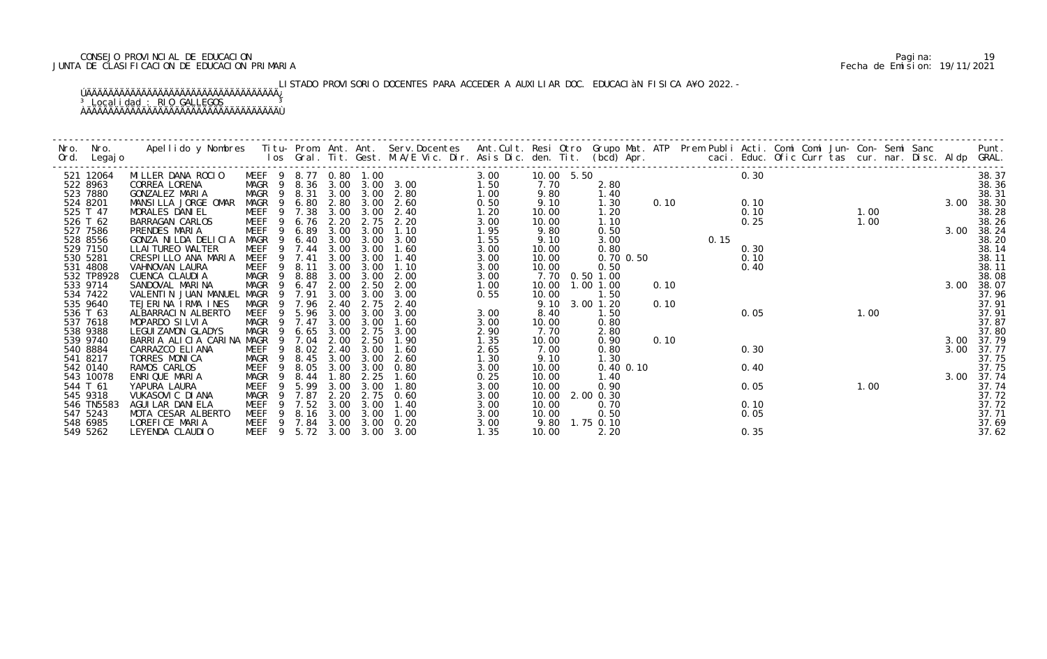CONSEJO PROVINCIAL DE EDUCACION
JUNTA DE CLASIFICACION DE EDUCACION PRIMARIA

Pagina: 19
Fecha de Emision: 19/11/2021

LISTADO PROVISORIO DOCENTES PARA ACCEDER A AUXILIAR DOC. EDUCACIàN FISICA A¥O 2022.-

Localidad : RIO GALLEGOS

| Nro. Ord. | Nro. Legajo | Apellido y Nombres | Titu-los | Prom. Gral. | Ant. Tit. | Ant. Gest. | Serv.Docentes M.A/E Vic. Dir. | Ant.Cult. Asis Dic. | Resi den. | Otro Tit. | Grupo Mat. (bcd) | ATP Apr. | Prem Publi caci. | Acti. Educ. | Comi Ofic | Comi Curr | Jun- tas | Con- cur. | Semi nar. | Sanc Disc. | Aldp | Punt. GRAL. |
|---|---|---|---|---|---|---|---|---|---|---|---|---|---|---|---|---|---|---|---|---|---|---|
| 521 | 12064 | MILLER DANA ROCIO | MEEF 9 | 8.77 | 0.80 | 1.00 | | 3.00 | 10.00 | 5.50 | | | | 0.30 | | | | | | | | 38.37 |
| 522 | 8963 | CORREA LORENA | MAGR 9 | 8.36 | 3.00 | 3.00 | 3.00 | 1.50 | 7.70 | | 2.80 | | | | | | | | | | | 38.36 |
| 523 | 7880 | GONZALEZ MARIA | MAGR 9 | 8.31 | 3.00 | 3.00 | 2.80 | 1.00 | 9.80 | | 1.40 | | | | | | | | | | | 38.31 |
| 524 | 8201 | MANSILLA JORGE OMAR | MAGR 9 | 6.80 | 2.80 | 3.00 | 2.60 | 0.50 | 9.10 | | 1.30 | 0.10 | | 0.10 | | | | | | | 3.00 | 38.30 |
| 525 | T 47 | MORALES DANIEL | MEEF 9 | 7.38 | 3.00 | 3.00 | 2.40 | 1.20 | 10.00 | | 1.20 | | | 0.10 | | | 1.00 | | | | | 38.28 |
| 526 | T 62 | BARRAGAN CARLOS | MEEF 9 | 6.76 | 2.20 | 2.75 | 2.20 | 3.00 | 10.00 | | 1.10 | | | 0.25 | | | 1.00 | | | | | 38.26 |
| 527 | 7586 | PRENDES MARIA | MEEF 9 | 6.89 | 3.00 | 3.00 | 1.10 | 1.95 | 9.80 | | 0.50 | | | | | | | | | | 3.00 | 38.24 |
| 528 | 8556 | GONZA NILDA DELICIA | MAGR 9 | 6.40 | 3.00 | 3.00 | 3.00 | 1.55 | 9.10 | | 3.00 | | 0.15 | | | | | | | | | 38.20 |
| 529 | 7150 | LLAITUREO WALTER | MEEF 9 | 7.44 | 3.00 | 3.00 | 1.60 | 3.00 | 10.00 | | 0.80 | | | 0.30 | | | | | | | | 38.14 |
| 530 | 5281 | CRESPILLO ANA MARIA | MEEF 9 | 7.41 | 3.00 | 3.00 | 1.40 | 3.00 | 10.00 | | 0.70 0.50 | | | 0.10 | | | | | | | | 38.11 |
| 531 | 4808 | VAHNOVAN LAURA | MEEF 9 | 8.11 | 3.00 | 3.00 | 1.10 | 3.00 | 10.00 | | 0.50 | | | 0.40 | | | | | | | | 38.11 |
| 532 | TP8928 | CUENCA CLAUDIA | MAGR 9 | 8.88 | 3.00 | 3.00 | 2.00 | 3.00 | 7.70 | 0.50 | 1.00 | | | | | | | | | | | 38.08 |
| 533 | 9714 | SANDOVAL MARINA | MAGR 9 | 6.47 | 2.00 | 2.50 | 2.00 | 1.00 | 10.00 | 1.00 | 1.00 | 0.10 | | | | | | | | | 3.00 | 38.07 |
| 534 | 7422 | VALENTIN JUAN MANUEL | MAGR 9 | 7.91 | 3.00 | 3.00 | 3.00 | 0.55 | 10.00 | | 1.50 | | | | | | | | | | | 37.96 |
| 535 | 9640 | TEJERINA IRMA INES | MAGR 9 | 7.96 | 2.40 | 2.75 | 2.40 | | 9.10 | 3.00 | 1.20 | 0.10 | | | | | | | | | | 37.91 |
| 536 | T 63 | ALBARRACIN ALBERTO | MEEF 9 | 5.96 | 3.00 | 3.00 | 3.00 | 3.00 | 8.40 | | 1.50 | | | 0.05 | | | 1.00 | | | | | 37.91 |
| 537 | 7618 | MOPARDO SILVIA | MAGR 9 | 7.47 | 3.00 | 3.00 | 1.60 | 3.00 | 10.00 | | 0.80 | | | | | | | | | | | 37.87 |
| 538 | 9388 | LEGUIZAMON GLADYS | MAGR 9 | 6.65 | 3.00 | 2.75 | 3.00 | 2.90 | 7.70 | | 2.80 | | | | | | | | | | | 37.80 |
| 539 | 9740 | BARRIA ALICIA CARINA | MAGR 9 | 7.04 | 2.00 | 2.50 | 1.90 | 1.35 | 10.00 | | 0.90 | 0.10 | | | | | | | | | 3.00 | 37.79 |
| 540 | 8884 | CARRAZCO ELIANA | MEEF 9 | 8.02 | 2.40 | 3.00 | 1.60 | 2.65 | 7.00 | | 0.80 | | | 0.30 | | | | | | | 3.00 | 37.77 |
| 541 | 8217 | TORRES MONICA | MAGR 9 | 8.45 | 3.00 | 3.00 | 2.60 | 1.30 | 9.10 | | 1.30 | | | | | | | | | | | 37.75 |
| 542 | 0140 | RAMOS CARLOS | MEEF 9 | 8.05 | 3.00 | 3.00 | 0.80 | 3.00 | 10.00 | | 0.40 0.10 | | | 0.40 | | | | | | | | 37.75 |
| 543 | 10078 | ENRIQUE MARIA | MAGR 9 | 8.44 | 1.80 | 2.25 | 1.60 | 0.25 | 10.00 | | 1.40 | | | | | | | | | | 3.00 | 37.74 |
| 544 | T 61 | YAPURA LAURA | MEEF 9 | 5.99 | 3.00 | 3.00 | 1.80 | 3.00 | 10.00 | | 0.90 | | | 0.05 | | | 1.00 | | | | | 37.74 |
| 545 | 9318 | VUKASOVIC DIANA | MAGR 9 | 7.87 | 2.20 | 2.75 | 0.60 | 3.00 | 10.00 | 2.00 | 0.30 | | | | | | | | | | | 37.72 |
| 546 | TN5583 | AGUILAR DANIELA | MEEF 9 | 7.52 | 3.00 | 3.00 | 1.40 | 3.00 | 10.00 | | 0.70 | | | 0.10 | | | | | | | | 37.72 |
| 547 | 5243 | MOTA CESAR ALBERTO | MEEF 9 | 8.16 | 3.00 | 3.00 | 1.00 | 3.00 | 10.00 | | 0.50 | | | 0.05 | | | | | | | | 37.71 |
| 548 | 6985 | LOREFICE MARIA | MEEF 9 | 7.84 | 3.00 | 3.00 | 0.20 | 3.00 | 9.80 | 1.75 | 0.10 | | | | | | | | | | | 37.69 |
| 549 | 5262 | LEYENDA CLAUDIO | MEEF 9 | 5.72 | 3.00 | 3.00 | 3.00 | 1.35 | 10.00 | | 2.20 | | | 0.35 | | | | | | | | 37.62 |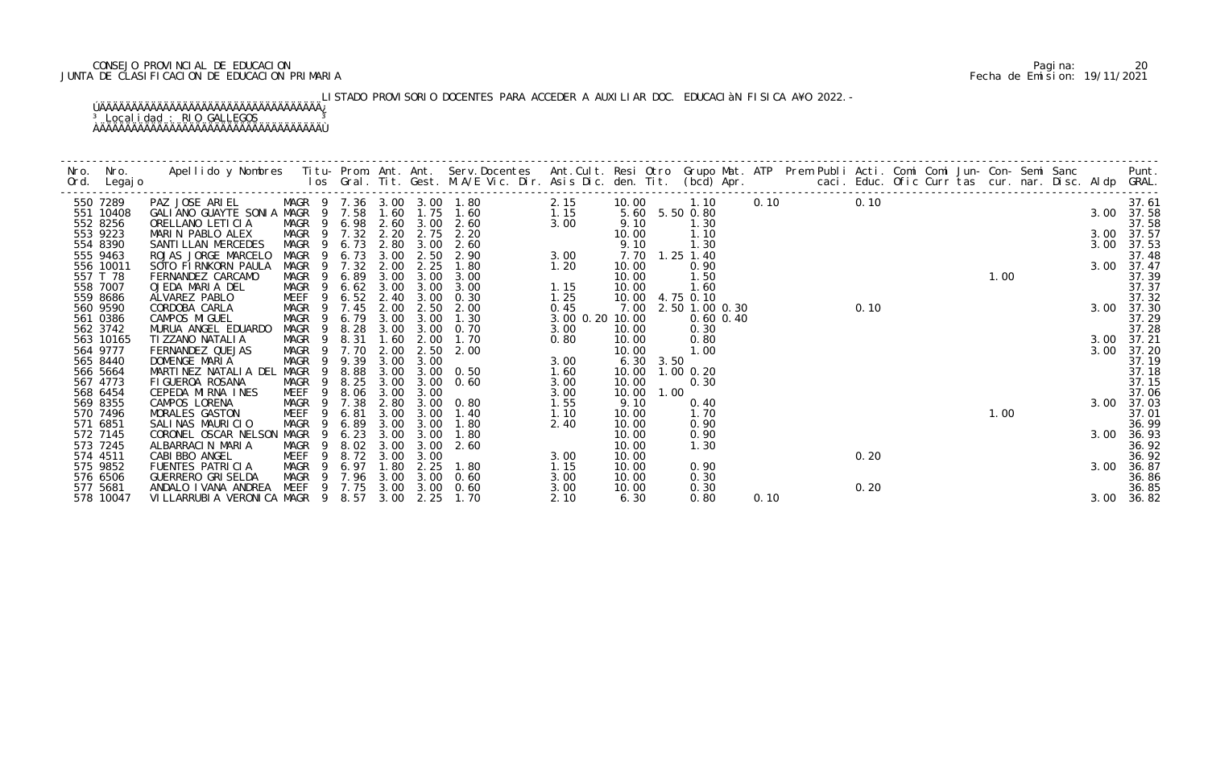CONSEJO PROVINCIAL DE EDUCACION
JUNTA DE CLASIFICACION DE EDUCACION PRIMARIA

Pagina: 20
Fecha de Emision: 19/11/2021

LISTADO PROVISORIO DOCENTES PARA ACCEDER A AUXILIAR DOC. EDUCACIÓN FISICA AÑO 2022.-

Localidad : RIO GALLEGOS

| Nro. Ord. | Nro. Legajo | Apellido y Nombres | Titu- los | Prom. Gral. | Ant. Tit. | Ant. Gest. | Serv.Docentes M.A/E Vic. Dir. | Ant.Cult. Asis Dic. | Resi den. | Otro Tit. | Grupo Mat. (bcd) | ATP Apr. | Prem Publi caci. | Acti. Educ. | Comi Ofic | Comi Curr | Jun- tas | Con- cur. | Semi nar. | Sanc Disc. | Aldp | Punt. GRAL. |
|---|---|---|---|---|---|---|---|---|---|---|---|---|---|---|---|---|---|---|---|---|---|---|
| 550 | 7289 | PAZ JOSE ARIEL | MAGR 9 | 7.36 | 3.00 | 3.00 | 1.80 | 2.15 | 10.00 | | 1.10 | 0.10 | | 0.10 | | | | | | | | 37.61 |
| 551 | 10408 | GALIANO GUAYTE SONIA | MAGR 9 | 7.58 | 1.60 | 1.75 | 1.60 | 1.15 | 5.60 | 5.50 | 0.80 | | | | | | | | | | 3.00 | 37.58 |
| 552 | 8256 | ORELLANO LETICIA | MAGR 9 | 6.98 | 2.60 | 3.00 | 2.60 | 3.00 | 9.10 | | 1.30 | | | | | | | | | | | 37.58 |
| 553 | 9223 | MARIN PABLO ALEX | MAGR 9 | 7.32 | 2.20 | 2.75 | 2.20 | | 10.00 | | 1.10 | | | | | | | | | | 3.00 | 37.57 |
| 554 | 8390 | SANTILLAN MERCEDES | MAGR 9 | 6.73 | 2.80 | 3.00 | 2.60 | | 9.10 | | 1.30 | | | | | | | | | | 3.00 | 37.53 |
| 555 | 9463 | ROJAS JORGE MARCELO | MAGR 9 | 6.73 | 3.00 | 2.50 | 2.90 | 3.00 | 7.70 | 1.25 | 1.40 | | | | | | | | | | | 37.48 |
| 556 | 10011 | SOTO FIRNKORN PAULA | MAGR 9 | 7.32 | 2.00 | 2.25 | 1.80 | 1.20 | 10.00 | | 0.90 | | | | | | | | | | 3.00 | 37.47 |
| 557 | T 78 | FERNANDEZ CARCAMO | MAGR 9 | 6.89 | 3.00 | 3.00 | 3.00 | | 10.00 | | 1.50 | | | | | | | 1.00 | | | | 37.39 |
| 558 | 7007 | OJEDA MARIA DEL | MAGR 9 | 6.62 | 3.00 | 3.00 | 3.00 | 1.15 | 10.00 | | 1.60 | | | | | | | | | | | 37.37 |
| 559 | 8686 | ALVAREZ PABLO | MEEF 9 | 6.52 | 2.40 | 3.00 | 0.30 | 1.25 | 10.00 | 4.75 | 0.10 | | | | | | | | | | | 37.32 |
| 560 | 9590 | CORDOBA CARLA | MAGR 9 | 7.45 | 2.00 | 2.50 | 2.00 | 0.45 | 7.00 | 2.50 | 1.00 0.30 | | | 0.10 | | | | | | | 3.00 | 37.30 |
| 561 | 0386 | CAMPOS MIGUEL | MAGR 9 | 6.79 | 3.00 | 3.00 | 1.30 | 3.00 0.20 | 10.00 | | 0.60 0.40 | | | | | | | | | | | 37.29 |
| 562 | 3742 | MURUA ANGEL EDUARDO | MAGR 9 | 8.28 | 3.00 | 3.00 | 0.70 | 3.00 | 10.00 | | 0.30 | | | | | | | | | | | 37.28 |
| 563 | 10165 | TIZZANO NATALIA | MAGR 9 | 8.31 | 1.60 | 2.00 | 1.70 | 0.80 | 10.00 | | 0.80 | | | | | | | | | | 3.00 | 37.21 |
| 564 | 9777 | FERNANDEZ QUEJAS | MAGR 9 | 7.70 | 2.00 | 2.50 | 2.00 | | 10.00 | | 1.00 | | | | | | | | | | 3.00 | 37.20 |
| 565 | 8440 | DOMENGE MARIA | MAGR 9 | 9.39 | 3.00 | 3.00 | | 3.00 | 6.30 | 3.50 | | | | | | | | | | | | 37.19 |
| 566 | 5664 | MARTINEZ NATALIA DEL | MAGR 9 | 8.88 | 3.00 | 3.00 | 0.50 | 1.60 | 10.00 | 1.00 | 0.20 | | | | | | | | | | | 37.18 |
| 567 | 4773 | FIGUEROA ROSANA | MAGR 9 | 8.25 | 3.00 | 3.00 | 0.60 | 3.00 | 10.00 | | 0.30 | | | | | | | | | | | 37.15 |
| 568 | 6454 | CEPEDA MIRNA INES | MEEF 9 | 8.06 | 3.00 | 3.00 | | 3.00 | 10.00 | 1.00 | | | | | | | | | | | | 37.06 |
| 569 | 8355 | CAMPOS LORENA | MAGR 9 | 7.38 | 2.80 | 3.00 | 0.80 | 1.55 | 9.10 | | 0.40 | | | | | | | | | | 3.00 | 37.03 |
| 570 | 7496 | MORALES GASTON | MEEF 9 | 6.81 | 3.00 | 3.00 | 1.40 | 1.10 | 10.00 | | 1.70 | | | | | | | 1.00 | | | | 37.01 |
| 571 | 6851 | SALINAS MAURICIO | MAGR 9 | 6.89 | 3.00 | 3.00 | 1.80 | 2.40 | 10.00 | | 0.90 | | | | | | | | | | | 36.99 |
| 572 | 7145 | CORONEL OSCAR NELSON | MAGR 9 | 6.23 | 3.00 | 3.00 | 1.80 | | 10.00 | | 0.90 | | | | | | | | | | 3.00 | 36.93 |
| 573 | 7245 | ALBARRACIN MARIA | MAGR 9 | 8.02 | 3.00 | 3.00 | 2.60 | | 10.00 | | 1.30 | | | | | | | | | | | 36.92 |
| 574 | 4511 | CABIBBO ANGEL | MEEF 9 | 8.72 | 3.00 | 3.00 | | 3.00 | 10.00 | | | | | 0.20 | | | | | | | | 36.92 |
| 575 | 9852 | FUENTES PATRICIA | MAGR 9 | 6.97 | 1.80 | 2.25 | 1.80 | 1.15 | 10.00 | | 0.90 | | | | | | | | | | 3.00 | 36.87 |
| 576 | 6506 | GUERRERO GRISELDA | MAGR 9 | 7.96 | 3.00 | 3.00 | 0.60 | 3.00 | 10.00 | | 0.30 | | | | | | | | | | | 36.86 |
| 577 | 5681 | ANDALO IVANA ANDREA | MEEF 9 | 7.75 | 3.00 | 3.00 | 0.60 | 3.00 | 10.00 | | 0.30 | | | 0.20 | | | | | | | | 36.85 |
| 578 | 10047 | VILLARRUBIA VERONICA | MAGR 9 | 8.57 | 3.00 | 2.25 | 1.70 | 2.10 | 6.30 | | 0.80 | 0.10 | | | | | | | | | 3.00 | 36.82 |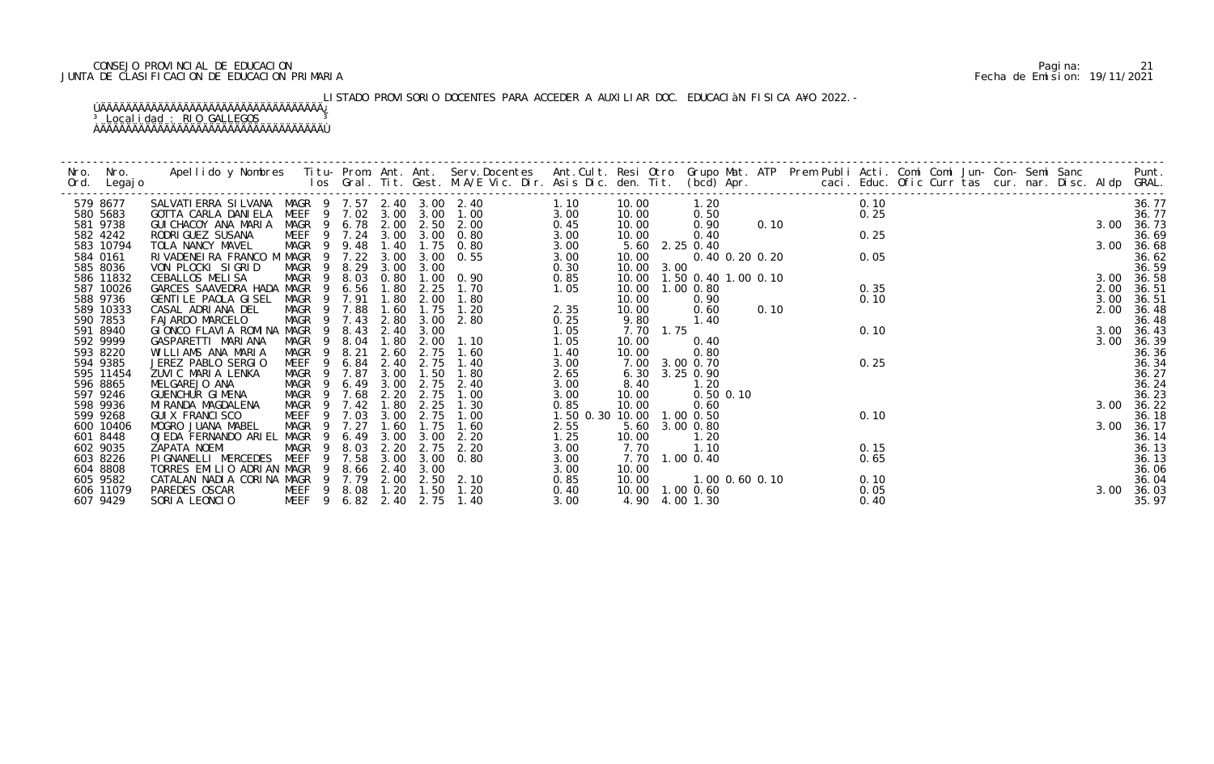CONSEJO PROVINCIAL DE EDUCACION
JUNTA DE CLASIFICACION DE EDUCACION PRIMARIA

Pagina: 21
Fecha de Emision: 19/11/2021

LISTADO PROVISORIO DOCENTES PARA ACCEDER A AUXILIAR DOC. EDUCACIÓN FISICA AÑO 2022.-

Localidad : RIO GALLEGOS

| Nro. Ord. | Nro. Legajo | Apellido y Nombres | Titu- los | Prom. Gral. | Ant. Tit. | Ant. Gest. | Serv.Docentes M.A/E Vic. Dir. | Ant.Cult. Asis Dic. | Resi den. | Otro Tit. | Grupo Mat. (bcd) | ATP Apr. | Prem Publi caci. | Acti. Educ. | Comi Ofic | Comi Curr | Jun- tas | Con- cur. | Semi nar. | Sanc Disc. | Aldp | Punt. GRAL. |
|---|---|---|---|---|---|---|---|---|---|---|---|---|---|---|---|---|---|---|---|---|---|---|
| 579 | 8677 | SALVATIERRA SILVANA | MAGR 9 | 7.57 | 2.40 | 3.00 | 2.40 | 1.10 | 10.00 | | 1.20 | | | 0.10 | | | | | | | | 36.77 |
| 580 | 5683 | GOTTA CARLA DANIELA | MEEF 9 | 7.02 | 3.00 | 3.00 | 1.00 | 3.00 | 10.00 | | 0.50 | | | 0.25 | | | | | | | | 36.77 |
| 581 | 9738 | GUICHACOY ANA MARIA | MAGR 9 | 6.78 | 2.00 | 2.50 | 2.00 | 0.45 | 10.00 | | 0.90 | 0.10 | | | | | | | | | 3.00 | 36.73 |
| 582 | 4242 | RODRIGUEZ SUSANA | MEEF 9 | 7.24 | 3.00 | 3.00 | 0.80 | 3.00 | 10.00 | | 0.40 | | | 0.25 | | | | | | | | 36.69 |
| 583 | 10794 | TOLA NANCY MAVEL | MAGR 9 | 9.48 | 1.40 | 1.75 | 0.80 | 3.00 | 5.60 | 2.25 | 0.40 | | | | | | | | | | 3.00 | 36.68 |
| 584 | 0161 | RIVADENEIRA FRANCO M | MAGR 9 | 7.22 | 3.00 | 3.00 | 0.55 | 3.00 | 10.00 | | 0.40 0.20 0.20 | | | 0.05 | | | | | | | | 36.62 |
| 585 | 8036 | VON PLOCKI SIGRID | MAGR 9 | 8.29 | 3.00 | 3.00 | | 0.30 | 10.00 | 3.00 | | | | | | | | | | | | 36.59 |
| 586 | 11832 | CEBALLOS MELISA | MAGR 9 | 8.03 | 0.80 | 1.00 | 0.90 | 0.85 | 10.00 | 1.50 | 0.40 1.00 0.10 | | | | | | | | | | 3.00 | 36.58 |
| 587 | 10026 | GARCES SAAVEDRA HADA | MAGR 9 | 6.56 | 1.80 | 2.25 | 1.70 | 1.05 | 10.00 | 1.00 | 0.80 | | | 0.35 | | | | | | | 2.00 | 36.51 |
| 588 | 9736 | GENTILE PAOLA GISEL | MAGR 9 | 7.91 | 1.80 | 2.00 | 1.80 | | 10.00 | | 0.90 | | | 0.10 | | | | | | | 3.00 | 36.51 |
| 589 | 10333 | CASAL ADRIANA DEL | MAGR 9 | 7.88 | 1.60 | 1.75 | 1.20 | 2.35 | 10.00 | | 0.60 | 0.10 | | | | | | | | | 2.00 | 36.48 |
| 590 | 7853 | FAJARDO MARCELO | MAGR 9 | 7.43 | 2.80 | 3.00 | 2.80 | 0.25 | 9.80 | | 1.40 | | | | | | | | | | | 36.48 |
| 591 | 8940 | GIONCO FLAVIA ROMINA | MAGR 9 | 8.43 | 2.40 | 3.00 | | 1.05 | 7.70 | 1.75 | | | | 0.10 | | | | | | | 3.00 | 36.43 |
| 592 | 9999 | GASPARETTI MARIANA | MAGR 9 | 8.04 | 1.80 | 2.00 | 1.10 | 1.05 | 10.00 | | 0.40 | | | | | | | | | | 3.00 | 36.39 |
| 593 | 8220 | WILLIAMS ANA MARIA | MAGR 9 | 8.21 | 2.60 | 2.75 | 1.60 | 1.40 | 10.00 | | 0.80 | | | | | | | | | | | 36.36 |
| 594 | 9385 | JEREZ PABLO SERGIO | MEEF 9 | 6.84 | 2.40 | 2.75 | 1.40 | 3.00 | 7.00 | 3.00 | 0.70 | | | 0.25 | | | | | | | | 36.34 |
| 595 | 11454 | ZUVIC MARIA LENKA | MAGR 9 | 7.87 | 3.00 | 1.50 | 1.80 | 2.65 | 6.30 | 3.25 | 0.90 | | | | | | | | | | | 36.27 |
| 596 | 8865 | MELGAREJO ANA | MAGR 9 | 6.49 | 3.00 | 2.75 | 2.40 | 3.00 | 8.40 | | 1.20 | | | | | | | | | | | 36.24 |
| 597 | 9246 | GUENCHUR GIMENA | MAGR 9 | 7.68 | 2.20 | 2.75 | 1.00 | 3.00 | 10.00 | | 0.50 0.10 | | | | | | | | | | | 36.23 |
| 598 | 9936 | MIRANDA MAGDALENA | MAGR 9 | 7.42 | 1.80 | 2.25 | 1.30 | 0.85 | 10.00 | | 0.60 | | | | | | | | | | 3.00 | 36.22 |
| 599 | 9268 | GUIX FRANCISCO | MEEF 9 | 7.03 | 3.00 | 2.75 | 1.00 | 1.50 0.30 | 10.00 | 1.00 | 0.50 | | | 0.10 | | | | | | | | 36.18 |
| 600 | 10406 | MOGRO JUANA MABEL | MAGR 9 | 7.27 | 1.60 | 1.75 | 1.60 | 2.55 | 5.60 | 3.00 | 0.80 | | | | | | | | | | 3.00 | 36.17 |
| 601 | 8448 | OJEDA FERNANDO ARIEL | MAGR 9 | 6.49 | 3.00 | 3.00 | 2.20 | 1.25 | 10.00 | | 1.20 | | | | | | | | | | | 36.14 |
| 602 | 9035 | ZAPATA NOEMI | MAGR 9 | 8.03 | 2.20 | 2.75 | 2.20 | 3.00 | 7.70 | | 1.10 | | | 0.15 | | | | | | | | 36.13 |
| 603 | 8226 | PIGNANELLI MERCEDES | MEEF 9 | 7.58 | 3.00 | 3.00 | 0.80 | 3.00 | 7.70 | 1.00 | 0.40 | | | 0.65 | | | | | | | | 36.13 |
| 604 | 8808 | TORRES EMILIO ADRIAN | MAGR 9 | 8.66 | 2.40 | 3.00 | | 3.00 | 10.00 | | | | | | | | | | | | | 36.06 |
| 605 | 9582 | CATALAN NADIA CORINA | MAGR 9 | 7.79 | 2.00 | 2.50 | 2.10 | 0.85 | 10.00 | | 1.00 0.60 0.10 | | | 0.10 | | | | | | | | 36.04 |
| 606 | 11079 | PAREDES OSCAR | MEEF 9 | 8.08 | 1.20 | 1.50 | 1.20 | 0.40 | 10.00 | 1.00 | 0.60 | | | 0.05 | | | | | | | 3.00 | 36.03 |
| 607 | 9429 | SORIA LEONCIO | MEEF 9 | 6.82 | 2.40 | 2.75 | 1.40 | 3.00 | 4.90 | 4.00 | 1.30 | | | 0.40 | | | | | | | | 35.97 |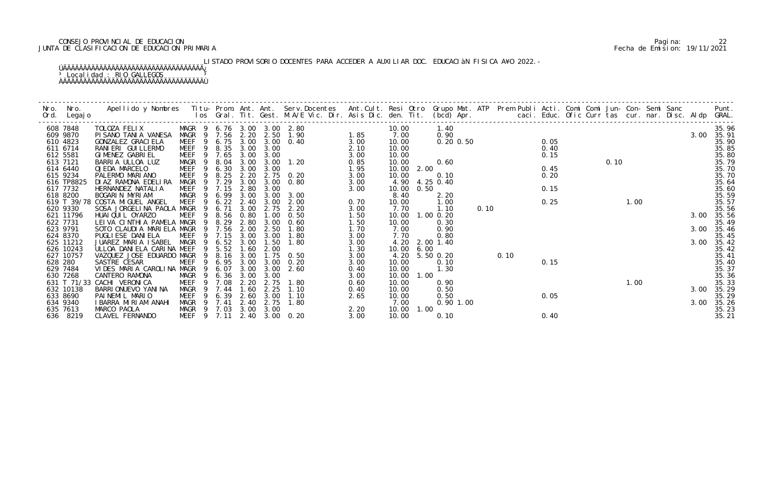CONSEJO PROVINCIAL DE EDUCACION
JUNTA DE CLASIFICACION DE EDUCACION PRIMARIA

LISTADO PROVISORIO DOCENTES PARA ACCEDER A AUXILIAR DOC. EDUCACIàN FISICA A¥O 2022.-

³ Localidad : RIO GALLEGOS ³

| Nro. Ord. | Nro. Legajo | Apellido y Nombres | Titu-los | Prom. Gral. | Ant. Tit. | Ant. Gest. | Serv.Docentes M.A/E Vic. Dir. | Ant.Cult. Asis Dic. | Resi den. | Otro Tit. | Grupo Mat. (bcd) | ATP Apr. | Prem Publi caci. | Acti. Educ. | Comi Ofic | Comi Curr | Jun- tas | Con- cur. | Semi nar. | Sanc Disc. | Aldp | Punt. GRAL. |
|---|---|---|---|---|---|---|---|---|---|---|---|---|---|---|---|---|---|---|---|---|---|---|
| 608 | 7848 | TOLOZA FELIX | MAGR 9 | 6.76 | 3.00 | 3.00 | 2.80 | | 10.00 | | 1.40 | | | | | | | | | | | 35.96 |
| 609 | 9870 | PISANO TANIA VANESA | MAGR 9 | 7.56 | 2.20 | 2.50 | 1.90 | 1.85 | 7.00 | | 0.90 | | | | | | | | | | 3.00 | 35.91 |
| 610 | 4823 | GONZALEZ GRACIELA | MEEF 9 | 6.75 | 3.00 | 3.00 | 0.40 | 3.00 | 10.00 | | 0.20 0.50 | | | 0.05 | | | | | | | | 35.90 |
| 611 | 6714 | RANIERI GUILLERMO | MEEF 9 | 8.35 | 3.00 | 3.00 | | 2.10 | 10.00 | | | | | 0.40 | | | | | | | | 35.85 |
| 612 | 5581 | GIMENEZ GABRIEL | MEEF 9 | 7.65 | 3.00 | 3.00 | | 3.00 | 10.00 | | | | | 0.15 | | | | | | | | 35.80 |
| 613 | 7121 | BARRIA ULLOA LUZ | MAGR 9 | 8.04 | 3.00 | 3.00 | 1.20 | 0.85 | 10.00 | | 0.60 | | | | | 0.10 | | | | | | 35.79 |
| 614 | 6440 | OJEDA MARCELO | MEEF 9 | 6.30 | 3.00 | 3.00 | | 1.95 | 10.00 | 2.00 | | | | 0.45 | | | | | | | | 35.70 |
| 615 | 9234 | PALERMO MARIANO | MEEF 9 | 8.25 | 2.20 | 2.75 | 0.20 | 3.00 | 10.00 | | 0.10 | | | 0.20 | | | | | | | | 35.70 |
| 616 | TP8825 | DIAZ RAMONA EDELIRA | MAGR 9 | 7.29 | 3.00 | 3.00 | 0.80 | 3.00 | 4.90 | 4.25 | 0.40 | | | | | | | | | | | 35.64 |
| 617 | 7732 | HERNANDEZ NATALIA | MEEF 9 | 7.15 | 2.80 | 3.00 | | 3.00 | 10.00 | 0.50 | | | | 0.15 | | | | | | | | 35.60 |
| 618 | 8200 | BOGARIN MYRIAM | MAGR 9 | 6.99 | 3.00 | 3.00 | 3.00 | | 8.40 | | 2.20 | | | | | | | | | | | 35.59 |
| 619 | T 39/78 | COSTA MIGUEL ANGEL | MEEF 9 | 6.22 | 2.40 | 3.00 | 2.00 | 0.70 | 10.00 | | 1.00 | | | 0.25 | | | 1.00 | | | | | 35.57 |
| 620 | 9330 | SOSA JORGELINA PAOLA | MAGR 9 | 6.71 | 3.00 | 2.75 | 2.20 | 3.00 | 7.70 | | 1.10 | 0.10 | | | | | | | | | | 35.56 |
| 621 | 11796 | HUAIQUIL OYARZO | MEEF 9 | 8.56 | 0.80 | 1.00 | 0.50 | 1.50 | 10.00 | 1.00 | 0.20 | | | | | | | | | | 3.00 | 35.56 |
| 622 | 7731 | LEIVA CINTHIA PAMELA | MAGR 9 | 8.29 | 2.80 | 3.00 | 0.60 | 1.50 | 10.00 | | 0.30 | | | | | | | | | | | 35.49 |
| 623 | 9791 | SOTO CLAUDIA MARIELA | MAGR 9 | 7.56 | 2.00 | 2.50 | 1.80 | 1.70 | 7.00 | | 0.90 | | | | | | | | | | 3.00 | 35.46 |
| 624 | 8370 | PUGLIESE DANIELA | MEEF 9 | 7.15 | 3.00 | 3.00 | 1.80 | 3.00 | 7.70 | | 0.80 | | | | | | | | | | | 35.45 |
| 625 | 11212 | JUAREZ MARIA ISABEL | MAGR 9 | 6.52 | 3.00 | 1.50 | 1.80 | 3.00 | 4.20 | 2.00 | 1.40 | | | | | | | | | | 3.00 | 35.42 |
| 626 | 10243 | ULLOA DANIELA CARINA | MEEF 9 | 5.52 | 1.60 | 2.00 | | 1.30 | 10.00 | 6.00 | | | | | | | | | | | | 35.42 |
| 627 | 10757 | VAZQUEZ JOSE EDUARDO | MAGR 9 | 8.16 | 3.00 | 1.75 | 0.50 | 3.00 | 4.20 | 5.50 | 0.20 | | 0.10 | | | | | | | | | 35.41 |
| 628 | 280 | SASTRE CESAR | MEEF 9 | 6.95 | 3.00 | 3.00 | 0.20 | 3.00 | 10.00 | | 0.10 | | | 0.15 | | | | | | | | 35.40 |
| 629 | 7484 | VIDES MARIA CAROLINA | MAGR 9 | 6.07 | 3.00 | 3.00 | 2.60 | 0.40 | 10.00 | | 1.30 | | | | | | | | | | | 35.37 |
| 630 | 7268 | CANTERO RAMONA | MAGR 9 | 6.36 | 3.00 | 3.00 | | 3.00 | 10.00 | 1.00 | | | | | | | | | | | | 35.36 |
| 631 | T 71/33 | CACHI VERONICA | MEEF 9 | 7.08 | 2.20 | 2.75 | 1.80 | 0.60 | 10.00 | | 0.90 | | | | | | 1.00 | | | | | 35.33 |
| 632 | 10138 | BARRIONUEVO YANINA | MAGR 9 | 7.44 | 1.60 | 2.25 | 1.10 | 0.40 | 10.00 | | 0.50 | | | | | | | | | | 3.00 | 35.29 |
| 633 | 8690 | PAINEMIL MARIO | MEEF 9 | 6.39 | 2.60 | 3.00 | 1.10 | 2.65 | 10.00 | | 0.50 | | | 0.05 | | | | | | | | 35.29 |
| 634 | 9340 | IBARRA MIRIAM ANAHI | MAGR 9 | 7.41 | 2.40 | 2.75 | 1.80 | | 7.00 | | 0.90 1.00 | | | | | | | | | | 3.00 | 35.26 |
| 635 | 7613 | MARCO PAOLA | MAGR 9 | 7.03 | 3.00 | 3.00 | | 2.20 | 10.00 | 1.00 | | | | | | | | | | | | 35.23 |
| 636 | 8219 | CLAVEL FERNANDO | MEEF 9 | 7.11 | 2.40 | 3.00 | 0.20 | 3.00 | 10.00 | | 0.10 | | | 0.40 | | | | | | | | 35.21 |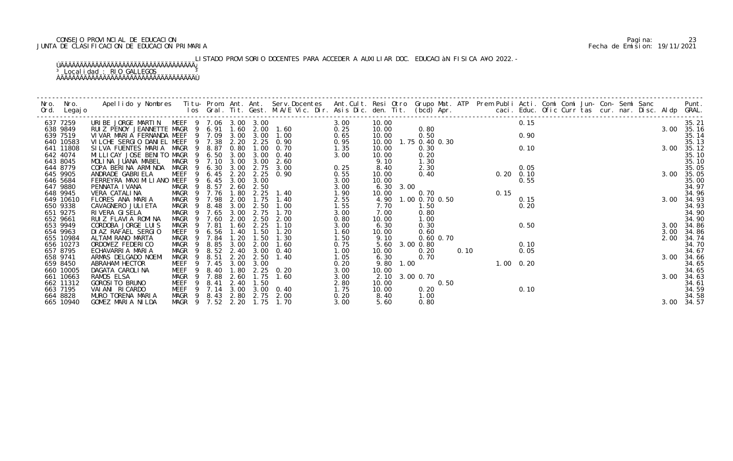CONSEJO PROVINCIAL DE EDUCACION
JUNTA DE CLASIFICACION DE EDUCACION PRIMARIA

LISTADO PROVISORIO DOCENTES PARA ACCEDER A AUXILIAR DOC. EDUCACIÓN FISICA AÑO 2022.-

Localidad : RIO GALLEGOS

| Nro. Ord. | Nro. Legajo | Apellido y Nombres | Titu- los | Prom. Gral. | Ant. Tit. | Ant. Gest. | Serv.Docentes M.A/E Vic. Dir. | Ant.Cult. Asis Dic. | Resi den. | Otro Tit. | Grupo Mat. (bcd) | ATP Apr. | Prem Publi caci. | Acti. Educ. | Comi Ofic | Comi Curr | Jun- tas | Con- cur. | Semi nar. | Sanc Disc. | Aldp | Punt. GRAL. |
|---|---|---|---|---|---|---|---|---|---|---|---|---|---|---|---|---|---|---|---|---|---|---|
| 637 | 7259 | URIBE JORGE MARTIN | MEEF 9 | 7.06 | 3.00 | 3.00 | | 3.00 | 10.00 | | | | | 0.15 | | | | | | | | 35.21 |
| 638 | 9849 | RUIZ PENOY JEANNETTE | MAGR 9 | 6.91 | 1.60 | 2.00 | 1.60 | 0.25 | 10.00 | | 0.80 | | | | | | | | | | 3.00 | 35.16 |
| 639 | 7519 | VIVAR MARIA FERNANDA | MEEF 9 | 7.09 | 3.00 | 3.00 | 1.00 | 0.65 | 10.00 | | 0.50 | | | 0.90 | | | | | | | | 35.14 |
| 640 | 10583 | VILCHE SERGIO DANIEL | MEEF 9 | 7.38 | 2.20 | 2.25 | 0.90 | 0.95 | 10.00 | 1.75 | 0.40 0.30 | | | | | | | | | | | 35.13 |
| 641 | 11808 | SILVA FUENTES MARIA | MAGR 9 | 8.87 | 0.80 | 1.00 | 0.70 | 1.35 | 10.00 | | 0.30 | | | 0.10 | | | | | | | 3.00 | 35.12 |
| 642 | 4074 | MILLICAY JOSE BENITO | MAGR 9 | 6.50 | 3.00 | 3.00 | 0.40 | 3.00 | 10.00 | | 0.20 | | | | | | | | | | | 35.10 |
| 643 | 8045 | MOLINA JUANA MABEL | MAGR 9 | 7.10 | 3.00 | 3.00 | 2.60 | | 9.10 | | 1.30 | | | | | | | | | | | 35.10 |
| 644 | 8779 | COPA BERINA ARMINDA | MAGR 9 | 6.30 | 3.00 | 2.75 | 3.00 | 0.25 | 8.40 | | 2.30 | | | 0.05 | | | | | | | | 35.05 |
| 645 | 9905 | ANDRADE GABRIELA | MEEF 9 | 6.45 | 2.20 | 2.25 | 0.90 | 0.55 | 10.00 | | 0.40 | | 0.20 | 0.10 | | | | | | | 3.00 | 35.05 |
| 646 | 5684 | FERREYRA MAXIMILIANO | MEEF 9 | 6.45 | 3.00 | 3.00 | | 3.00 | 10.00 | | | | | 0.55 | | | | | | | | 35.00 |
| 647 | 9880 | PENNATA IVANA | MAGR 9 | 8.57 | 2.60 | 2.50 | | 3.00 | 6.30 | 3.00 | | | | | | | | | | | | 34.97 |
| 648 | 9945 | VERA CATALINA | MAGR 9 | 7.76 | 1.80 | 2.25 | 1.40 | 1.90 | 10.00 | | 0.70 | | 0.15 | | | | | | | | | 34.96 |
| 649 | 10610 | FLORES ANA MARIA | MAGR 9 | 7.98 | 2.00 | 1.75 | 1.40 | 2.55 | 4.90 | 1.00 | 0.70 0.50 | | | 0.15 | | | | | | | 3.00 | 34.93 |
| 650 | 9338 | CAVAGNERO JULIETA | MAGR 9 | 8.48 | 3.00 | 2.50 | 1.00 | 1.55 | 7.70 | | 1.50 | | | 0.20 | | | | | | | | 34.93 |
| 651 | 9275 | RIVERA GISELA | MAGR 9 | 7.65 | 3.00 | 2.75 | 1.70 | 3.00 | 7.00 | | 0.80 | | | | | | | | | | | 34.90 |
| 652 | 9661 | RUIZ FLAVIA ROMINA | MAGR 9 | 7.60 | 2.00 | 2.50 | 2.00 | 0.80 | 10.00 | | 1.00 | | | | | | | | | | | 34.90 |
| 653 | 9949 | CORDOBA JORGE LUIS | MAGR 9 | 7.81 | 1.60 | 2.25 | 1.10 | 3.00 | 6.30 | | 0.30 | | | 0.50 | | | | | | | 3.00 | 34.86 |
| 654 | 9963 | DIAZ RAFAEL SERGIO | MEEF 9 | 6.56 | 1.40 | 1.50 | 1.20 | 1.60 | 10.00 | | 0.60 | | | | | | | | | | 3.00 | 34.86 |
| 655 | 10984 | ALTAMIRANO MARTA | MAGR 9 | 7.84 | 1.20 | 1.50 | 1.30 | 1.50 | 9.10 | | 0.60 0.70 | | | | | | | | | | 2.00 | 34.74 |
| 656 | 10273 | ORDOÑEZ FEDERICO | MAGR 9 | 8.85 | 3.00 | 2.00 | 1.60 | 0.75 | 5.60 | 3.00 | 0.80 | | | 0.10 | | | | | | | | 34.70 |
| 657 | 8795 | ECHAVARRIA MARIA | MAGR 9 | 8.52 | 2.40 | 3.00 | 0.40 | 1.00 | 10.00 | | 0.20 | 0.10 | | 0.05 | | | | | | | | 34.67 |
| 658 | 9741 | ARMAS DELGADO NOEMI | MAGR 9 | 8.51 | 2.20 | 2.50 | 1.40 | 1.05 | 6.30 | | 0.70 | | | | | | | | | | 3.00 | 34.66 |
| 659 | 8450 | ABRAHAM HECTOR | MEEF 9 | 7.45 | 3.00 | 3.00 | | 0.20 | 9.80 | 1.00 | | | 1.00 | 0.20 | | | | | | | | 34.65 |
| 660 | 10005 | DAGATA CAROLINA | MEEF 9 | 8.40 | 1.80 | 2.25 | 0.20 | 3.00 | 10.00 | | | | | | | | | | | | | 34.65 |
| 661 | 10663 | RAMOS ELSA | MAGR 9 | 7.88 | 2.60 | 1.75 | 1.60 | 3.00 | 2.10 | 3.00 | 0.70 | | | | | | | | | | 3.00 | 34.63 |
| 662 | 11312 | GOROSITO BRUNO | MEEF 9 | 8.41 | 2.40 | 1.50 | | 2.80 | 10.00 | | 0.50 | | | | | | | | | | | 34.61 |
| 663 | 7195 | VAIANI RICARDO | MEEF 9 | 7.14 | 3.00 | 3.00 | 0.40 | 1.75 | 10.00 | | 0.20 | | | 0.10 | | | | | | | | 34.59 |
| 664 | 8828 | MURO TORENA MARIA | MAGR 9 | 8.43 | 2.80 | 2.75 | 2.00 | 0.20 | 8.40 | | 1.00 | | | | | | | | | | | 34.58 |
| 665 | 10940 | GOMEZ MARIA NILDA | MAGR 9 | 7.52 | 2.20 | 1.75 | 1.70 | 3.00 | 5.60 | | 0.80 | | | | | | | | | | 3.00 | 34.57 |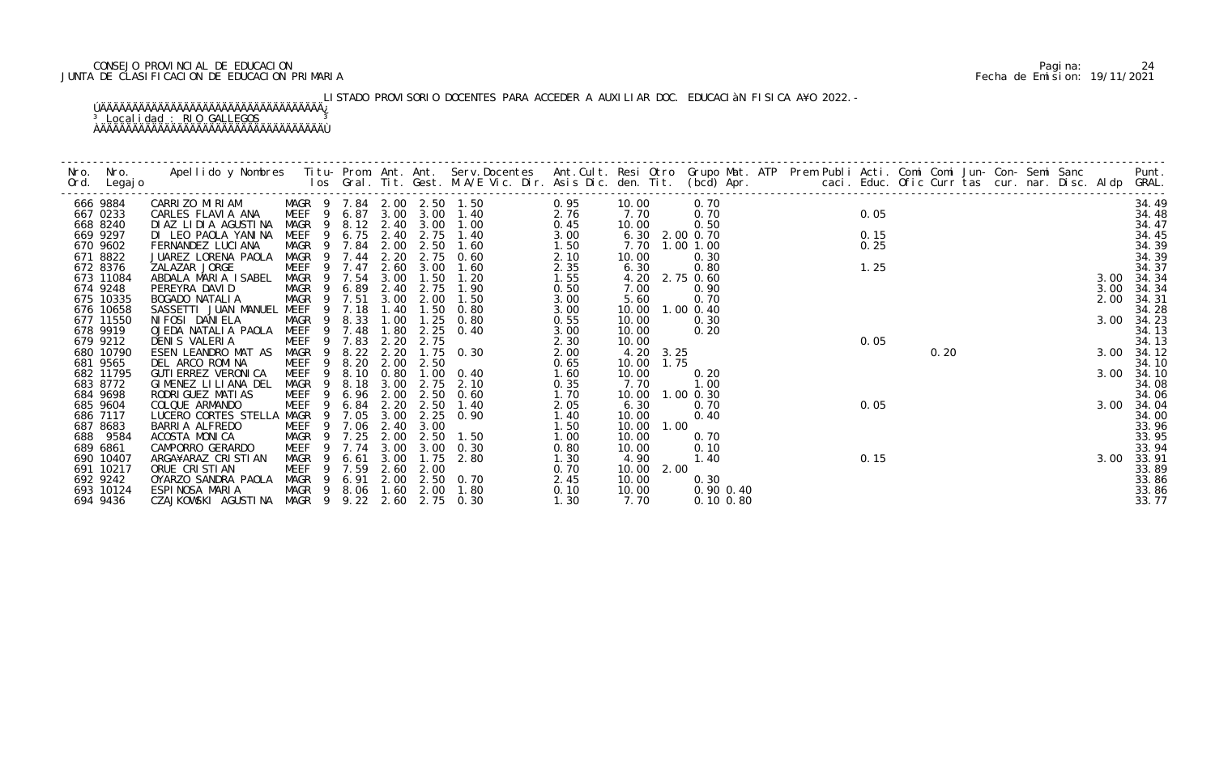CONSEJO PROVINCIAL DE EDUCACION
JUNTA DE CLASIFICACION DE EDUCACION PRIMARIA

Pagina: 24
Fecha de Emision: 19/11/2021

LISTADO PROVISORIO DOCENTES PARA ACCEDER A AUXILIAR DOC. EDUCACIÀN FISICA A¥O 2022.-

Localidad : RIO GALLEGOS

| Nro. Ord. | Nro. Legajo | Apellido y Nombres | Titu- los | Prom. Gral. | Ant. Tit. | Ant. Gest. | Serv.Docentes M.A/E Vic. Dir. | Ant.Cult. Asis Dic. | Resi den. | Otro Tit. | Grupo Mat. (bcd) Apr. | ATP | Prem Publi caci. | Acti. Educ. | Comi Ofic | Comi Curr | Jun- tas | Con- cur. | Semi nar. | Sanc Disc. | Aldp | Punt. GRAL. |
|---|---|---|---|---|---|---|---|---|---|---|---|---|---|---|---|---|---|---|---|---|---|---|
| 666 | 9884 | CARRIZO MIRIAM | MAGR 9 | 7.84 | 2.00 | 2.50 | 1.50 | 0.95 | 10.00 | | 0.70 | | | | | | | | | | | 34.49 |
| 667 | 0233 | CARLES FLAVIA ANA | MEEF 9 | 6.87 | 3.00 | 3.00 | 1.40 | 2.76 | 7.70 | | 0.70 | | | | | | | | | | | 34.48 |
| 668 | 8240 | DIAZ LIDIA AGUSTINA | MAGR 9 | 8.12 | 2.40 | 3.00 | 1.00 | 0.45 | 10.00 | | 0.50 | | | 0.05 | | | | | | | | 34.47 |
| 669 | 9297 | DI LEO PAOLA YANINA | MEEF 9 | 6.75 | 2.40 | 2.75 | 1.40 | 3.00 | 6.30 | 2.00 | 0.70 | | | | | | | | | | | 34.45 |
| 670 | 9602 | FERNANDEZ LUCIANA | MAGR 9 | 7.84 | 2.00 | 2.50 | 1.60 | 1.50 | 7.70 | 1.00 | 1.00 | | | 0.15 | | | | | | | | 34.39 |
| 671 | 8822 | JUAREZ LORENA PAOLA | MAGR 9 | 7.44 | 2.20 | 2.75 | 0.60 | 2.10 | 10.00 | | 0.30 | | | 0.25 | | | | | | | | 34.39 |
| 672 | 8376 | ZALAZAR JORGE | MEEF 9 | 7.47 | 2.60 | 3.00 | 1.60 | 2.35 | 6.30 | | 0.80 | | | | | | | | | | | 34.37 |
| 673 | 11084 | ABDALA MARIA ISABEL | MAGR 9 | 7.54 | 3.00 | 1.50 | 1.20 | 1.55 | 4.20 | 2.75 | 0.60 | | | 1.25 | | | | | | | 3.00 | 34.34 |
| 674 | 9248 | PEREYRA DAVID | MAGR 9 | 6.89 | 2.40 | 2.75 | 1.90 | 0.50 | 7.00 | | 0.90 | | | | | | | | | | 3.00 | 34.34 |
| 675 | 10335 | BOGADO NATALIA | MAGR 9 | 7.51 | 3.00 | 2.00 | 1.50 | 3.00 | 5.60 | | 0.70 | | | | | | | | | | 2.00 | 34.31 |
| 676 | 10658 | SASSETTI JUAN MANUEL | MEEF 9 | 7.18 | 1.40 | 1.50 | 0.80 | 3.00 | 10.00 | 1.00 | 0.40 | | | | | | | | | | | 34.28 |
| 677 | 11550 | NIFOSI DANIELA | MAGR 9 | 8.33 | 1.00 | 1.25 | 0.80 | 0.55 | 10.00 | | 0.30 | | | | | | | | | | 3.00 | 34.23 |
| 678 | 9919 | OJEDA NATALIA PAOLA | MEEF 9 | 7.48 | 1.80 | 2.25 | 0.40 | 3.00 | 10.00 | | 0.20 | | | | | | | | | | | 34.13 |
| 679 | 9212 | DENIS VALERIA | MEEF 9 | 7.83 | 2.20 | 2.75 | | 2.30 | 10.00 | | | | | 0.05 | | | | | | | | 34.13 |
| 680 | 10790 | ESEN LEANDRO MAT AS | MAGR 9 | 8.22 | 2.20 | 1.75 | 0.30 | 2.00 | 4.20 | 3.25 | | | | | | 0.20 | | | | | 3.00 | 34.12 |
| 681 | 9565 | DEL ARCO ROMINA | MEEF 9 | 8.20 | 2.00 | 2.50 | | 0.65 | 10.00 | 1.75 | | | | | | | | | | | | 34.10 |
| 682 | 11795 | GUTIERREZ VERONICA | MEEF 9 | 8.10 | 0.80 | 1.00 | 0.40 | 1.60 | 10.00 | | 0.20 | | | | | | | | | | 3.00 | 34.10 |
| 683 | 8772 | GIMENEZ LILIANA DEL | MAGR 9 | 8.18 | 3.00 | 2.75 | 2.10 | 0.35 | 7.70 | | 1.00 | | | | | | | | | | | 34.08 |
| 684 | 9698 | RODRIGUEZ MATIAS | MEEF 9 | 6.96 | 2.00 | 2.50 | 0.60 | 1.70 | 10.00 | 1.00 | 0.30 | | | | | | | | | | | 34.06 |
| 685 | 9604 | COLQUE ARMANDO | MEEF 9 | 6.84 | 2.20 | 2.50 | 1.40 | 2.05 | 6.30 | | 0.70 | | | 0.05 | | | | | | | 3.00 | 34.04 |
| 686 | 7117 | LUCERO CORTES STELLA | MAGR 9 | 7.05 | 3.00 | 2.25 | 0.90 | 1.40 | 10.00 | | 0.40 | | | | | | | | | | | 34.00 |
| 687 | 8683 | BARRIA ALFREDO | MEEF 9 | 7.06 | 2.40 | 3.00 | | 1.50 | 10.00 | 1.00 | | | | | | | | | | | | 33.96 |
| 688 | 9584 | ACOSTA MONICA | MAGR 9 | 7.25 | 2.00 | 2.50 | 1.50 | 1.00 | 10.00 | | 0.70 | | | | | | | | | | | 33.95 |
| 689 | 6861 | CAMPORRO GERARDO | MEEF 9 | 7.74 | 3.00 | 3.00 | 0.30 | 0.80 | 10.00 | | 0.10 | | | | | | | | | | | 33.94 |
| 690 | 10407 | ARGA¥ARAZ CRISTIAN | MAGR 9 | 6.61 | 3.00 | 1.75 | 2.80 | 1.30 | 4.90 | | 1.40 | | | 0.15 | | | | | | | 3.00 | 33.91 |
| 691 | 10217 | ORUE CRISTIAN | MEEF 9 | 7.59 | 2.60 | 2.00 | | 0.70 | 10.00 | 2.00 | | | | | | | | | | | | 33.89 |
| 692 | 9242 | OYARZO SANDRA PAOLA | MAGR 9 | 6.91 | 2.00 | 2.50 | 0.70 | 2.45 | 10.00 | | 0.30 | | | | | | | | | | | 33.86 |
| 693 | 10124 | ESPINOSA MARIA | MAGR 9 | 8.06 | 1.60 | 2.00 | 1.80 | 0.10 | 10.00 | | 0.90 0.40 | | | | | | | | | | | 33.86 |
| 694 | 9436 | CZAJKOWSKI AGUSTINA | MAGR 9 | 9.22 | 2.60 | 2.75 | 0.30 | 1.30 | 7.70 | | 0.10 0.80 | | | | | | | | | | | 33.77 |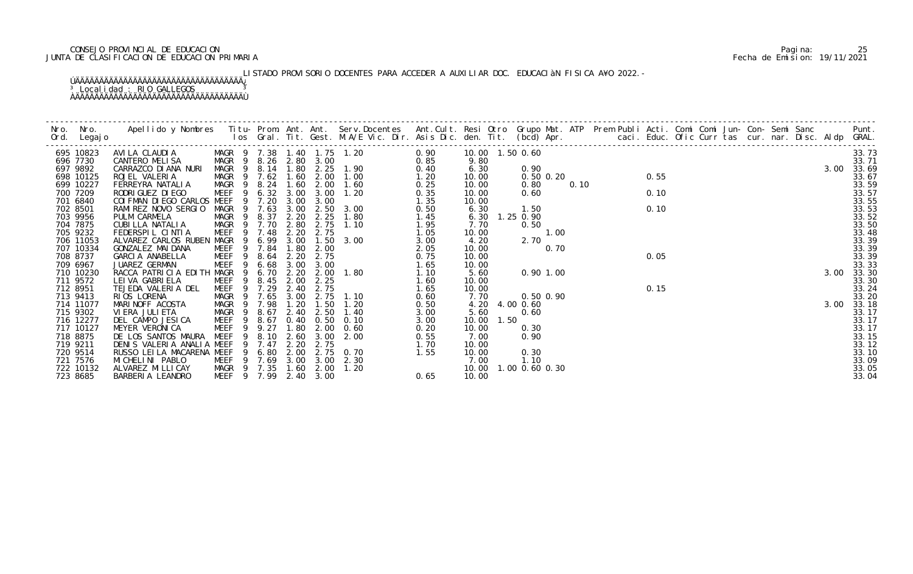CONSEJO PROVINCIAL DE EDUCACION
JUNTA DE CLASIFICACION DE EDUCACION PRIMARIA

Pagina: 25
Fecha de Emision: 19/11/2021

LISTADO PROVISORIO DOCENTES PARA ACCEDER A AUXILIAR DOC. EDUCACIÓN FISICA AÑO 2022.-

Localidad : RIO GALLEGOS

| Nro. Ord. | Nro. Legajo | Apellido y Nombres | Titu- los | Prom. Gral. | Ant. Tit. | Ant. Gest. | Serv.Docentes M.A/E Vic. Dir. | Ant.Cult. Asis Dic. | Resi den. | Otro Tit. | Grupo (bcd) | Mat. Apr. | ATP | Prem caci. | Publi Educ. | Acti. Ofic | Comi Curr | Comi tas | Jun- cur. | Con- nar. | Semi Disc. | Sanc Aldp | Punt. GRAL. |
|---|---|---|---|---|---|---|---|---|---|---|---|---|---|---|---|---|---|---|---|---|---|---|---|
| 695 | 10823 | AVILA CLAUDIA | MAGR 9 | 7.38 | 1.40 | 1.75 | 1.20 | 0.90 | 10.00 | 1.50 | 0.60 | | | | | | | | | | | | 33.73 |
| 696 | 7730 | CANTERO MELISA | MAGR 9 | 8.26 | 2.80 | 3.00 | | 0.85 | 9.80 | | | | | | | | | | | | | | 33.71 |
| 697 | 9892 | CARRAZCO DIANA NURI | MAGR 9 | 8.14 | 1.80 | 2.25 | 1.90 | 0.40 | 6.30 | | 0.90 | | | | | | | | | | | 3.00 | 33.69 |
| 698 | 10125 | ROJEL VALERIA | MAGR 9 | 7.62 | 1.60 | 2.00 | 1.00 | 1.20 | 10.00 | | 0.50 | 0.20 | | | | 0.55 | | | | | | | 33.67 |
| 699 | 10227 | FERREYRA NATALIA | MAGR 9 | 8.24 | 1.60 | 2.00 | 1.60 | 0.25 | 10.00 | | 0.80 | | 0.10 | | | | | | | | | | 33.59 |
| 700 | 7209 | RODRIGUEZ DIEGO | MEEF 9 | 6.32 | 3.00 | 3.00 | 1.20 | 0.35 | 10.00 | | 0.60 | | | | | 0.10 | | | | | | | 33.57 |
| 701 | 6840 | COIFMAN DIEGO CARLOS | MEEF 9 | 7.20 | 3.00 | 3.00 | | 1.35 | 10.00 | | | | | | | | | | | | | | 33.55 |
| 702 | 8501 | RAMIREZ NOVO SERGIO | MAGR 9 | 7.63 | 3.00 | 2.50 | 3.00 | 0.50 | 6.30 | | 1.50 | | | | | 0.10 | | | | | | | 33.53 |
| 703 | 9956 | PULM CARMELA | MAGR 9 | 8.37 | 2.20 | 2.25 | 1.80 | 1.45 | 6.30 | 1.25 | 0.90 | | | | | | | | | | | | 33.52 |
| 704 | 7875 | CUBILLA NATALIA | MAGR 9 | 7.70 | 2.80 | 2.75 | 1.10 | 1.95 | 7.70 | | 0.50 | | | | | | | | | | | | 33.50 |
| 705 | 9232 | FEDERSPIL CINTIA | MEEF 9 | 7.48 | 2.20 | 2.75 | | 1.05 | 10.00 | | | 1.00 | | | | | | | | | | | 33.48 |
| 706 | 11053 | ALVAREZ CARLOS RUBEN | MAGR 9 | 6.99 | 3.00 | 1.50 | 3.00 | 3.00 | 4.20 | | 2.70 | | | | | | | | | | | | 33.39 |
| 707 | 10334 | GONZALEZ MAIDANA | MEEF 9 | 7.84 | 1.80 | 2.00 | | 2.05 | 10.00 | | | 0.70 | | | | | | | | | | | 33.39 |
| 708 | 8737 | GARCIA ANABELLA | MEEF 9 | 8.64 | 2.20 | 2.75 | | 0.75 | 10.00 | | | | | | | 0.05 | | | | | | | 33.39 |
| 709 | 6967 | JUAREZ GERMAN | MEEF 9 | 6.68 | 3.00 | 3.00 | | 1.65 | 10.00 | | | | | | | | | | | | | | 33.33 |
| 710 | 10230 | RACCA PATRICIA EDITH | MAGR 9 | 6.70 | 2.20 | 2.00 | 1.80 | 1.10 | 5.60 | | 0.90 | 1.00 | | | | | | | | | | 3.00 | 33.30 |
| 711 | 9572 | LEIVA GABRIELA | MEEF 9 | 8.45 | 2.00 | 2.25 | | 1.60 | 10.00 | | | | | | | | | | | | | | 33.30 |
| 712 | 8951 | TEJEDA VALERIA DEL | MEEF 9 | 7.29 | 2.40 | 2.75 | | 1.65 | 10.00 | | | | | | | 0.15 | | | | | | | 33.24 |
| 713 | 9413 | RIOS LORENA | MAGR 9 | 7.65 | 3.00 | 2.75 | 1.10 | 0.60 | 7.70 | | 0.50 | 0.90 | | | | | | | | | | | 33.20 |
| 714 | 11077 | MARINOFF ACOSTA | MAGR 9 | 7.98 | 1.20 | 1.50 | 1.20 | 0.50 | 4.20 | 4.00 | 0.60 | | | | | | | | | | | 3.00 | 33.18 |
| 715 | 9302 | VIERA JULIETA | MAGR 9 | 8.67 | 2.40 | 2.50 | 1.40 | 3.00 | 5.60 | | 0.60 | | | | | | | | | | | | 33.17 |
| 716 | 12277 | DEL CAMPO JESICA | MEEF 9 | 8.67 | 0.40 | 0.50 | 0.10 | 3.00 | 10.00 | 1.50 | | | | | | | | | | | | | 33.17 |
| 717 | 10127 | MEYER VERONICA | MEEF 9 | 9.27 | 1.80 | 2.00 | 0.60 | 0.20 | 10.00 | | 0.30 | | | | | | | | | | | | 33.17 |
| 718 | 8875 | DE LOS SANTOS MAURA | MEEF 9 | 8.10 | 2.60 | 3.00 | 2.00 | 0.55 | 7.00 | | 0.90 | | | | | | | | | | | | 33.15 |
| 719 | 9211 | DENIS VALERIA ANALIA | MEEF 9 | 7.47 | 2.20 | 2.75 | | 1.70 | 10.00 | | | | | | | | | | | | | | 33.12 |
| 720 | 9514 | RUSSO LEILA MACARENA | MEEF 9 | 6.80 | 2.00 | 2.75 | 0.70 | 1.55 | 10.00 | | 0.30 | | | | | | | | | | | | 33.10 |
| 721 | 7576 | MICHELINI PABLO | MEEF 9 | 7.69 | 3.00 | 3.00 | 2.30 | | 7.00 | | 1.10 | | | | | | | | | | | | 33.09 |
| 722 | 10132 | ALVAREZ MILLICAY | MAGR 9 | 7.35 | 1.60 | 2.00 | 1.20 | | 10.00 | 1.00 | 0.60 | 0.30 | | | | | | | | | | | 33.05 |
| 723 | 8685 | BARBERIA LEANDRO | MEEF 9 | 7.99 | 2.40 | 3.00 | | 0.65 | 10.00 | | | | | | | | | | | | | | 33.04 |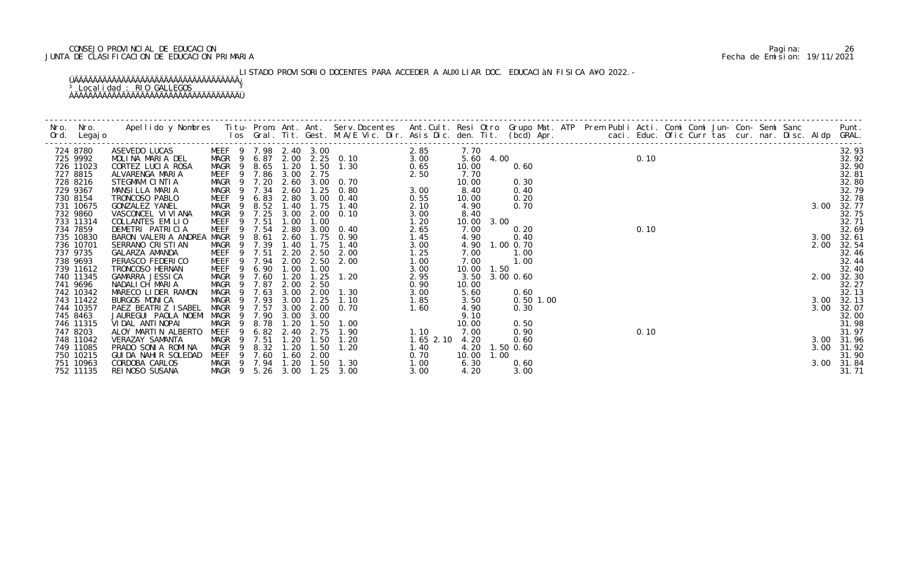CONSEJO PROVINCIAL DE EDUCACION
JUNTA DE CLASIFICACION DE EDUCACION PRIMARIA

LISTADO PROVISORIO DOCENTES PARA ACCEDER A AUXILIAR DOC. EDUCACIÓN FISICA AÑO 2022.-

Localidad : RIO GALLEGOS

| Nro. Ord. | Nro. Legajo | Apellido y Nombres | Titu-los | Prom. Gral. | Ant. Tit. | Ant. Gest. | Serv.Docentes M.A/E Vic. Dir. | Ant.Cult. Asis Dic. | Resi den. | Otro Tit. | Grupo Mat. (bcd) | ATP Apr. | Prem Publi caci. | Acti. Educ. | Comi Ofic | Comi Curr | Jun-tas | Con-cur. | Semi nar. | Sanc Disc. | Aldp | Punt. GRAL. |
|---|---|---|---|---|---|---|---|---|---|---|---|---|---|---|---|---|---|---|---|---|---|---|
| 724 | 8780 | ASEVEDO LUCAS | MEEF 9 | 7.98 | 2.40 | 3.00 | | 2.85 | 7.70 | | | | | | | | | | | | | 32.93 |
| 725 | 9992 | MOLINA MARIA DEL | MAGR 9 | 6.87 | 2.00 | 2.25 | 0.10 | 3.00 | 5.60 | 4.00 | | | | 0.10 | | | | | | | | 32.92 |
| 726 | 11023 | CORTEZ LUCIA ROSA | MAGR 9 | 8.65 | 1.20 | 1.50 | 1.30 | 0.65 | 10.00 | | 0.60 | | | | | | | | | | | 32.90 |
| 727 | 8815 | ALVARENGA MARIA | MEEF 9 | 7.86 | 3.00 | 2.75 | | 2.50 | 7.70 | | | | | | | | | | | | | 32.81 |
| 728 | 8216 | STEGMAM CINTIA | MAGR 9 | 7.20 | 2.60 | 3.00 | 0.70 | | 10.00 | | 0.30 | | | | | | | | | | | 32.80 |
| 729 | 9367 | MANSILLA MARIA | MAGR 9 | 7.34 | 2.60 | 1.25 | 0.80 | 3.00 | 8.40 | | 0.40 | | | | | | | | | | | 32.79 |
| 730 | 8154 | TRONCOSO PABLO | MEEF 9 | 6.83 | 2.80 | 3.00 | 0.40 | 0.55 | 10.00 | | 0.20 | | | | | | | | | | | 32.78 |
| 731 | 10675 | GONZALEZ YANEL | MAGR 9 | 8.52 | 1.40 | 1.75 | 1.40 | 2.10 | 4.90 | | 0.70 | | | | | | | | | | 3.00 | 32.77 |
| 732 | 9860 | VASCONCEL VIVIANA | MAGR 9 | 7.25 | 3.00 | 2.00 | 0.10 | 3.00 | 8.40 | | | | | | | | | | | | | 32.75 |
| 733 | 11314 | COLLANTES EMILIO | MEEF 9 | 7.51 | 1.00 | 1.00 | | 1.20 | 10.00 | 3.00 | | | | | | | | | | | | 32.71 |
| 734 | 7859 | DEMETRI PATRICIA | MEEF 9 | 7.54 | 2.80 | 3.00 | 0.40 | 2.65 | 7.00 | | 0.20 | | | 0.10 | | | | | | | | 32.69 |
| 735 | 10830 | BARON VALERIA ANDREA | MAGR 9 | 8.61 | 2.60 | 1.75 | 0.90 | 1.45 | 4.90 | | 0.40 | | | | | | | | | | 3.00 | 32.61 |
| 736 | 10701 | SERRANO CRISTIAN | MAGR 9 | 7.39 | 1.40 | 1.75 | 1.40 | 3.00 | 4.90 | 1.00 | 0.70 | | | | | | | | | | 2.00 | 32.54 |
| 737 | 9735 | GALARZA AMANDA | MEEF 9 | 7.51 | 2.20 | 2.50 | 2.00 | 1.25 | 7.00 | | 1.00 | | | | | | | | | | | 32.46 |
| 738 | 9693 | PERASCO FEDERICO | MEEF 9 | 7.94 | 2.00 | 2.50 | 2.00 | 1.00 | 7.00 | | 1.00 | | | | | | | | | | | 32.44 |
| 739 | 11612 | TRONCOSO HERNAN | MEEF 9 | 6.90 | 1.00 | 1.00 | | 3.00 | 10.00 | 1.50 | | | | | | | | | | | | 32.40 |
| 740 | 11345 | GAMARRA JESSICA | MAGR 9 | 7.60 | 1.20 | 1.25 | 1.20 | 2.95 | 3.50 | 3.00 | 0.60 | | | | | | | | | | 2.00 | 32.30 |
| 741 | 9696 | NADALICH MARIA | MAGR 9 | 7.87 | 2.00 | 2.50 | | 0.90 | 10.00 | | | | | | | | | | | | | 32.27 |
| 742 | 10342 | MARECO LIDER RAMON | MAGR 9 | 7.63 | 3.00 | 2.00 | 1.30 | 3.00 | 5.60 | | 0.60 | | | | | | | | | | | 32.13 |
| 743 | 11422 | BURGOS MONICA | MAGR 9 | 7.93 | 3.00 | 1.25 | 1.10 | 1.85 | 3.50 | | 0.50 | 1.00 | | | | | | | | | 3.00 | 32.13 |
| 744 | 10357 | PAEZ BEATRIZ ISABEL | MAGR 9 | 7.57 | 3.00 | 2.00 | 0.70 | 1.60 | 4.90 | | 0.30 | | | | | | | | | | 3.00 | 32.07 |
| 745 | 8463 | JAUREGUI PAOLA NOEMI | MAGR 9 | 7.90 | 3.00 | 3.00 | | | 9.10 | | | | | | | | | | | | | 32.00 |
| 746 | 11315 | VIDAL ANTINOPAI | MAGR 9 | 8.78 | 1.20 | 1.50 | 1.00 | | 10.00 | | 0.50 | | | | | | | | | | | 31.98 |
| 747 | 8203 | ALOY MARTIN ALBERTO | MEEF 9 | 6.82 | 2.40 | 2.75 | 1.90 | 1.10 | 7.00 | | 0.90 | | | 0.10 | | | | | | | | 31.97 |
| 748 | 11042 | VERAZAY SAMANTA | MAGR 9 | 7.51 | 1.20 | 1.50 | 1.20 | 1.65 2.10 | 4.20 | | 0.60 | | | | | | | | | | 3.00 | 31.96 |
| 749 | 11085 | PRADO SONIA ROMINA | MAGR 9 | 8.32 | 1.20 | 1.50 | 1.20 | 1.40 | 4.20 | 1.50 | 0.60 | | | | | | | | | | 3.00 | 31.92 |
| 750 | 10215 | GUIDA NAHIR SOLEDAD | MEEF 9 | 7.60 | 1.60 | 2.00 | | 0.70 | 10.00 | 1.00 | | | | | | | | | | | | 31.90 |
| 751 | 10963 | CORDOBA CARLOS | MAGR 9 | 7.94 | 1.20 | 1.50 | 1.30 | 1.00 | 6.30 | | 0.60 | | | | | | | | | | 3.00 | 31.84 |
| 752 | 11135 | REINOSO SUSANA | MAGR 9 | 5.26 | 3.00 | 1.25 | 3.00 | 3.00 | 4.20 | | 3.00 | | | | | | | | | | | 31.71 |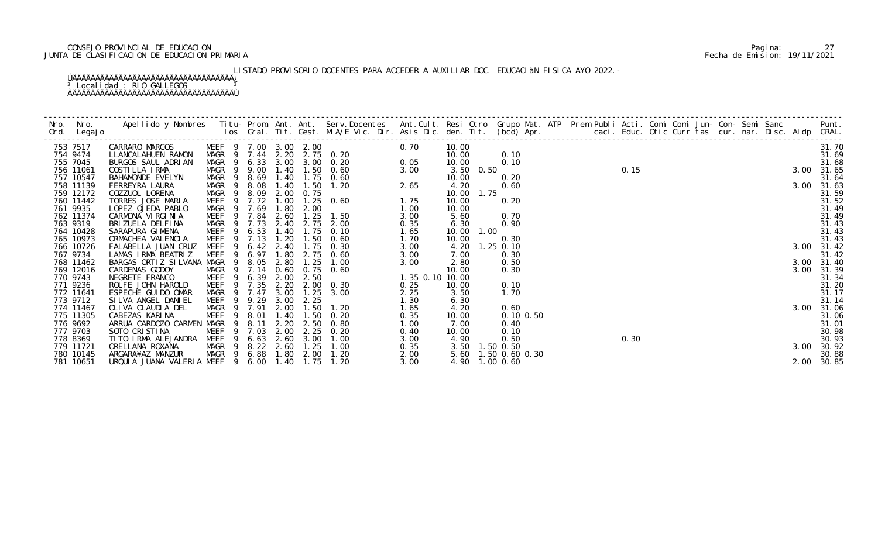CONSEJO PROVINCIAL DE EDUCACION
JUNTA DE CLASIFICACION DE EDUCACION PRIMARIA

Pagina: 27
Fecha de Emision: 19/11/2021

LISTADO PROVISORIO DOCENTES PARA ACCEDER A AUXILIAR DOC. EDUCACIÀN FISICA A¥O 2022.-

³ Localidad : RIO GALLEGOS ³

| Nro. Ord. | Nro. Legajo | Apellido y Nombres | Titu- los | Prom. Gral. | Ant. Tit. | Ant. Gest. | Serv.Docentes M.A/E Vic. Dir. | Ant.Cult. Asis Dic. | Resi den. | Otro Tit. | Grupo Mat. (bcd) | ATP Apr. | Prem Publi caci. | Acti. Educ. | Comi Ofic | Comi Curr | Jun- tas | Con- cur. | Semi nar. | Sanc Disc. | Aldp | Punt. GRAL. |
|---|---|---|---|---|---|---|---|---|---|---|---|---|---|---|---|---|---|---|---|---|---|---|
| 753 | 7517 | CARRARO MARCOS | MEEF 9 | 7.00 | 3.00 | 2.00 | | 0.70 | 10.00 | | | | | | | | | | | | | 31.70 |
| 754 | 9474 | LLANCALAHUEN RAMON | MAGR 9 | 7.44 | 2.20 | 2.75 | 0.20 | | 10.00 | | 0.10 | | | | | | | | | | | 31.69 |
| 755 | 7045 | BURGOS SAUL ADRIAN | MAGR 9 | 6.33 | 3.00 | 3.00 | 0.20 | 0.05 | 10.00 | | 0.10 | | | | | | | | | | | 31.68 |
| 756 | 11061 | COSTILLA IRMA | MAGR 9 | 9.00 | 1.40 | 1.50 | 0.60 | 3.00 | 3.50 | 0.50 | | | | 0.15 | | | | | | | 3.00 | 31.65 |
| 757 | 10547 | BAHAMONDE EVELYN | MAGR 9 | 8.69 | 1.40 | 1.75 | 0.60 | | 10.00 | | 0.20 | | | | | | | | | | | 31.64 |
| 758 | 11139 | FERREYRA LAURA | MAGR 9 | 8.08 | 1.40 | 1.50 | 1.20 | 2.65 | 4.20 | | 0.60 | | | | | | | | | | 3.00 | 31.63 |
| 759 | 12172 | COZZUOL LORENA | MAGR 9 | 8.09 | 2.00 | 0.75 | | | 10.00 | 1.75 | | | | | | | | | | | | 31.59 |
| 760 | 11442 | TORRES JOSE MARIA | MEEF 9 | 7.72 | 1.00 | 1.25 | 0.60 | 1.75 | 10.00 | | 0.20 | | | | | | | | | | | 31.52 |
| 761 | 9935 | LOPEZ OJEDA PABLO | MAGR 9 | 7.69 | 1.80 | 2.00 | | 1.00 | 10.00 | | | | | | | | | | | | | 31.49 |
| 762 | 11374 | CARMONA VIRGINIA | MEEF 9 | 7.84 | 2.60 | 1.25 | 1.50 | 3.00 | 5.60 | | 0.70 | | | | | | | | | | | 31.49 |
| 763 | 9319 | BRIZUELA DELFINA | MAGR 9 | 7.73 | 2.40 | 2.75 | 2.00 | 0.35 | 6.30 | | 0.90 | | | | | | | | | | | 31.43 |
| 764 | 10428 | SARAPURA GIMENA | MEEF 9 | 6.53 | 1.40 | 1.75 | 0.10 | 1.65 | 10.00 | 1.00 | | | | | | | | | | | | 31.43 |
| 765 | 10973 | ORMACHEA VALENCIA | MEEF 9 | 7.13 | 1.20 | 1.50 | 0.60 | 1.70 | 10.00 | | 0.30 | | | | | | | | | | | 31.43 |
| 766 | 10726 | FALABELLA JUAN CRUZ | MEEF 9 | 6.42 | 2.40 | 1.75 | 0.30 | 3.00 | 4.20 | 1.25 | 0.10 | | | | | | | | | | 3.00 | 31.42 |
| 767 | 9734 | LAMAS IRMA BEATRIZ | MEEF 9 | 6.97 | 1.80 | 2.75 | 0.60 | 3.00 | 7.00 | | 0.30 | | | | | | | | | | | 31.42 |
| 768 | 11462 | BARGAS ORTIZ SILVANA | MAGR 9 | 8.05 | 2.80 | 1.25 | 1.00 | 3.00 | 2.80 | | 0.50 | | | | | | | | | | 3.00 | 31.40 |
| 769 | 12016 | CARDENAS GODOY | MAGR 9 | 7.14 | 0.60 | 0.75 | 0.60 | | 10.00 | | 0.30 | | | | | | | | | | 3.00 | 31.39 |
| 770 | 9743 | NEGRETE FRANCO | MEEF 9 | 6.39 | 2.00 | 2.50 | | 1.35 0.10 | 10.00 | | | | | | | | | | | | | 31.34 |
| 771 | 9236 | ROLFE JOHN HAROLD | MEEF 9 | 7.35 | 2.20 | 2.00 | 0.30 | 0.25 | 10.00 | | 0.10 | | | | | | | | | | | 31.20 |
| 772 | 11641 | ESPECHE GUIDO OMAR | MAGR 9 | 7.47 | 3.00 | 1.25 | 3.00 | 2.25 | 3.50 | | 1.70 | | | | | | | | | | | 31.17 |
| 773 | 9712 | SILVA ANGEL DANIEL | MEEF 9 | 9.29 | 3.00 | 2.25 | | 1.30 | 6.30 | | | | | | | | | | | | | 31.14 |
| 774 | 11467 | OLIVA CLAUDIA DEL | MAGR 9 | 7.91 | 2.00 | 1.50 | 1.20 | 1.65 | 4.20 | | 0.60 | | | | | | | | | | 3.00 | 31.06 |
| 775 | 11305 | CABEZAS KARINA | MEEF 9 | 8.01 | 1.40 | 1.50 | 0.20 | 0.35 | 10.00 | | 0.10 0.50 | | | | | | | | | | | 31.06 |
| 776 | 9692 | ARRUA CARDOZO CARMEN | MAGR 9 | 8.11 | 2.20 | 2.50 | 0.80 | 1.00 | 7.00 | | 0.40 | | | | | | | | | | | 31.01 |
| 777 | 9703 | SOTO CRISTINA | MEEF 9 | 7.03 | 2.00 | 2.25 | 0.20 | 0.40 | 10.00 | | 0.10 | | | | | | | | | | | 30.98 |
| 778 | 8369 | TITO IRMA ALEJANDRA | MEEF 9 | 6.63 | 2.60 | 3.00 | 1.00 | 3.00 | 4.90 | | 0.50 | | | 0.30 | | | | | | | | 30.93 |
| 779 | 11721 | ORELLANA ROXANA | MAGR 9 | 8.22 | 2.60 | 1.25 | 1.00 | 0.35 | 3.50 | 1.50 | 0.50 | | | | | | | | | | 3.00 | 30.92 |
| 780 | 10145 | ARGARA¥AZ MANZUR | MAGR 9 | 6.88 | 1.80 | 2.00 | 1.20 | 2.00 | 5.60 | 1.50 | 0.60 0.30 | | | | | | | | | | | 30.88 |
| 781 | 10651 | URQUIA JUANA VALERIA | MEEF 9 | 6.00 | 1.40 | 1.75 | 1.20 | 3.00 | 4.90 | 1.00 | 0.60 | | | | | | | | | | 2.00 | 30.85 |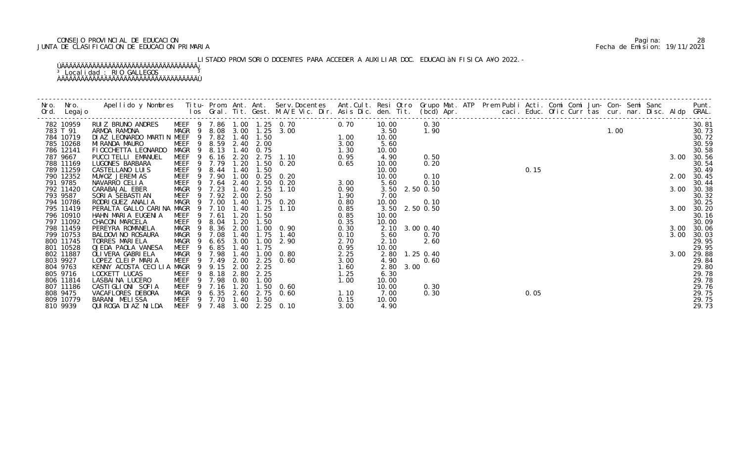CONSEJO PROVINCIAL DE EDUCACION
JUNTA DE CLASIFICACION DE EDUCACION PRIMARIA

Pagina: 28
Fecha de Emision: 19/11/2021

LISTADO PROVISORIO DOCENTES PARA ACCEDER A AUXILIAR DOC. EDUCACIÓN FISICA AÑO 2022.-

Localidad : RIO GALLEGOS

| Nro. Ord. | Nro. Legajo | Apellido y Nombres | Titu- los | Prom. Gral. | Ant. Tit. | Ant. Gest. | Serv.Docentes M.A/E Vic. Dir. | Ant.Cult. Asis Dic. | Resi den. | Otro Tit. | Grupo Mat. (bcd) | ATP Apr. | Prem Publi caci. | Acti. Educ. | Comi Ofic | Comi Curr | Jun- tas | Con- cur. | Semi nar. | Sanc Disc. | Aldp | Punt. GRAL. |
|---|---|---|---|---|---|---|---|---|---|---|---|---|---|---|---|---|---|---|---|---|---|---|
| 782 | 10959 | RUIZ BRUNO ANDRES | MEEF 9 | 7.86 | 1.00 | 1.25 | 0.70 | 0.70 | 10.00 | | 0.30 | | | | | | | | | | | 30.81 |
| 783 | T 91 | ARMOA RAMONA | MAGR 9 | 8.08 | 3.00 | 1.25 | 3.00 | | 3.50 | | 1.90 | | | | | | 1.00 | | | | | 30.73 |
| 784 | 10719 | DIAZ LEONARDO MARTIN | MEEF 9 | 7.82 | 1.40 | 1.50 | | 1.00 | 10.00 | | | | | | | | | | | | | 30.72 |
| 785 | 10268 | MIRANDA MAURO | MEEF 9 | 8.59 | 2.40 | 2.00 | | 3.00 | 5.60 | | | | | | | | | | | | | 30.59 |
| 786 | 12141 | FIOCCHETTA LEONARDO | MAGR 9 | 8.13 | 1.40 | 0.75 | | 1.30 | 10.00 | | | | | | | | | | | | | 30.58 |
| 787 | 9667 | PUCCITELLI EMANUEL | MEEF 9 | 6.16 | 2.20 | 2.75 | 1.10 | 0.95 | 4.90 | | 0.50 | | | | | | | | | | 3.00 | 30.56 |
| 788 | 11169 | LUGONES BARBARA | MEEF 9 | 7.79 | 1.20 | 1.50 | 0.20 | 0.65 | 10.00 | | 0.20 | | | | | | | | | | | 30.54 |
| 789 | 11259 | CASTELLANO LUIS | MEEF 9 | 8.44 | 1.40 | 1.50 | | | 10.00 | | | | | 0.15 | | | | | | | | 30.49 |
| 790 | 12352 | MUÑOZ JEREMIAS | MEEF 9 | 7.90 | 1.00 | 0.25 | 0.20 | | 10.00 | | 0.10 | | | | | | | | | | 2.00 | 30.45 |
| 791 | 9785 | NAVARRO CELIA | MEEF 9 | 7.64 | 2.40 | 2.50 | 0.20 | 3.00 | 5.60 | | 0.10 | | | | | | | | | | | 30.44 |
| 792 | 11420 | CARABAJAL EBER | MAGR 9 | 7.23 | 1.40 | 1.25 | 1.10 | 0.90 | 3.50 | 2.50 | 0.50 | | | | | | | | | | 3.00 | 30.38 |
| 793 | 9587 | SORIA SEBASTIAN | MEEF 9 | 7.92 | 2.00 | 2.50 | | 1.90 | 7.00 | | | | | | | | | | | | | 30.32 |
| 794 | 10786 | RODRIGUEZ ANALIA | MAGR 9 | 7.00 | 1.40 | 1.75 | 0.20 | 0.80 | 10.00 | | 0.10 | | | | | | | | | | | 30.25 |
| 795 | 11419 | PERALTA GALLO CARINA | MAGR 9 | 7.10 | 1.40 | 1.25 | 1.10 | 0.85 | 3.50 | 2.50 | 0.50 | | | | | | | | | | 3.00 | 30.20 |
| 796 | 10910 | HAHN MARIA EUGENIA | MEEF 9 | 7.61 | 1.20 | 1.50 | | 0.85 | 10.00 | | | | | | | | | | | | | 30.16 |
| 797 | 11092 | CHACON MARCELA | MEEF 9 | 8.04 | 1.20 | 1.50 | | 0.35 | 10.00 | | | | | | | | | | | | | 30.09 |
| 798 | 11459 | PEREYRA ROMANELA | MAGR 9 | 8.36 | 2.00 | 1.00 | 0.90 | 0.30 | 2.10 | 3.00 | 0.40 | | | | | | | | | | 3.00 | 30.06 |
| 799 | 10753 | BALDOVINO ROSAURA | MAGR 9 | 7.08 | 1.40 | 1.75 | 1.40 | 0.10 | 5.60 | | 0.70 | | | | | | | | | | 3.00 | 30.03 |
| 800 | 11745 | TORRES MARIELA | MAGR 9 | 6.65 | 3.00 | 1.00 | 2.90 | 2.70 | 2.10 | | 2.60 | | | | | | | | | | | 29.95 |
| 801 | 10528 | OJEDA PAOLA VANESA | MEEF 9 | 6.85 | 1.40 | 1.75 | | 0.95 | 10.00 | | | | | | | | | | | | | 29.95 |
| 802 | 11887 | OLIVERA GABRIELA | MAGR 9 | 7.98 | 1.40 | 1.00 | 0.80 | 2.25 | 2.80 | 1.25 | 0.40 | | | | | | | | | | 3.00 | 29.88 |
| 803 | 9927 | LOPEZ CLEIP MARIA | MEEF 9 | 7.49 | 2.00 | 2.25 | 0.60 | 3.00 | 4.90 | | 0.60 | | | | | | | | | | | 29.84 |
| 804 | 9763 | KENNY ACOSTA CECILIA | MAGR 9 | 9.15 | 2.00 | 2.25 | | 1.60 | 2.80 | 3.00 | | | | | | | | | | | | 29.80 |
| 805 | 9716 | LOCKETT LUCAS | MEEF 9 | 8.18 | 2.80 | 2.25 | | 1.25 | 6.30 | | | | | | | | | | | | | 29.78 |
| 806 | 11814 | LASBAINA LUCERO | MEEF 9 | 7.98 | 0.80 | 1.00 | | 1.00 | 10.00 | | | | | | | | | | | | | 29.78 |
| 807 | 11186 | CASTIGLIONI SOFIA | MEEF 9 | 7.16 | 1.20 | 1.50 | 0.60 | | 10.00 | | 0.30 | | | | | | | | | | | 29.76 |
| 808 | 9475 | VACAFLORES DEBORA | MAGR 9 | 6.35 | 2.60 | 2.75 | 0.60 | 1.10 | 7.00 | | 0.30 | | | 0.05 | | | | | | | | 29.75 |
| 809 | 10779 | BARANI MELISSA | MEEF 9 | 7.70 | 1.40 | 1.50 | | 0.15 | 10.00 | | | | | | | | | | | | | 29.75 |
| 810 | 9939 | QUIROGA DIAZ NILDA | MEEF 9 | 7.48 | 3.00 | 2.25 | 0.10 | 3.00 | 4.90 | | | | | | | | | | | | | 29.73 |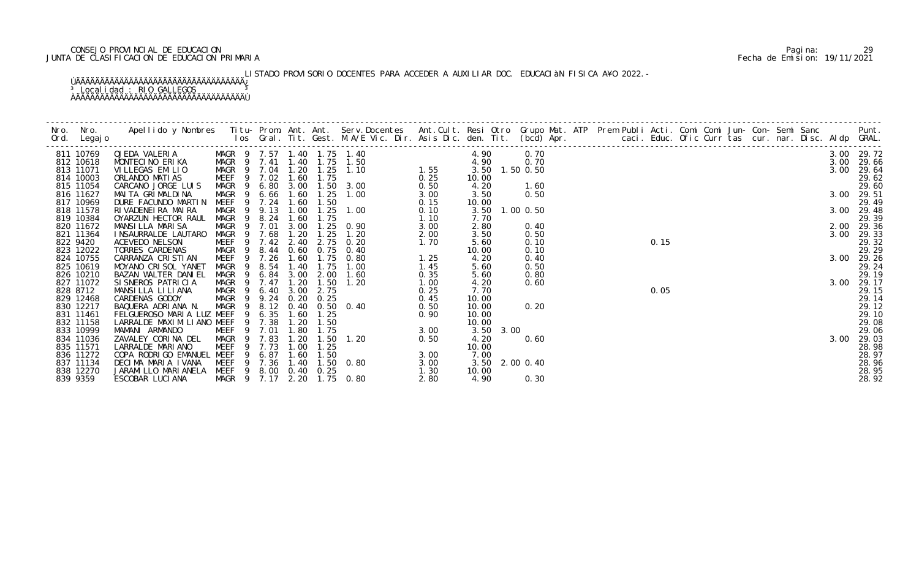CONSEJO PROVINCIAL DE EDUCACION
JUNTA DE CLASIFICACION DE EDUCACION PRIMARIA

Fecha de Emision: 19/11/2021

LISTADO PROVISORIO DOCENTES PARA ACCEDER A AUXILIAR DOC. EDUCACIÀN FISICA A¥O 2022.-

³ Localidad : RIO GALLEGOS ³

| Nro. Ord. | Nro. Legajo | Apellido y Nombres | Titu- los | Prom. Gral. | Ant. Tit. | Ant. Gest. | Serv.Docentes M.A/E Vic. Dir. | Ant.Cult. Asis Dic. | Resi den. | Otro Tit. | Grupo Mat. (bcd) | ATP Apr. | Prem Publi caci. | Acti. Educ. | Comi Ofic | Comi Curr | Jun- tas | Con- cur. | Semi nar. | Sanc Disc. | Aldp | Punt. GRAL. |
|---|---|---|---|---|---|---|---|---|---|---|---|---|---|---|---|---|---|---|---|---|---|---|
| 811 | 10769 | OJEDA VALERIA | MAGR 9 | 7.57 | 1.40 | 1.75 | 1.40 | | 4.90 | | 0.70 | | | | | | | | | | 3.00 | 29.72 |
| 812 | 10618 | MONTECINO ERIKA | MAGR 9 | 7.41 | 1.40 | 1.75 | 1.50 | | 4.90 | | 0.70 | | | | | | | | | | 3.00 | 29.66 |
| 813 | 11071 | VILLEGAS EMILIO | MAGR 9 | 7.04 | 1.20 | 1.25 | 1.10 | 1.55 | 3.50 | 1.50 | 0.50 | | | | | | | | | | 3.00 | 29.64 |
| 814 | 10003 | ORLANDO MATIAS | MEEF 9 | 7.02 | 1.60 | 1.75 | | 0.25 | 10.00 | | | | | | | | | | | | | 29.62 |
| 815 | 11054 | CARCANO JORGE LUIS | MAGR 9 | 6.80 | 3.00 | 1.50 | 3.00 | 0.50 | 4.20 | | 1.60 | | | | | | | | | | | 29.60 |
| 816 | 11627 | MAITA GRIMALDINA | MAGR 9 | 6.66 | 1.60 | 1.25 | 1.00 | 3.00 | 3.50 | | 0.50 | | | | | | | | | | 3.00 | 29.51 |
| 817 | 10969 | DURE FACUNDO MARTIN | MEEF 9 | 7.24 | 1.60 | 1.50 | | 0.15 | 10.00 | | | | | | | | | | | | | 29.49 |
| 818 | 11578 | RIVADENEIRA MAIRA | MAGR 9 | 9.13 | 1.00 | 1.25 | 1.00 | 0.10 | 3.50 | 1.00 | 0.50 | | | | | | | | | | 3.00 | 29.48 |
| 819 | 10384 | OYARZUN HECTOR RAUL | MAGR 9 | 8.24 | 1.60 | 1.75 | | 1.10 | 7.70 | | | | | | | | | | | | | 29.39 |
| 820 | 11672 | MANSILLA MARISA | MAGR 9 | 7.01 | 3.00 | 1.25 | 0.90 | 3.00 | 2.80 | | 0.40 | | | | | | | | | | 2.00 | 29.36 |
| 821 | 11364 | INSAURRALDE LAUTARO | MAGR 9 | 7.68 | 1.20 | 1.25 | 1.20 | 2.00 | 3.50 | | 0.50 | | | | | | | | | | 3.00 | 29.33 |
| 822 | 9420 | ACEVEDO NELSON | MEEF 9 | 7.42 | 2.40 | 2.75 | 0.20 | 1.70 | 5.60 | | 0.10 | | | 0.15 | | | | | | | | 29.32 |
| 823 | 12022 | TORRES CARDENAS | MAGR 9 | 8.44 | 0.60 | 0.75 | 0.40 | | 10.00 | | 0.10 | | | | | | | | | | | 29.29 |
| 824 | 10755 | CARRANZA CRISTIAN | MEEF 9 | 7.26 | 1.60 | 1.75 | 0.80 | 1.25 | 4.20 | | 0.40 | | | | | | | | | | 3.00 | 29.26 |
| 825 | 10619 | MOYANO CRISOL YANET | MAGR 9 | 8.54 | 1.40 | 1.75 | 1.00 | 1.45 | 5.60 | | 0.50 | | | | | | | | | | | 29.24 |
| 826 | 10210 | BAZAN WALTER DANIEL | MAGR 9 | 6.84 | 3.00 | 2.00 | 1.60 | 0.35 | 5.60 | | 0.80 | | | | | | | | | | | 29.19 |
| 827 | 11072 | SISNEROS PATRICIA | MAGR 9 | 7.47 | 1.20 | 1.50 | 1.20 | 1.00 | 4.20 | | 0.60 | | | | | | | | | | 3.00 | 29.17 |
| 828 | 8712 | MANSILLA LILIANA | MAGR 9 | 6.40 | 3.00 | 2.75 | | 0.25 | 7.70 | | | | | 0.05 | | | | | | | | 29.15 |
| 829 | 12468 | CARDENAS GODOY | MAGR 9 | 9.24 | 0.20 | 0.25 | | 0.45 | 10.00 | | | | | | | | | | | | | 29.14 |
| 830 | 12217 | BAQUERA ADRIANA N. | MAGR 9 | 8.12 | 0.40 | 0.50 | 0.40 | 0.50 | 10.00 | | 0.20 | | | | | | | | | | | 29.12 |
| 831 | 11461 | FELGUEROSO MARIA LUZ | MEEF 9 | 6.35 | 1.60 | 1.25 | | 0.90 | 10.00 | | | | | | | | | | | | | 29.10 |
| 832 | 11158 | LARRALDE MAXIMILIANO | MEEF 9 | 7.38 | 1.20 | 1.50 | | | 10.00 | | | | | | | | | | | | | 29.08 |
| 833 | 10999 | MAMANI ARMANDO | MEEF 9 | 7.01 | 1.80 | 1.75 | | 3.00 | 3.50 | 3.00 | | | | | | | | | | | | 29.06 |
| 834 | 11036 | ZAVALEY CORINA DEL | MAGR 9 | 7.83 | 1.20 | 1.50 | 1.20 | 0.50 | 4.20 | | 0.60 | | | | | | | | | | 3.00 | 29.03 |
| 835 | 11571 | LARRALDE MARIANO | MEEF 9 | 7.73 | 1.00 | 1.25 | | | 10.00 | | | | | | | | | | | | | 28.98 |
| 836 | 11272 | COPA RODRIGO EMANUEL | MEEF 9 | 6.87 | 1.60 | 1.50 | | 3.00 | 7.00 | | | | | | | | | | | | | 28.97 |
| 837 | 11134 | DECIMA MARIA IVANA | MEEF 9 | 7.36 | 1.40 | 1.50 | 0.80 | 3.00 | 3.50 | 2.00 | 0.40 | | | | | | | | | | | 28.96 |
| 838 | 12270 | JARAMILLO MARIANELA | MEEF 9 | 8.00 | 0.40 | 0.25 | | 1.30 | 10.00 | | | | | | | | | | | | | 28.95 |
| 839 | 9359 | ESCOBAR LUCIANA | MAGR 9 | 7.17 | 2.20 | 1.75 | 0.80 | 2.80 | 4.90 | | 0.30 | | | | | | | | | | | 28.92 |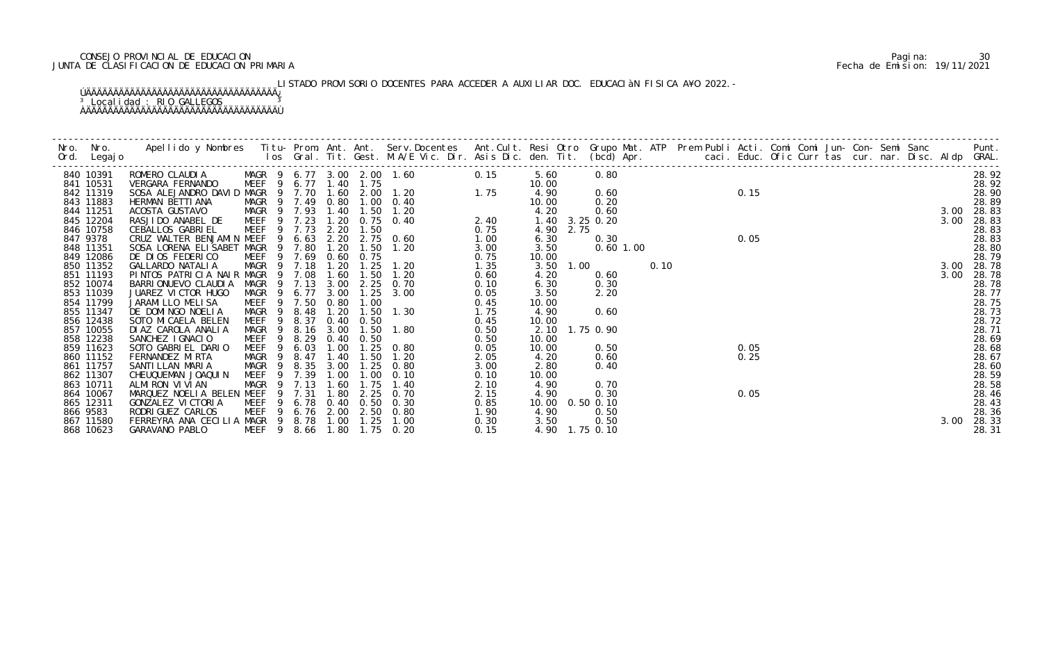CONSEJO PROVINCIAL DE EDUCACION
JUNTA DE CLASIFICACION DE EDUCACION PRIMARIA

LISTADO PROVISORIO DOCENTES PARA ACCEDER A AUXILIAR DOC. EDUCACIàN FISICA A¥O 2022.-

³ Localidad : RIO GALLEGOS ³

| Nro. Ord. | Nro. Legajo | Apellido y Nombres | Titu- los | Prom. Gral. | Ant. Tit. | Ant. Gest. | Serv.Docentes M.A/E Vic. Dir. | Ant.Cult. Asis Dic. | Resi den. | Otro Tit. | Grupo Mat. (bcd) Apr. | ATP | Prem Publi caci. | Acti. Educ. | Comi Ofic | Comi Curr | Jun- tas | Con- cur. | Semi nar. | Sanc Disc. | Aldp | Punt. GRAL. |
|---|---|---|---|---|---|---|---|---|---|---|---|---|---|---|---|---|---|---|---|---|---|---|
| 840 | 10391 | ROMERO CLAUDIA | MAGR 9 | 6.77 | 3.00 | 2.00 | 1.60 | 0.15 | 5.60 | | 0.80 | | | | | | | | | | | 28.92 |
| 841 | 10531 | VERGARA FERNANDO | MEEF 9 | 6.77 | 1.40 | 1.75 | | | 10.00 | | | | | | | | | | | | | 28.92 |
| 842 | 11319 | SOSA ALEJANDRO DAVID | MAGR 9 | 7.70 | 1.60 | 2.00 | 1.20 | 1.75 | 4.90 | | 0.60 | | | 0.15 | | | | | | | | 28.90 |
| 843 | 11883 | HERMAN BETTIANA | MAGR 9 | 7.49 | 0.80 | 1.00 | 0.40 | | 10.00 | | 0.20 | | | | | | | | | | | 28.89 |
| 844 | 11251 | ACOSTA GUSTAVO | MAGR 9 | 7.93 | 1.40 | 1.50 | 1.20 | | 4.20 | | 0.60 | | | | | | | | | | 3.00 | 28.83 |
| 845 | 12204 | RASJIDO ANABEL DE | MEEF 9 | 7.23 | 1.20 | 0.75 | 0.40 | 2.40 | 1.40 | 3.25 | 0.20 | | | | | | | | | | 3.00 | 28.83 |
| 846 | 10758 | CEBALLOS GABRIEL | MEEF 9 | 7.73 | 2.20 | 1.50 | | 0.75 | 4.90 | 2.75 | | | | | | | | | | | | 28.83 |
| 847 | 9378 | CRUZ WALTER BENJAMIN | MEEF 9 | 6.63 | 2.20 | 2.75 | 0.60 | 1.00 | 6.30 | | 0.30 | | | 0.05 | | | | | | | | 28.83 |
| 848 | 11351 | SOSA LORENA ELISABET | MAGR 9 | 7.80 | 1.20 | 1.50 | 1.20 | 3.00 | 3.50 | | 0.60 1.00 | | | | | | | | | | | 28.80 |
| 849 | 12086 | DE DIOS FEDERICO | MEEF 9 | 7.69 | 0.60 | 0.75 | | 0.75 | 10.00 | | | | | | | | | | | | | 28.79 |
| 850 | 11352 | GALLARDO NATALIA | MAGR 9 | 7.18 | 1.20 | 1.25 | 1.20 | 1.35 | 3.50 | 1.00 | | 0.10 | | | | | | | | | 3.00 | 28.78 |
| 851 | 11193 | PINTOS PATRICIA NAIR | MAGR 9 | 7.08 | 1.60 | 1.50 | 1.20 | 0.60 | 4.20 | | 0.60 | | | | | | | | | | 3.00 | 28.78 |
| 852 | 10074 | BARRIONUEVO CLAUDIA | MAGR 9 | 7.13 | 3.00 | 2.25 | 0.70 | 0.10 | 6.30 | | 0.30 | | | | | | | | | | | 28.78 |
| 853 | 11039 | JUAREZ VICTOR HUGO | MAGR 9 | 6.77 | 3.00 | 1.25 | 3.00 | 0.05 | 3.50 | | 2.20 | | | | | | | | | | | 28.77 |
| 854 | 11799 | JARAMILLO MELISA | MEEF 9 | 7.50 | 0.80 | 1.00 | | 0.45 | 10.00 | | | | | | | | | | | | | 28.75 |
| 855 | 11347 | DE DOMINGO NOELIA | MAGR 9 | 8.48 | 1.20 | 1.50 | 1.30 | 1.75 | 4.90 | | 0.60 | | | | | | | | | | | 28.73 |
| 856 | 12438 | SOTO MICAELA BELEN | MEEF 9 | 8.37 | 0.40 | 0.50 | | 0.45 | 10.00 | | | | | | | | | | | | | 28.72 |
| 857 | 10055 | DIAZ CAROLA ANALIA | MAGR 9 | 8.16 | 3.00 | 1.50 | 1.80 | 0.50 | 2.10 | 1.75 | 0.90 | | | | | | | | | | | 28.71 |
| 858 | 12238 | SANCHEZ IGNACIO | MEEF 9 | 8.29 | 0.40 | 0.50 | | 0.50 | 10.00 | | | | | | | | | | | | | 28.69 |
| 859 | 11623 | SOTO GABRIEL DARIO | MEEF 9 | 6.03 | 1.00 | 1.25 | 0.80 | 0.05 | 10.00 | | 0.50 | | | 0.05 | | | | | | | | 28.68 |
| 860 | 11152 | FERNANDEZ MIRTA | MAGR 9 | 8.47 | 1.40 | 1.50 | 1.20 | 2.05 | 4.20 | | 0.60 | | | 0.25 | | | | | | | | 28.67 |
| 861 | 11757 | SANTILLAN MARIA | MAGR 9 | 8.35 | 3.00 | 1.25 | 0.80 | 3.00 | 2.80 | | 0.40 | | | | | | | | | | | 28.60 |
| 862 | 11307 | CHEUQUEMAN JOAQUIN | MEEF 9 | 7.39 | 1.00 | 1.00 | 0.10 | 0.10 | 10.00 | | | | | | | | | | | | | 28.59 |
| 863 | 10711 | ALMIRON VIVIAN | MAGR 9 | 7.13 | 1.60 | 1.75 | 1.40 | 2.10 | 4.90 | | 0.70 | | | | | | | | | | | 28.58 |
| 864 | 10067 | MARQUEZ NOELIA BELEN | MEEF 9 | 7.31 | 1.80 | 2.25 | 0.70 | 2.15 | 4.90 | | 0.30 | | | 0.05 | | | | | | | | 28.46 |
| 865 | 12311 | GONZALEZ VICTORIA | MEEF 9 | 6.78 | 0.40 | 0.50 | 0.30 | 0.85 | 10.00 | 0.50 | 0.10 | | | | | | | | | | | 28.43 |
| 866 | 9583 | RODRIGUEZ CARLOS | MEEF 9 | 6.76 | 2.00 | 2.50 | 0.80 | 1.90 | 4.90 | | 0.50 | | | | | | | | | | | 28.36 |
| 867 | 11580 | FERREYRA ANA CECILIA | MAGR 9 | 8.78 | 1.00 | 1.25 | 1.00 | 0.30 | 3.50 | | 0.50 | | | | | | | | | | 3.00 | 28.33 |
| 868 | 10623 | GARAVANO PABLO | MEEF 9 | 8.66 | 1.80 | 1.75 | 0.20 | 0.15 | 4.90 | 1.75 | 0.10 | | | | | | | | | | | 28.31 |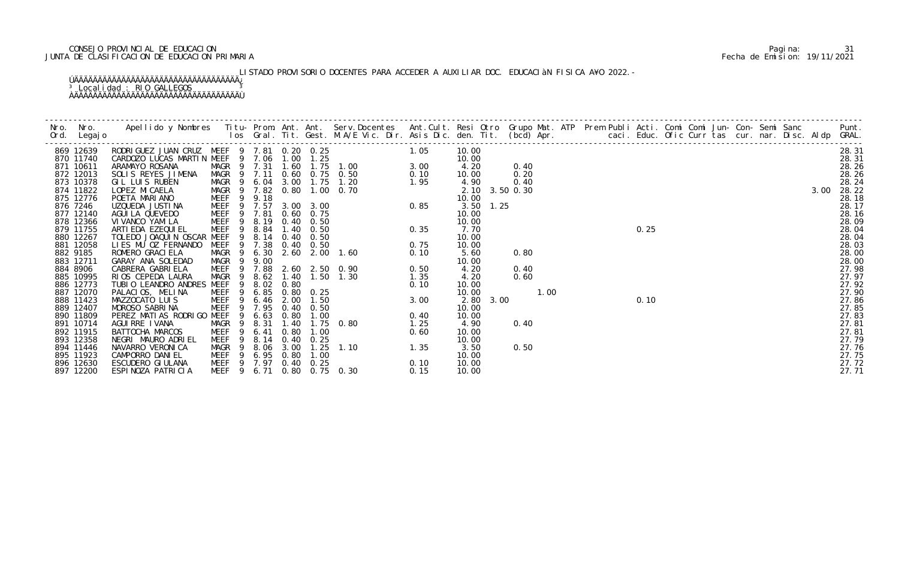CONSEJO PROVINCIAL DE EDUCACION
JUNTA DE CLASIFICACION DE EDUCACION PRIMARIA

Fecha de Emision: 19/11/2021

LISTADO PROVISORIO DOCENTES PARA ACCEDER A AUXILIAR DOC. EDUCACIÀN FISICA A¥O 2022.-

³ Localidad : RIO GALLEGOS ³

| Nro. Ord. | Nro. Legajo | Apellido y Nombres | Titu- los | Prom. Gral. | Ant. Tit. | Ant. Gest. | Serv.Docentes M.A/E Vic. Dir. | Ant.Cult. Asis Dic. | Resi den. | Otro Tit. | Grupo Mat. (bcd) Apr. | ATP | Prem Publi caci. | Acti. Educ. | Comi Ofic | Comi Curr | Jun- tas | Con- cur. | Semi nar. | Sanc Disc. | Aldp | Punt. GRAL. |
|---|---|---|---|---|---|---|---|---|---|---|---|---|---|---|---|---|---|---|---|---|---|---|
| 869 | 12639 | RODRIGUEZ JUAN CRUZ | MEEF 9 | 7.81 | 0.20 | 0.25 | | 1.05 | 10.00 | | | | | | | | | | | | | 28.31 |
| 870 | 11740 | CARDOZO LUCAS MARTIN | MEEF 9 | 7.06 | 1.00 | 1.25 | | | 10.00 | | | | | | | | | | | | | 28.31 |
| 871 | 10611 | ARAMAYO ROSANA | MAGR 9 | 7.31 | 1.60 | 1.75 | 1.00 | 3.00 | 4.20 | | 0.40 | | | | | | | | | | | 28.26 |
| 872 | 12013 | SOLIS REYES JIMENA | MAGR 9 | 7.11 | 0.60 | 0.75 | 0.50 | 0.10 | 10.00 | | 0.20 | | | | | | | | | | | 28.26 |
| 873 | 10378 | GIL LUIS RUBEN | MAGR 9 | 6.04 | 3.00 | 1.75 | 1.20 | 1.95 | 4.90 | | 0.40 | | | | | | | | | | | 28.24 |
| 874 | 11822 | LOPEZ MICAELA | MAGR 9 | 7.82 | 0.80 | 1.00 | 0.70 | | 2.10 | 3.50 | 0.30 | | | | | | | | | | 3.00 | 28.22 |
| 875 | 12776 | POETA MARIANO | MEEF 9 | 9.18 | | | | | 10.00 | | | | | | | | | | | | | 28.18 |
| 876 | 7246 | UZQUEDA JUSTINA | MEEF 9 | 7.57 | 3.00 | 3.00 | | 0.85 | 3.50 | 1.25 | | | | | | | | | | | | 28.17 |
| 877 | 12140 | AGUILA QUEVEDO | MEEF 9 | 7.81 | 0.60 | 0.75 | | | 10.00 | | | | | | | | | | | | | 28.16 |
| 878 | 12366 | VIVANCO YAMILA | MEEF 9 | 8.19 | 0.40 | 0.50 | | | 10.00 | | | | | | | | | | | | | 28.09 |
| 879 | 11755 | ARTIEDA EZEQUIEL | MEEF 9 | 8.84 | 1.40 | 0.50 | | 0.35 | 7.70 | | | | | 0.25 | | | | | | | | 28.04 |
| 880 | 12267 | TOLEDO JOAQUIN OSCAR | MEEF 9 | 8.14 | 0.40 | 0.50 | | | 10.00 | | | | | | | | | | | | | 28.04 |
| 881 | 12058 | LIES MU OZ FERNANDO | MEEF 9 | 7.38 | 0.40 | 0.50 | | 0.75 | 10.00 | | | | | | | | | | | | | 28.03 |
| 882 | 9185 | ROMERO GRACIELA | MAGR 9 | 6.30 | 2.60 | 2.00 | 1.60 | 0.10 | 5.60 | | 0.80 | | | | | | | | | | | 28.00 |
| 883 | 12711 | GARAY ANA SOLEDAD | MAGR 9 | 9.00 | | | | | 10.00 | | | | | | | | | | | | | 28.00 |
| 884 | 8906 | CABRERA GABRIELA | MEEF 9 | 7.88 | 2.60 | 2.50 | 0.90 | 0.50 | 4.20 | | 0.40 | | | | | | | | | | | 27.98 |
| 885 | 10995 | RIOS CEPEDA LAURA | MAGR 9 | 8.62 | 1.40 | 1.50 | 1.30 | 1.35 | 4.20 | | 0.60 | | | | | | | | | | | 27.97 |
| 886 | 12773 | TUBIO LEANDRO ANDRES | MEEF 9 | 8.02 | 0.80 | | | 0.10 | 10.00 | | | | | | | | | | | | | 27.92 |
| 887 | 12070 | PALACIOS, MELINA | MEEF 9 | 6.85 | 0.80 | 0.25 | | | 10.00 | | 1.00 | | | | | | | | | | | 27.90 |
| 888 | 11423 | MAZZOCATO LUIS | MEEF 9 | 6.46 | 2.00 | 1.50 | | 3.00 | 2.80 | 3.00 | | | | 0.10 | | | | | | | | 27.86 |
| 889 | 12407 | MOROSO SABRINA | MEEF 9 | 7.95 | 0.40 | 0.50 | | | 10.00 | | | | | | | | | | | | | 27.85 |
| 890 | 11809 | PEREZ MATIAS RODRIGO | MEEF 9 | 6.63 | 0.80 | 1.00 | | 0.40 | 10.00 | | | | | | | | | | | | | 27.83 |
| 891 | 10714 | AGUIRRE IVANA | MAGR 9 | 8.31 | 1.40 | 1.75 | 0.80 | 1.25 | 4.90 | | 0.40 | | | | | | | | | | | 27.81 |
| 892 | 11915 | BATTOCHA MARCOS | MEEF 9 | 6.41 | 0.80 | 1.00 | | 0.60 | 10.00 | | | | | | | | | | | | | 27.81 |
| 893 | 12358 | NEGRI MAURO ADRIEL | MEEF 9 | 8.14 | 0.40 | 0.25 | | | 10.00 | | | | | | | | | | | | | 27.79 |
| 894 | 11446 | NAVARRO VERONICA | MAGR 9 | 8.06 | 3.00 | 1.25 | 1.10 | 1.35 | 3.50 | | 0.50 | | | | | | | | | | | 27.76 |
| 895 | 11923 | CAMPORRO DANIEL | MEEF 9 | 6.95 | 0.80 | 1.00 | | | 10.00 | | | | | | | | | | | | | 27.75 |
| 896 | 12630 | ESCUDERO GIULANA | MEEF 9 | 7.97 | 0.40 | 0.25 | | 0.10 | 10.00 | | | | | | | | | | | | | 27.72 |
| 897 | 12200 | ESPINOZA PATRICIA | MEEF 9 | 6.71 | 0.80 | 0.75 | 0.30 | 0.15 | 10.00 | | | | | | | | | | | | | 27.71 |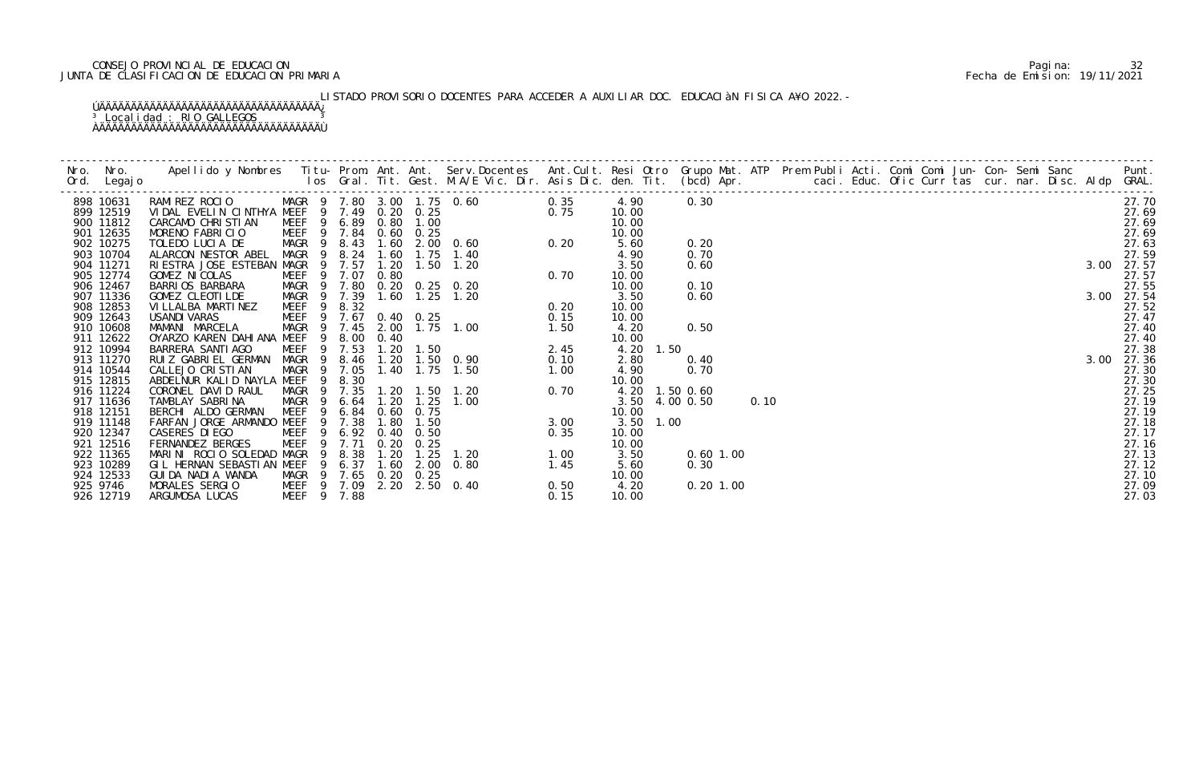CONSEJO PROVINCIAL DE EDUCACION
JUNTA DE CLASIFICACION DE EDUCACION PRIMARIA

Pagina: 32
Fecha de Emision: 19/11/2021

LISTADO PROVISORIO DOCENTES PARA ACCEDER A AUXILIAR DOC. EDUCACIàN FISICA A¥O 2022.-

Localidad : RIO GALLEGOS

| Nro. Ord. | Nro. Legajo | Apellido y Nombres | Titu-los | Prom. Gral. | Ant. Tit. | Ant. Gest. | Serv.Docentes M.A/E Vic. Dir. | Ant.Cult. Asis Dic. | Resi den. | Otro Tit. | Grupo Mat. (bcd) | ATP Apr. | Prem Publi caci. | Acti. Educ. | Comi Ofic | Comi Curr | Jun- tas | Con- cur. | Semi nar. | Sanc Disc. | Aldp | Punt. GRAL. |
|---|---|---|---|---|---|---|---|---|---|---|---|---|---|---|---|---|---|---|---|---|---|---|
| 898 | 10631 | RAMIREZ ROCIO | MAGR 9 | 7.80 | 3.00 | 1.75 | 0.60 | 0.35 | 4.90 | | 0.30 | | | | | | | | | | | 27.70 |
| 899 | 12519 | VIDAL EVELIN CINTHYA | MEEF 9 | 7.49 | 0.20 | 0.25 | | 0.75 | 10.00 | | | | | | | | | | | | | 27.69 |
| 900 | 11812 | CARCAMO CHRISTIAN | MEEF 9 | 6.89 | 0.80 | 1.00 | | | 10.00 | | | | | | | | | | | | | 27.69 |
| 901 | 12635 | MORENO FABRICIO | MEEF 9 | 7.84 | 0.60 | 0.25 | | | 10.00 | | | | | | | | | | | | | 27.69 |
| 902 | 10275 | TOLEDO LUCIA DE | MAGR 9 | 8.43 | 1.60 | 2.00 | 0.60 | 0.20 | 5.60 | | 0.20 | | | | | | | | | | | 27.63 |
| 903 | 10704 | ALARCON NESTOR ABEL | MAGR 9 | 8.24 | 1.60 | 1.75 | 1.40 | | 4.90 | | 0.70 | | | | | | | | | | | 27.59 |
| 904 | 11271 | RIESTRA JOSE ESTEBAN | MAGR 9 | 7.57 | 1.20 | 1.50 | 1.20 | | 3.50 | | 0.60 | | | | | | | | | | 3.00 | 27.57 |
| 905 | 12774 | GOMEZ NICOLAS | MEEF 9 | 7.07 | 0.80 | | | 0.70 | 10.00 | | | | | | | | | | | | | 27.57 |
| 906 | 12467 | BARRIOS BARBARA | MAGR 9 | 7.80 | 0.20 | 0.25 | 0.20 | | 10.00 | | 0.10 | | | | | | | | | | | 27.55 |
| 907 | 11336 | GOMEZ CLEOTILDE | MAGR 9 | 7.39 | 1.60 | 1.25 | 1.20 | | 3.50 | | 0.60 | | | | | | | | | | 3.00 | 27.54 |
| 908 | 12853 | VILLALBA MARTINEZ | MEEF 9 | 8.32 | | | | 0.20 | 10.00 | | | | | | | | | | | | | 27.52 |
| 909 | 12643 | USANDIVARAS | MEEF 9 | 7.67 | 0.40 | 0.25 | | 0.15 | 10.00 | | | | | | | | | | | | | 27.47 |
| 910 | 10608 | MAMANI MARCELA | MAGR 9 | 7.45 | 2.00 | 1.75 | 1.00 | 1.50 | 4.20 | | 0.50 | | | | | | | | | | | 27.40 |
| 911 | 12622 | OYARZO KAREN DAHIANA | MEEF 9 | 8.00 | 0.40 | | | | 10.00 | | | | | | | | | | | | | 27.40 |
| 912 | 10994 | BARRERA SANTIAGO | MEEF 9 | 7.53 | 1.20 | 1.50 | | 2.45 | 4.20 | 1.50 | | | | | | | | | | | | 27.38 |
| 913 | 11270 | RUIZ GABRIEL GERMAN | MAGR 9 | 8.46 | 1.20 | 1.50 | 0.90 | 0.10 | 2.80 | | 0.40 | | | | | | | | | | 3.00 | 27.36 |
| 914 | 10544 | CALLEJO CRISTIAN | MAGR 9 | 7.05 | 1.40 | 1.75 | 1.50 | 1.00 | 4.90 | | 0.70 | | | | | | | | | | | 27.30 |
| 915 | 12815 | ABDELNUR KALID NAYLA | MEEF 9 | 8.30 | | | | | 10.00 | | | | | | | | | | | | | 27.30 |
| 916 | 11224 | CORONEL DAVID RAUL | MAGR 9 | 7.35 | 1.20 | 1.50 | 1.20 | 0.70 | 4.20 | 1.50 | 0.60 | | | | | | | | | | | 27.25 |
| 917 | 11636 | TAMBLAY SABRINA | MAGR 9 | 6.64 | 1.20 | 1.25 | 1.00 | | 3.50 | 4.00 | 0.50 | | 0.10 | | | | | | | | | 27.19 |
| 918 | 12151 | BERCHI ALDO GERMAN | MEEF 9 | 6.84 | 0.60 | 0.75 | | | 10.00 | | | | | | | | | | | | | 27.19 |
| 919 | 11148 | FARFAN JORGE ARMANDO | MEEF 9 | 7.38 | 1.80 | 1.50 | | 3.00 | 3.50 | 1.00 | | | | | | | | | | | | 27.18 |
| 920 | 12347 | CASERES DIEGO | MEEF 9 | 6.92 | 0.40 | 0.50 | | 0.35 | 10.00 | | | | | | | | | | | | | 27.17 |
| 921 | 12516 | FERNANDEZ BERGES | MEEF 9 | 7.71 | 0.20 | 0.25 | | | 10.00 | | | | | | | | | | | | | 27.16 |
| 922 | 11365 | MARINI ROCIO SOLEDAD | MAGR 9 | 8.38 | 1.20 | 1.25 | 1.20 | 1.00 | 3.50 | | 0.60 | 1.00 | | | | | | | | | | 27.13 |
| 923 | 10289 | GIL HERNAN SEBASTIAN | MEEF 9 | 6.37 | 1.60 | 2.00 | 0.80 | 1.45 | 5.60 | | 0.30 | | | | | | | | | | | 27.12 |
| 924 | 12533 | GUIDA NADIA WANDA | MAGR 9 | 7.65 | 0.20 | 0.25 | | | 10.00 | | | | | | | | | | | | | 27.10 |
| 925 | 9746 | MORALES SERGIO | MEEF 9 | 7.09 | 2.20 | 2.50 | 0.40 | 0.50 | 4.20 | | 0.20 | 1.00 | | | | | | | | | | 27.09 |
| 926 | 12719 | ARGUMOSA LUCAS | MEEF 9 | 7.88 | | | | 0.15 | 10.00 | | | | | | | | | | | | | 27.03 |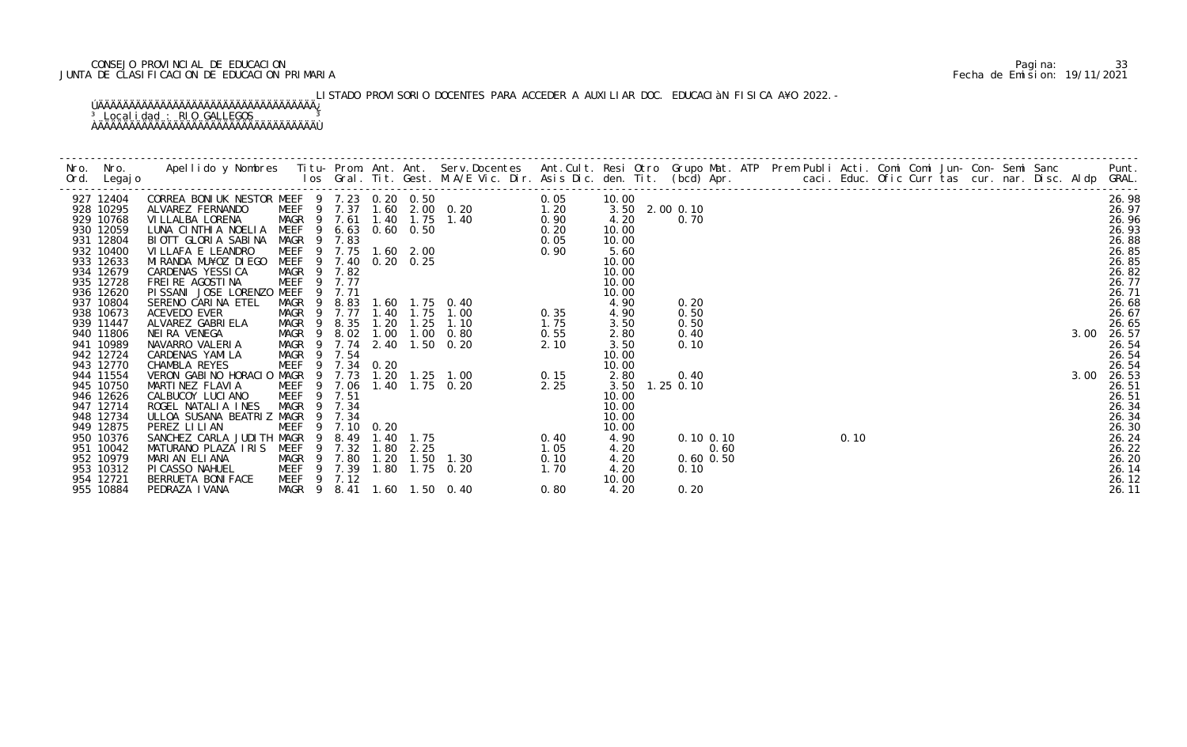CONSEJO PROVINCIAL DE EDUCACION
JUNTA DE CLASIFICACION DE EDUCACION PRIMARIA

Pagina: 33
Fecha de Emision: 19/11/2021

LISTADO PROVISORIO DOCENTES PARA ACCEDER A AUXILIAR DOC. EDUCACIÀN FISICA A¥O 2022.-

Localidad : RIO GALLEGOS

| Nro. Ord. | Nro. Legajo | Apellido y Nombres | Titu- los | Prom. Gral. | Ant. Tit. | Ant. Gest. | Serv.Docentes M.A/E Vic. Dir. | Ant.Cult. Asis Dic. | Resi den. | Otro Tit. | Grupo Mat. (bcd) | ATP Apr. | Prem Publi caci. | Acti. Educ. | Comi Ofic | Comi Curr | Jun- tas | Con- cur. | Semi nar. | Sanc Disc. | Aldp | Punt. GRAL. |
|---|---|---|---|---|---|---|---|---|---|---|---|---|---|---|---|---|---|---|---|---|---|---|
| 927 | 12404 | CORREA BONIUK NESTOR | MEEF 9 | 7.23 | 0.20 | 0.50 | | 0.05 | 10.00 | | | | | | | | | | | | | 26.98 |
| 928 | 10295 | ALVAREZ FERNANDO | MEEF 9 | 7.37 | 1.60 | 2.00 | 0.20 | 1.20 | 3.50 | 2.00 | 0.10 | | | | | | | | | | | 26.97 |
| 929 | 10768 | VILLALBA LORENA | MAGR 9 | 7.61 | 1.40 | 1.75 | 1.40 | 0.90 | 4.20 | | 0.70 | | | | | | | | | | | 26.96 |
| 930 | 12059 | LUNA CINTHIA NOELIA | MEEF 9 | 6.63 | 0.60 | 0.50 | | 0.20 | 10.00 | | | | | | | | | | | | | 26.93 |
| 931 | 12804 | BIOTT GLORIA SABINA | MAGR 9 | 7.83 | | | | 0.05 | 10.00 | | | | | | | | | | | | | 26.88 |
| 932 | 10400 | VILLAFA E LEANDRO | MEEF 9 | 7.75 | 1.60 | 2.00 | | 0.90 | 5.60 | | | | | | | | | | | | | 26.85 |
| 933 | 12633 | MIRANDA MU¥OZ DIEGO | MEEF 9 | 7.40 | 0.20 | 0.25 | | | 10.00 | | | | | | | | | | | | | 26.85 |
| 934 | 12679 | CARDENAS YESSICA | MAGR 9 | 7.82 | | | | | 10.00 | | | | | | | | | | | | | 26.82 |
| 935 | 12728 | FREIRE AGOSTINA | MEEF 9 | 7.77 | | | | | 10.00 | | | | | | | | | | | | | 26.77 |
| 936 | 12620 | PISSANI JOSE LORENZO | MEEF 9 | 7.71 | | | | | 10.00 | | | | | | | | | | | | | 26.71 |
| 937 | 10804 | SERENO CARINA ETEL | MAGR 9 | 8.83 | 1.60 | 1.75 | 0.40 | | 4.90 | | 0.20 | | | | | | | | | | | 26.68 |
| 938 | 10673 | ACEVEDO EVER | MAGR 9 | 7.77 | 1.40 | 1.75 | 1.00 | 0.35 | 4.90 | | 0.50 | | | | | | | | | | | 26.67 |
| 939 | 11447 | ALVAREZ GABRIELA | MAGR 9 | 8.35 | 1.20 | 1.25 | 1.10 | 1.75 | 3.50 | | 0.50 | | | | | | | | | | | 26.65 |
| 940 | 11806 | NEIRA VENEGA | MAGR 9 | 8.02 | 1.00 | 1.00 | 0.80 | 0.55 | 2.80 | | 0.40 | | | | | | | | | | 3.00 | 26.57 |
| 941 | 10989 | NAVARRO VALERIA | MAGR 9 | 7.74 | 2.40 | 1.50 | 0.20 | 2.10 | 3.50 | | 0.10 | | | | | | | | | | | 26.54 |
| 942 | 12724 | CARDENAS YAMILA | MAGR 9 | 7.54 | | | | | 10.00 | | | | | | | | | | | | | 26.54 |
| 943 | 12770 | CHAMBLA REYES | MEEF 9 | 7.34 | 0.20 | | | | 10.00 | | | | | | | | | | | | | 26.54 |
| 944 | 11554 | VERON GABINO HORACIO | MAGR 9 | 7.73 | 1.20 | 1.25 | 1.00 | 0.15 | 2.80 | | 0.40 | | | | | | | | | | 3.00 | 26.53 |
| 945 | 10750 | MARTINEZ FLAVIA | MEEF 9 | 7.06 | 1.40 | 1.75 | 0.20 | 2.25 | 3.50 | 1.25 | 0.10 | | | | | | | | | | | 26.51 |
| 946 | 12626 | CALBUCOY LUCIANO | MEEF 9 | 7.51 | | | | | 10.00 | | | | | | | | | | | | | 26.51 |
| 947 | 12714 | ROGEL NATALIA INES | MAGR 9 | 7.34 | | | | | 10.00 | | | | | | | | | | | | | 26.34 |
| 948 | 12734 | ULLOA SUSANA BEATRIZ | MAGR 9 | 7.34 | | | | | 10.00 | | | | | | | | | | | | | 26.34 |
| 949 | 12875 | PEREZ LILIAN | MEEF 9 | 7.10 | 0.20 | | | | 10.00 | | | | | | | | | | | | | 26.30 |
| 950 | 10376 | SANCHEZ CARLA JUDITH | MAGR 9 | 8.49 | 1.40 | 1.75 | | 0.40 | 4.90 | | 0.10 | 0.10 | | | 0.10 | | | | | | | 26.24 |
| 951 | 10042 | MATURANO PLAZA IRIS | MEEF 9 | 7.32 | 1.80 | 2.25 | | 1.05 | 4.20 | | | 0.60 | | | | | | | | | | 26.22 |
| 952 | 10979 | MARIAN ELIANA | MAGR 9 | 7.80 | 1.20 | 1.50 | 1.30 | 0.10 | 4.20 | | 0.60 | 0.50 | | | | | | | | | | 26.20 |
| 953 | 10312 | PICASSO NAHUEL | MEEF 9 | 7.39 | 1.80 | 1.75 | 0.20 | 1.70 | 4.20 | | 0.10 | | | | | | | | | | | 26.14 |
| 954 | 12721 | BERRUETA BONIFACE | MEEF 9 | 7.12 | | | | | 10.00 | | | | | | | | | | | | | 26.12 |
| 955 | 10884 | PEDRAZA IVANA | MAGR 9 | 8.41 | 1.60 | 1.50 | 0.40 | 0.80 | 4.20 | | 0.20 | | | | | | | | | | | 26.11 |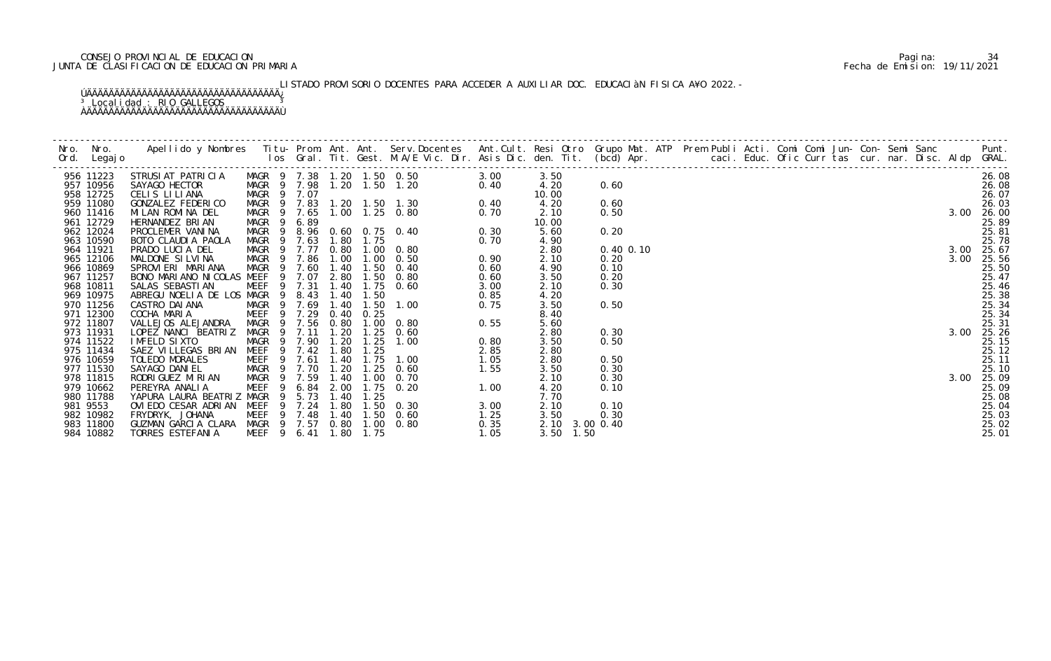CONSEJO PROVINCIAL DE EDUCACION
JUNTA DE CLASIFICACION DE EDUCACION PRIMARIA

Pagina: 34
Fecha de Emision: 19/11/2021

LISTADO PROVISORIO DOCENTES PARA ACCEDER A AUXILIAR DOC. EDUCACIÓN FISICA AÑO 2022.-

Localidad : RIO GALLEGOS

| Nro. Ord. | Nro. Legajo | Apellido y Nombres | Titulos | Prom. Gral. | Ant. Tit. | Ant. Gest. | Serv.Docentes M.A/E Vic. Dir. | Ant.Cult. Asis Dic. | Resi den. | Otro Tit. | Grupo Mat. (bcd) | ATP Apr. | Prem Publi caci. | Acti. Educ. | Comi Ofic | Comi Curr | Jun- tas | Con- cur. | Semi nar. | Sanc Disc. | Aldp | Punt. GRAL. |
|---|---|---|---|---|---|---|---|---|---|---|---|---|---|---|---|---|---|---|---|---|---|---|
| 956 | 11223 | STRUSIAT PATRICIA | MAGR 9 | 7.38 | 1.20 | 1.50 | 0.50 | 3.00 | 3.50 | | | | | | | | | | | | | 26.08 |
| 957 | 10956 | SAYAGO HECTOR | MAGR 9 | 7.98 | 1.20 | 1.50 | 1.20 | 0.40 | 4.20 | | 0.60 | | | | | | | | | | | 26.08 |
| 958 | 12725 | CELIS LILIANA | MAGR 9 | 7.07 | | | | | 10.00 | | | | | | | | | | | | | 26.07 |
| 959 | 11080 | GONZALEZ FEDERICO | MAGR 9 | 7.83 | 1.20 | 1.50 | 1.30 | 0.40 | 4.20 | | 0.60 | | | | | | | | | | | 26.03 |
| 960 | 11416 | MILAN ROMINA DEL | MAGR 9 | 7.65 | 1.00 | 1.25 | 0.80 | 0.70 | 2.10 | | 0.50 | | | | | | | | | | 3.00 | 26.00 |
| 961 | 12729 | HERNANDEZ BRIAN | MAGR 9 | 6.89 | | | | | 10.00 | | | | | | | | | | | | | 25.89 |
| 962 | 12024 | PROCLEMER VANINA | MAGR 9 | 8.96 | 0.60 | 0.75 | 0.40 | 0.30 | 5.60 | | 0.20 | | | | | | | | | | | 25.81 |
| 963 | 10590 | BOTO CLAUDIA PAOLA | MAGR 9 | 7.63 | 1.80 | 1.75 | | 0.70 | 4.90 | | | | | | | | | | | | | 25.78 |
| 964 | 11921 | PRADO LUCIA DEL | MAGR 9 | 7.77 | 0.80 | 1.00 | 0.80 | | 2.80 | | 0.40 | 0.10 | | | | | | | | | 3.00 | 25.67 |
| 965 | 12106 | MALDONE SILVINA | MAGR 9 | 7.86 | 1.00 | 1.00 | 0.50 | 0.90 | 2.10 | | 0.20 | | | | | | | | | | 3.00 | 25.56 |
| 966 | 10869 | SPROVIERI MARIANA | MAGR 9 | 7.60 | 1.40 | 1.50 | 0.40 | 0.60 | 4.90 | | 0.10 | | | | | | | | | | | 25.50 |
| 967 | 11257 | BONO MARIANO NICOLAS | MEEF 9 | 7.07 | 2.80 | 1.50 | 0.80 | 0.60 | 3.50 | | 0.20 | | | | | | | | | | | 25.47 |
| 968 | 10811 | SALAS SEBASTIAN | MEEF 9 | 7.31 | 1.40 | 1.75 | 0.60 | 3.00 | 2.10 | | 0.30 | | | | | | | | | | | 25.46 |
| 969 | 10975 | ABREGU NOELIA DE LOS | MAGR 9 | 8.43 | 1.40 | 1.50 | | 0.85 | 4.20 | | | | | | | | | | | | | 25.38 |
| 970 | 11256 | CASTRO DAIANA | MAGR 9 | 7.69 | 1.40 | 1.50 | 1.00 | 0.75 | 3.50 | | 0.50 | | | | | | | | | | | 25.34 |
| 971 | 12300 | COCHA MARIA | MEEF 9 | 7.29 | 0.40 | 0.25 | | | 8.40 | | | | | | | | | | | | | 25.34 |
| 972 | 11807 | VALLEJOS ALEJANDRA | MAGR 9 | 7.56 | 0.80 | 1.00 | 0.80 | 0.55 | 5.60 | | | | | | | | | | | | | 25.31 |
| 973 | 11931 | LOPEZ NANCI BEATRIZ | MAGR 9 | 7.11 | 1.20 | 1.25 | 0.60 | | 2.80 | | 0.30 | | | | | | | | | | 3.00 | 25.26 |
| 974 | 11522 | IMFELD SIXTO | MAGR 9 | 7.90 | 1.20 | 1.25 | 1.00 | 0.80 | 3.50 | | 0.50 | | | | | | | | | | | 25.15 |
| 975 | 11434 | SAEZ VILLEGAS BRIAN | MEEF 9 | 7.42 | 1.80 | 1.25 | | 2.85 | 2.80 | | | | | | | | | | | | | 25.12 |
| 976 | 10659 | TOLEDO MORALES | MEEF 9 | 7.61 | 1.40 | 1.75 | 1.00 | 1.05 | 2.80 | | 0.50 | | | | | | | | | | | 25.11 |
| 977 | 11530 | SAYAGO DANIEL | MAGR 9 | 7.70 | 1.20 | 1.25 | 0.60 | 1.55 | 3.50 | | 0.30 | | | | | | | | | | | 25.10 |
| 978 | 11815 | RODRIGUEZ MIRIAN | MAGR 9 | 7.59 | 1.40 | 1.00 | 0.70 | | 2.10 | | 0.30 | | | | | | | | | | 3.00 | 25.09 |
| 979 | 10662 | PEREYRA ANALIA | MEEF 9 | 6.84 | 2.00 | 1.75 | 0.20 | 1.00 | 4.20 | | 0.10 | | | | | | | | | | | 25.09 |
| 980 | 11788 | YAPURA LAURA BEATRIZ | MAGR 9 | 5.73 | 1.40 | 1.25 | | | 7.70 | | | | | | | | | | | | | 25.08 |
| 981 | 9553 | OVIEDO CESAR ADRIAN | MEEF 9 | 7.24 | 1.80 | 1.50 | 0.30 | 3.00 | 2.10 | | 0.10 | | | | | | | | | | | 25.04 |
| 982 | 10982 | FRYDRYK, JOHANA | MEEF 9 | 7.48 | 1.40 | 1.50 | 0.60 | 1.25 | 3.50 | | 0.30 | | | | | | | | | | | 25.03 |
| 983 | 11800 | GUZMAN GARCIA CLARA | MAGR 9 | 7.57 | 0.80 | 1.00 | 0.80 | 0.35 | 2.10 | 3.00 | 0.40 | | | | | | | | | | | 25.02 |
| 984 | 10882 | TORRES ESTEFANIA | MEEF 9 | 6.41 | 1.80 | 1.75 | | 1.05 | 3.50 | 1.50 | | | | | | | | | | | | 25.01 |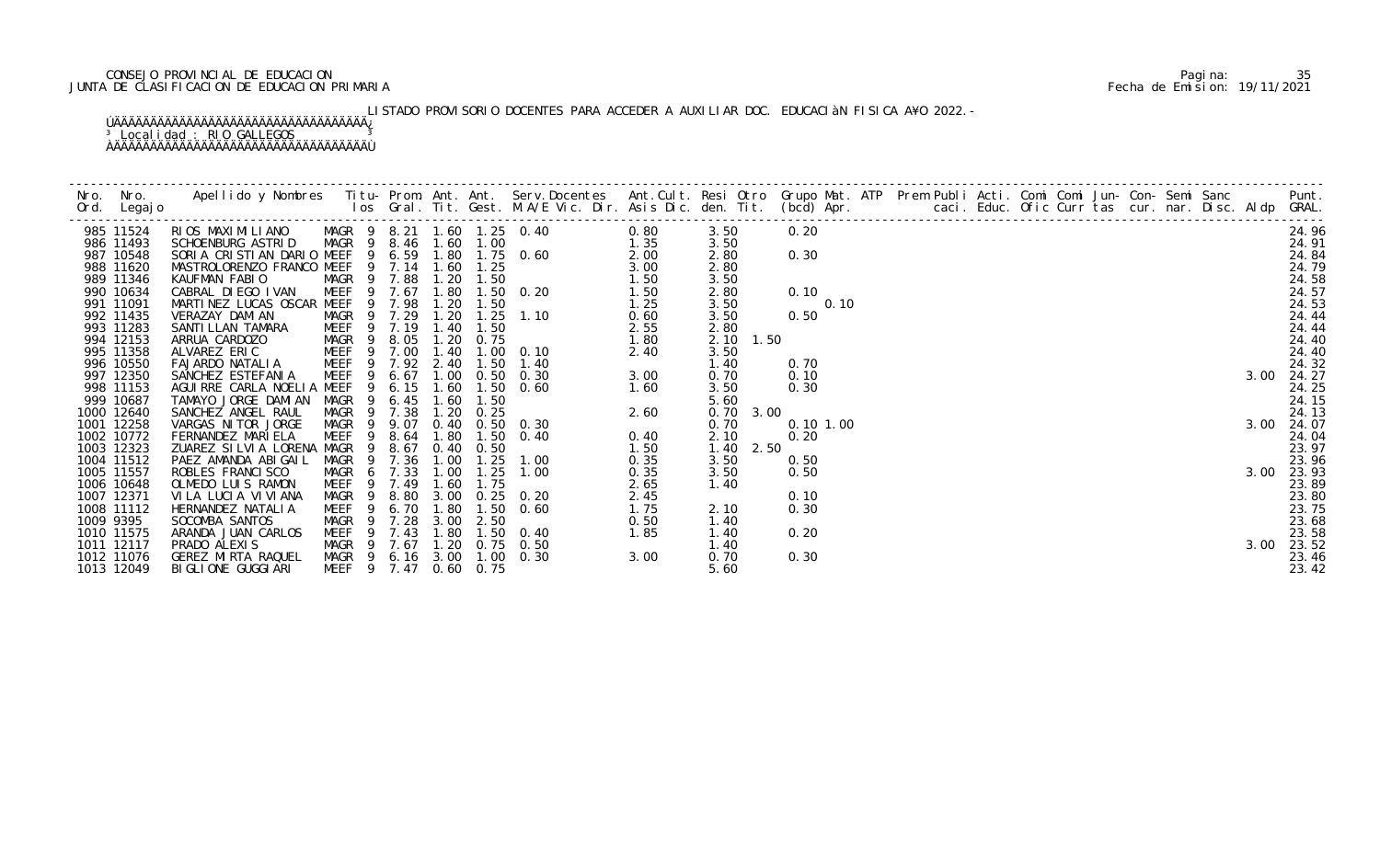CONSEJO PROVINCIAL DE EDUCACION
JUNTA DE CLASIFICACION DE EDUCACION PRIMARIA

Fecha de Emision: 19/11/2021

LISTADO PROVISORIO DOCENTES PARA ACCEDER A AUXILIAR DOC. EDUCACIÓN FISICA AÑO 2022.-

Localidad : RIO GALLEGOS

| Nro. Ord. | Nro. Legajo | Apellido y Nombres | Titu-los | Prom. Gral. | Ant. Tit. | Ant. Gest. | Serv.Docentes M.A/E Vic. Dir. | Ant.Cult. Asis Dic. | Resi den. | Otro Tit. | Grupo Mat. (bcd) | ATP Apr. | Prem Publi caci. | Acti. Educ. | Comi Ofic | Comi Curr | Jun- tas | Con- cur. | Semi nar. | Sanc Disc. | Aldp | Punt. GRAL. |
|---|---|---|---|---|---|---|---|---|---|---|---|---|---|---|---|---|---|---|---|---|---|---|
| 985 | 11524 | RIOS MAXIMILIANO | MAGR 9 | 8.21 | 1.60 | 1.25 | 0.40 | 0.80 | 3.50 | | 0.20 | | | | | | | | | | | 24.96 |
| 986 | 11493 | SCHOENBURG ASTRID | MAGR 9 | 8.46 | 1.60 | 1.00 | | 1.35 | 3.50 | | | | | | | | | | | | | 24.91 |
| 987 | 10548 | SORIA CRISTIAN DARIO | MEEF 9 | 6.59 | 1.80 | 1.75 | 0.60 | 2.00 | 2.80 | | 0.30 | | | | | | | | | | | 24.84 |
| 988 | 11620 | MASTROLORENZO FRANCO | MEEF 9 | 7.14 | 1.60 | 1.25 | | 3.00 | 2.80 | | | | | | | | | | | | | 24.79 |
| 989 | 11346 | KAUFMAN FABIO | MAGR 9 | 7.88 | 1.20 | 1.50 | | 1.50 | 3.50 | | | | | | | | | | | | | 24.58 |
| 990 | 10634 | CABRAL DIEGO IVAN | MEEF 9 | 7.67 | 1.80 | 1.50 | 0.20 | 1.50 | 2.80 | | 0.10 | | | | | | | | | | | 24.57 |
| 991 | 11091 | MARTINEZ LUCAS OSCAR | MEEF 9 | 7.98 | 1.20 | 1.50 | | 1.25 | 3.50 | | 0.10 | | | | | | | | | | | 24.53 |
| 992 | 11435 | VERAZAY DAMIAN | MAGR 9 | 7.29 | 1.20 | 1.25 | 1.10 | 0.60 | 3.50 | | 0.50 | | | | | | | | | | | 24.44 |
| 993 | 11283 | SANTILLAN TAMARA | MEEF 9 | 7.19 | 1.40 | 1.50 | | 2.55 | 2.80 | | | | | | | | | | | | | 24.44 |
| 994 | 12153 | ARRUA CARDOZO | MAGR 9 | 8.05 | 1.20 | 0.75 | | 1.80 | 2.10 | 1.50 | | | | | | | | | | | | 24.40 |
| 995 | 11358 | ALVAREZ ERIC | MEEF 9 | 7.00 | 1.40 | 1.00 | 0.10 | 2.40 | 3.50 | | | | | | | | | | | | | 24.40 |
| 996 | 10550 | FAJARDO NATALIA | MEEF 9 | 7.92 | 2.40 | 1.50 | 1.40 | | 1.40 | | 0.70 | | | | | | | | | | | 24.32 |
| 997 | 12350 | SANCHEZ ESTEFANIA | MEEF 9 | 6.67 | 1.00 | 0.50 | 0.30 | 3.00 | 0.70 | | 0.10 | | | | | | | | | | 3.00 | 24.27 |
| 998 | 11153 | AGUIRRE CARLA NOELIA | MEEF 9 | 6.15 | 1.60 | 1.50 | 0.60 | 1.60 | 3.50 | | 0.30 | | | | | | | | | | | 24.25 |
| 999 | 10687 | TAMAYO JORGE DAMIAN | MAGR 9 | 6.45 | 1.60 | 1.50 | | | 5.60 | | | | | | | | | | | | | 24.15 |
| 1000 | 12640 | SANCHEZ ANGEL RAUL | MAGR 9 | 7.38 | 1.20 | 0.25 | | 2.60 | 0.70 | 3.00 | | | | | | | | | | | | 24.13 |
| 1001 | 12258 | VARGAS NITOR JORGE | MAGR 9 | 9.07 | 0.40 | 0.50 | 0.30 | | 0.70 | | 0.10 | 1.00 | | | | | | | | | 3.00 | 24.07 |
| 1002 | 10772 | FERNANDEZ MARIELA | MEEF 9 | 8.64 | 1.80 | 1.50 | 0.40 | 0.40 | 2.10 | | 0.20 | | | | | | | | | | | 24.04 |
| 1003 | 12323 | ZUAREZ SILVIA LORENA | MAGR 9 | 8.67 | 0.40 | 0.50 | | 1.50 | 1.40 | 2.50 | | | | | | | | | | | | 23.97 |
| 1004 | 11512 | PAEZ AMANDA ABIGAIL | MAGR 9 | 7.36 | 1.00 | 1.25 | 1.00 | 0.35 | 3.50 | | 0.50 | | | | | | | | | | | 23.96 |
| 1005 | 11557 | ROBLES FRANCISCO | MAGR 6 | 7.33 | 1.00 | 1.25 | 1.00 | 0.35 | 3.50 | | 0.50 | | | | | | | | | | 3.00 | 23.93 |
| 1006 | 10648 | OLMEDO LUIS RAMON | MEEF 9 | 7.49 | 1.60 | 1.75 | | 2.65 | 1.40 | | | | | | | | | | | | | 23.89 |
| 1007 | 12371 | VILA LUCIA VIVIANA | MAGR 9 | 8.80 | 3.00 | 0.25 | 0.20 | 2.45 | | | 0.10 | | | | | | | | | | | 23.80 |
| 1008 | 11112 | HERNANDEZ NATALIA | MEEF 9 | 6.70 | 1.80 | 1.50 | 0.60 | 1.75 | 2.10 | | 0.30 | | | | | | | | | | | 23.75 |
| 1009 | 9395 | SOCOMBA SANTOS | MAGR 9 | 7.28 | 3.00 | 2.50 | | 0.50 | 1.40 | | | | | | | | | | | | | 23.68 |
| 1010 | 11575 | ARANDA JUAN CARLOS | MEEF 9 | 7.43 | 1.80 | 1.50 | 0.40 | 1.85 | 1.40 | | 0.20 | | | | | | | | | | | 23.58 |
| 1011 | 12117 | PRADO ALEXIS | MAGR 9 | 7.67 | 1.20 | 0.75 | 0.50 | | 1.40 | | | | | | | | | | | | 3.00 | 23.52 |
| 1012 | 11076 | GEREZ MIRTA RAQUEL | MAGR 9 | 6.16 | 3.00 | 1.00 | 0.30 | 3.00 | 0.70 | | 0.30 | | | | | | | | | | | 23.46 |
| 1013 | 12049 | BIGLIONE GUGGIARI | MEEF 9 | 7.47 | 0.60 | 0.75 | | | 5.60 | | | | | | | | | | | | | 23.42 |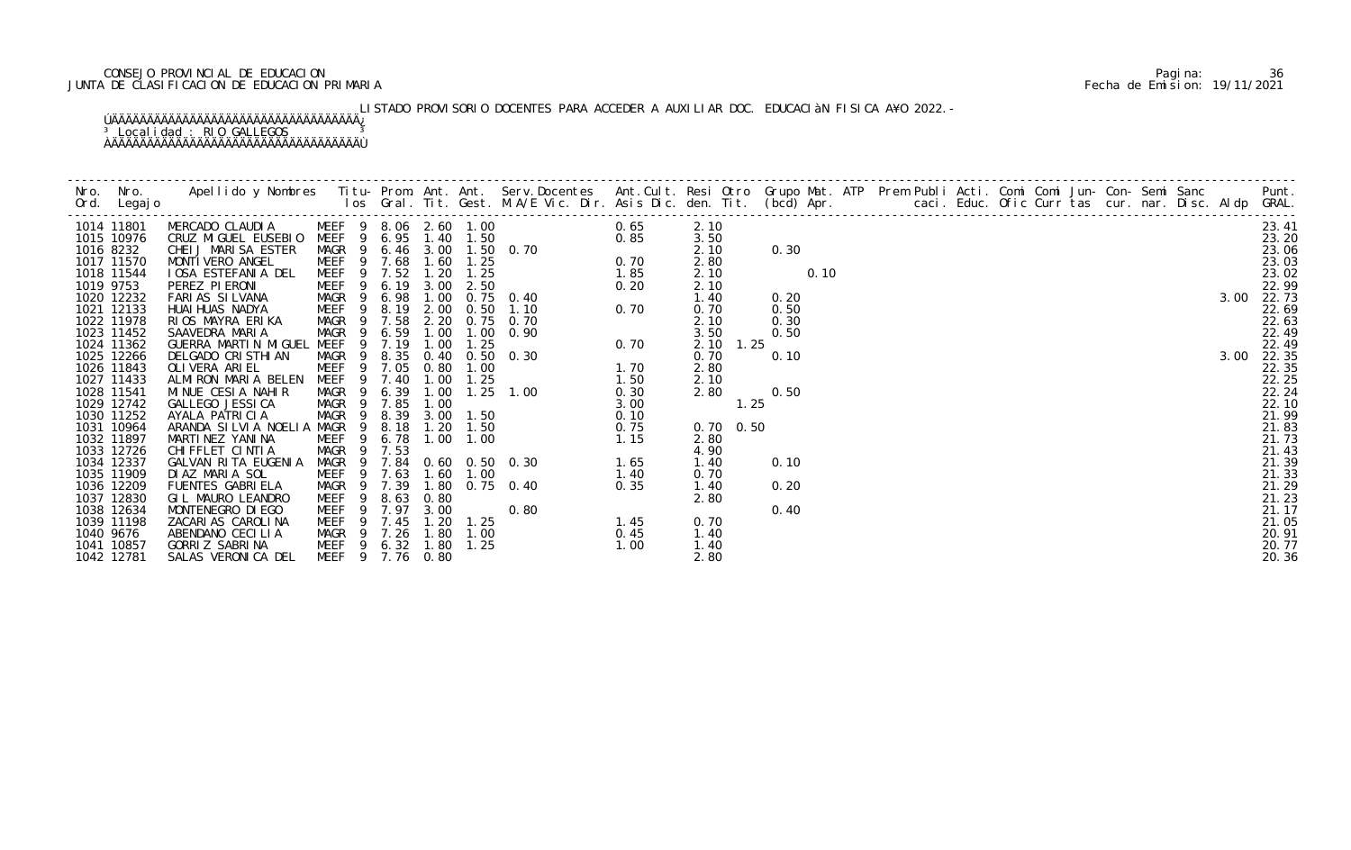CONSEJO PROVINCIAL DE EDUCACION
JUNTA DE CLASIFICACION DE EDUCACION PRIMARIA

LISTADO PROVISORIO DOCENTES PARA ACCEDER A AUXILIAR DOC. EDUCACIÓN FISICA AÑO 2022.-

Localidad : RIO GALLEGOS

| Nro. Ord. | Nro. Legajo | Apellido y Nombres | Titu-los | Prom. Gral. | Ant. Tit. | Ant. Gest. | Serv.Docentes M.A/E Vic. Dir. | Ant.Cult. Asis Dic. | Resi den. | Otro Tit. | Grupo Mat. (bcd) | ATP Apr. | Prem caci. | Publi Educ. | Acti. Ofic | Comi Curr | Comi tas | Jun- cur. | Con- nar. | Semi Disc. | Sanc Aldp | Punt. GRAL. |
|---|---|---|---|---|---|---|---|---|---|---|---|---|---|---|---|---|---|---|---|---|---|---|
| 1014 | 11801 | MERCADO CLAUDIA | MEEF 9 | 8.06 | 2.60 | 1.00 | | 0.65 | 2.10 | | | | | | | | | | | | | 23.41 |
| 1015 | 10976 | CRUZ MIGUEL EUSEBIO | MEEF 9 | 6.95 | 1.40 | 1.50 | | 0.85 | 3.50 | | | | | | | | | | | | | 23.20 |
| 1016 | 8232 | CHEIJ MARISA ESTER | MAGR 9 | 6.46 | 3.00 | 1.50 | 0.70 | | 2.10 | | 0.30 | | | | | | | | | | | 23.06 |
| 1017 | 11570 | MONTIVERO ANGEL | MEEF 9 | 7.68 | 1.60 | 1.25 | | 0.70 | 2.80 | | | | | | | | | | | | | 23.03 |
| 1018 | 11544 | IOSA ESTEFANIA DEL | MEEF 9 | 7.52 | 1.20 | 1.25 | | 1.85 | 2.10 | | | 0.10 | | | | | | | | | | 23.02 |
| 1019 | 9753 | PEREZ PIERONI | MEEF 9 | 6.19 | 3.00 | 2.50 | | 0.20 | 2.10 | | | | | | | | | | | | | 22.99 |
| 1020 | 12232 | FARIAS SILVANA | MAGR 9 | 6.98 | 1.00 | 0.75 | 0.40 | | 1.40 | | 0.20 | | | | | | | | | | 3.00 | 22.73 |
| 1021 | 12133 | HUAIHUAS NADYA | MEEF 9 | 8.19 | 2.00 | 0.50 | 1.10 | 0.70 | 0.70 | | 0.50 | | | | | | | | | | | 22.69 |
| 1022 | 11978 | RIOS MAYRA ERIKA | MAGR 9 | 7.58 | 2.20 | 0.75 | 0.70 | | 2.10 | | 0.30 | | | | | | | | | | | 22.63 |
| 1023 | 11452 | SAAVEDRA MARIA | MAGR 9 | 6.59 | 1.00 | 1.00 | 0.90 | | 3.50 | | 0.50 | | | | | | | | | | | 22.49 |
| 1024 | 11362 | GUERRA MARTIN MIGUEL | MEEF 9 | 7.19 | 1.00 | 1.25 | | 0.70 | 2.10 | 1.25 | | | | | | | | | | | | 22.49 |
| 1025 | 12266 | DELGADO CRISTHIAN | MAGR 9 | 8.35 | 0.40 | 0.50 | 0.30 | | 0.70 | | 0.10 | | | | | | | | | | 3.00 | 22.35 |
| 1026 | 11843 | OLIVERA ARIEL | MEEF 9 | 7.05 | 0.80 | 1.00 | | 1.70 | 2.80 | | | | | | | | | | | | | 22.35 |
| 1027 | 11433 | ALMIRON MARIA BELEN | MEEF 9 | 7.40 | 1.00 | 1.25 | | 1.50 | 2.10 | | | | | | | | | | | | | 22.25 |
| 1028 | 11541 | MINUE CESIA NAHIR | MAGR 9 | 6.39 | 1.00 | 1.25 | 1.00 | 0.30 | 2.80 | | 0.50 | | | | | | | | | | | 22.24 |
| 1029 | 12742 | GALLEGO JESSICA | MAGR 9 | 7.85 | 1.00 | | | 3.00 | | 1.25 | | | | | | | | | | | | 22.10 |
| 1030 | 11252 | AYALA PATRICIA | MAGR 9 | 8.39 | 3.00 | 1.50 | | 0.10 | | | | | | | | | | | | | | 21.99 |
| 1031 | 10964 | ARANDA SILVIA NOELIA | MAGR 9 | 8.18 | 1.20 | 1.50 | | 0.75 | 0.70 | 0.50 | | | | | | | | | | | | 21.83 |
| 1032 | 11897 | MARTINEZ YANINA | MEEF 9 | 6.78 | 1.00 | 1.00 | | 1.15 | 2.80 | | | | | | | | | | | | | 21.73 |
| 1033 | 12726 | CHIFFLET CINTIA | MAGR 9 | 7.53 | | | | | 4.90 | | | | | | | | | | | | | 21.43 |
| 1034 | 12337 | GALVAN RITA EUGENIA | MAGR 9 | 7.84 | 0.60 | 0.50 | 0.30 | 1.65 | 1.40 | | 0.10 | | | | | | | | | | | 21.39 |
| 1035 | 11909 | DIAZ MARIA SOL | MEEF 9 | 7.63 | 1.60 | 1.00 | | 1.40 | 0.70 | | | | | | | | | | | | | 21.33 |
| 1036 | 12209 | FUENTES GABRIELA | MAGR 9 | 7.39 | 1.80 | 0.75 | 0.40 | 0.35 | 1.40 | | 0.20 | | | | | | | | | | | 21.29 |
| 1037 | 12830 | GIL MAURO LEANDRO | MEEF 9 | 8.63 | 0.80 | | | | 2.80 | | | | | | | | | | | | | 21.23 |
| 1038 | 12634 | MONTENEGRO DIEGO | MEEF 9 | 7.97 | 3.00 | | 0.80 | | | | 0.40 | | | | | | | | | | | 21.17 |
| 1039 | 11198 | ZACARIAS CAROLINA | MEEF 9 | 7.45 | 1.20 | 1.25 | | 1.45 | 0.70 | | | | | | | | | | | | | 21.05 |
| 1040 | 9676 | ABENDANO CECILIA | MAGR 9 | 7.26 | 1.80 | 1.00 | | 0.45 | 1.40 | | | | | | | | | | | | | 20.91 |
| 1041 | 10857 | GORRIZ SABRINA | MEEF 9 | 6.32 | 1.80 | 1.25 | | 1.00 | 1.40 | | | | | | | | | | | | | 20.77 |
| 1042 | 12781 | SALAS VERONICA DEL | MEEF 9 | 7.76 | 0.80 | | | | 2.80 | | | | | | | | | | | | | 20.36 |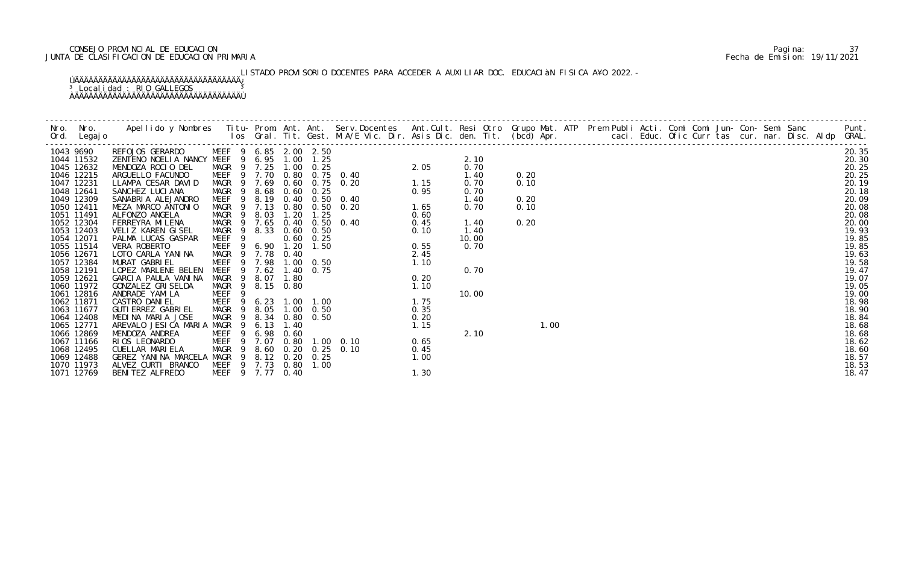CONSEJO PROVINCIAL DE EDUCACION
JUNTA DE CLASIFICACION DE EDUCACION PRIMARIA

LISTADO PROVISORIO DOCENTES PARA ACCEDER A AUXILIAR DOC. EDUCACIàN FISICA A¥O 2022.-

Localidad : RIO GALLEGOS

| Nro. Ord. | Nro. Legajo | Apellido y Nombres | Titu- los | Prom. Gral. | Ant. Tit. | Ant. Gest. | Serv.Docentes M.A/E Vic. Dir. | Ant.Cult. Asis Dic. | Resi den. | Otro Tit. | Grupo Mat. (bcd) | ATP Apr. | Prem Publi caci. | Acti. Educ. | Comi Ofic | Comi Curr | Jun- tas | Con- cur. | Semi nar. | Sanc Disc. | Aldp | Punt. GRAL. |
|---|---|---|---|---|---|---|---|---|---|---|---|---|---|---|---|---|---|---|---|---|---|---|
| 1043 | 9690 | REFOJOS GERARDO | MEEF 9 | 6.85 | 2.00 | 2.50 | | | | | | | | | | | | | | | | 20.35 |
| 1044 | 11532 | ZENTENO NOELIA NANCY | MEEF 9 | 6.95 | 1.00 | 1.25 | | | | 2.10 | | | | | | | | | | | | 20.30 |
| 1045 | 12632 | MENDOZA ROCIO DEL | MAGR 9 | 7.25 | 1.00 | 0.25 | | 2.05 | | 0.70 | | | | | | | | | | | | 20.25 |
| 1046 | 12215 | ARGUELLO FACUNDO | MEEF 9 | 7.70 | 0.80 | 0.75 | 0.40 | | | 1.40 | 0.20 | | | | | | | | | | | 20.25 |
| 1047 | 12231 | LLAMPA CESAR DAVID | MAGR 9 | 7.69 | 0.60 | 0.75 | 0.20 | 1.15 | | 0.70 | 0.10 | | | | | | | | | | | 20.19 |
| 1048 | 12641 | SANCHEZ LUCIANA | MAGR 9 | 8.68 | 0.60 | 0.25 | | 0.95 | | 0.70 | | | | | | | | | | | | 20.18 |
| 1049 | 12309 | SANABRIA ALEJANDRO | MEEF 9 | 8.19 | 0.40 | 0.50 | 0.40 | | | 1.40 | 0.20 | | | | | | | | | | | 20.09 |
| 1050 | 12411 | MEZA MARCO ANTONIO | MAGR 9 | 7.13 | 0.80 | 0.50 | 0.20 | 1.65 | | 0.70 | 0.10 | | | | | | | | | | | 20.08 |
| 1051 | 11491 | ALFONZO ANGELA | MAGR 9 | 8.03 | 1.20 | 1.25 | | 0.60 | | | | | | | | | | | | | | 20.08 |
| 1052 | 12304 | FERREYRA MILENA | MAGR 9 | 7.65 | 0.40 | 0.50 | 0.40 | 0.45 | | 1.40 | 0.20 | | | | | | | | | | | 20.00 |
| 1053 | 12403 | VELIZ KAREN GISEL | MAGR 9 | 8.33 | 0.60 | 0.50 | | 0.10 | | 1.40 | | | | | | | | | | | | 19.93 |
| 1054 | 12071 | PALMA LUCAS GASPAR | MEEF 9 | | 0.60 | 0.25 | | | | 10.00 | | | | | | | | | | | | 19.85 |
| 1055 | 11514 | VERA ROBERTO | MEEF 9 | 6.90 | 1.20 | 1.50 | | 0.55 | | 0.70 | | | | | | | | | | | | 19.85 |
| 1056 | 12671 | LOTO CARLA YANINA | MAGR 9 | 7.78 | 0.40 | | | 2.45 | | | | | | | | | | | | | | 19.63 |
| 1057 | 12384 | MURAT GABRIEL | MEEF 9 | 7.98 | 1.00 | 0.50 | | 1.10 | | | | | | | | | | | | | | 19.58 |
| 1058 | 12191 | LOPEZ MARLENE BELEN | MEEF 9 | 7.62 | 1.40 | 0.75 | | | | 0.70 | | | | | | | | | | | | 19.47 |
| 1059 | 12621 | GARCIA PAULA VANINA | MAGR 9 | 8.07 | 1.80 | | | 0.20 | | | | | | | | | | | | | | 19.07 |
| 1060 | 11972 | GONZALEZ GRISELDA | MAGR 9 | 8.15 | 0.80 | | | 1.10 | | | | | | | | | | | | | | 19.05 |
| 1061 | 12816 | ANDRADE YAMILA | MEEF 9 | | | | | | | 10.00 | | | | | | | | | | | | 19.00 |
| 1062 | 11871 | CASTRO DANIEL | MEEF 9 | 6.23 | 1.00 | 1.00 | | 1.75 | | | | | | | | | | | | | | 18.98 |
| 1063 | 11677 | GUTIERREZ GABRIEL | MAGR 9 | 8.05 | 1.00 | 0.50 | | 0.35 | | | | | | | | | | | | | | 18.90 |
| 1064 | 12408 | MEDINA MARIA JOSE | MAGR 9 | 8.34 | 0.80 | 0.50 | | 0.20 | | | | | | | | | | | | | | 18.84 |
| 1065 | 12771 | AREVALO JESICA MARIA | MAGR 9 | 6.13 | 1.40 | | | 1.15 | | | | 1.00 | | | | | | | | | | 18.68 |
| 1066 | 12869 | MENDOZA ANDREA | MEEF 9 | 6.98 | 0.60 | | | | | 2.10 | | | | | | | | | | | | 18.68 |
| 1067 | 11166 | RIOS LEONARDO | MEEF 9 | 7.07 | 0.80 | 1.00 | 0.10 | 0.65 | | | | | | | | | | | | | | 18.62 |
| 1068 | 12495 | CUELLAR MARIELA | MAGR 9 | 8.60 | 0.20 | 0.25 | 0.10 | 0.45 | | | | | | | | | | | | | | 18.60 |
| 1069 | 12488 | GEREZ YANINA MARCELA | MAGR 9 | 8.12 | 0.20 | 0.25 | | 1.00 | | | | | | | | | | | | | | 18.57 |
| 1070 | 11973 | ALVEZ CURTI BRANCO | MEEF 9 | 7.73 | 0.80 | 1.00 | | | | | | | | | | | | | | | | 18.53 |
| 1071 | 12769 | BENITEZ ALFREDO | MEEF 9 | 7.77 | 0.40 | | | 1.30 | | | | | | | | | | | | | | 18.47 |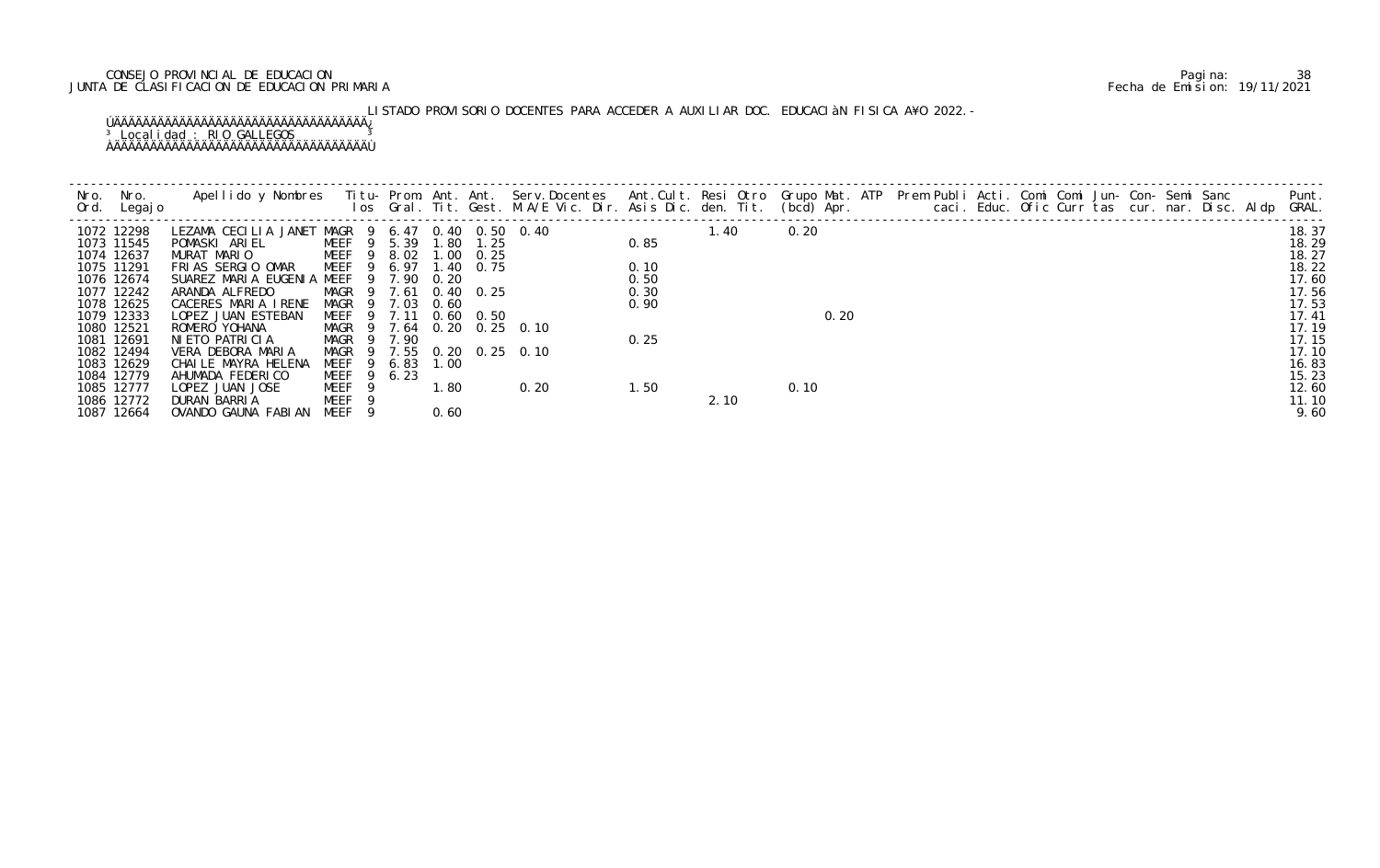CONSEJO PROVINCIAL DE EDUCACION
JUNTA DE CLASIFICACION DE EDUCACION PRIMARIA

Pagina: 38
Fecha de Emision: 19/11/2021

LISTADO PROVISORIO DOCENTES PARA ACCEDER A AUXILIAR DOC. EDUCACIàN FISICA A¥O 2022.-

³ Localidad : RIO GALLEGOS ³

| Nro. Ord. | Nro. Legajo | Apellido y Nombres | Titu- los | Prom. Gral. | Ant. Tit. | Ant. Gest. | Serv.Docentes M.A/E Vic. Dir. | Ant.Cult. Asis Dic. | Resi den. | Otro Tit. | Grupo (bcd) | Mat. Apr. | ATP | Prem Publi caci. | Acti. Educ. | Comi Ofic | Comi Curr | Jun- tas | Con- cur. | Semi nar. | Sanc Disc. | Aldp | Punt. GRAL. |
|---|---|---|---|---|---|---|---|---|---|---|---|---|---|---|---|---|---|---|---|---|---|---|---|
| 1072 | 12298 | LEZAMA CECILIA JANET | MAGR 9 | 6.47 | 0.40 | 0.50 | 0.40 | | 1.40 | | 0.20 | | | | | | | | | | | | 18.37 |
| 1073 | 11545 | POMASKI ARIEL | MEEF 9 | 5.39 | 1.80 | 1.25 | | 0.85 | | | | | | | | | | | | | | | 18.29 |
| 1074 | 12637 | MURAT MARIO | MEEF 9 | 8.02 | 1.00 | 0.25 | | | | | | | | | | | | | | | | | 18.27 |
| 1075 | 11291 | FRIAS SERGIO OMAR | MEEF 9 | 6.97 | 1.40 | 0.75 | | 0.10 | | | | | | | | | | | | | | | 18.22 |
| 1076 | 12674 | SUAREZ MARIA EUGENIA | MEEF 9 | 7.90 | 0.20 | | | 0.50 | | | | | | | | | | | | | | | 17.60 |
| 1077 | 12242 | ARANDA ALFREDO | MAGR 9 | 7.61 | 0.40 | 0.25 | | 0.30 | | | | | | | | | | | | | | | 17.56 |
| 1078 | 12625 | CACERES MARIA IRENE | MAGR 9 | 7.03 | 0.60 | | | 0.90 | | | | | | | | | | | | | | | 17.53 |
| 1079 | 12333 | LOPEZ JUAN ESTEBAN | MEEF 9 | 7.11 | 0.60 | 0.50 | | | | | | 0.20 | | | | | | | | | | | 17.41 |
| 1080 | 12521 | ROMERO YOHANA | MAGR 9 | 7.64 | 0.20 | 0.25 | 0.10 | | | | | | | | | | | | | | | | 17.19 |
| 1081 | 12691 | NIETO PATRICIA | MAGR 9 | 7.90 | | | | 0.25 | | | | | | | | | | | | | | | 17.15 |
| 1082 | 12494 | VERA DEBORA MARIA | MAGR 9 | 7.55 | 0.20 | 0.25 | 0.10 | | | | | | | | | | | | | | | | 17.10 |
| 1083 | 12629 | CHAILE MAYRA HELENA | MEEF 9 | 6.83 | 1.00 | | | | | | | | | | | | | | | | | | 16.83 |
| 1084 | 12779 | AHUMADA FEDERICO | MEEF 9 | 6.23 | | | | | | | | | | | | | | | | | | | 15.23 |
| 1085 | 12777 | LOPEZ JUAN JOSE | MEEF 9 | | 1.80 | | 0.20 | 1.50 | | | 0.10 | | | | | | | | | | | | 12.60 |
| 1086 | 12772 | DURAN BARRIA | MEEF 9 | | | | | | 2.10 | | | | | | | | | | | | | | 11.10 |
| 1087 | 12664 | OVANDO GAUNA FABIAN | MEEF 9 | | 0.60 | | | | | | | | | | | | | | | | | | 9.60 |